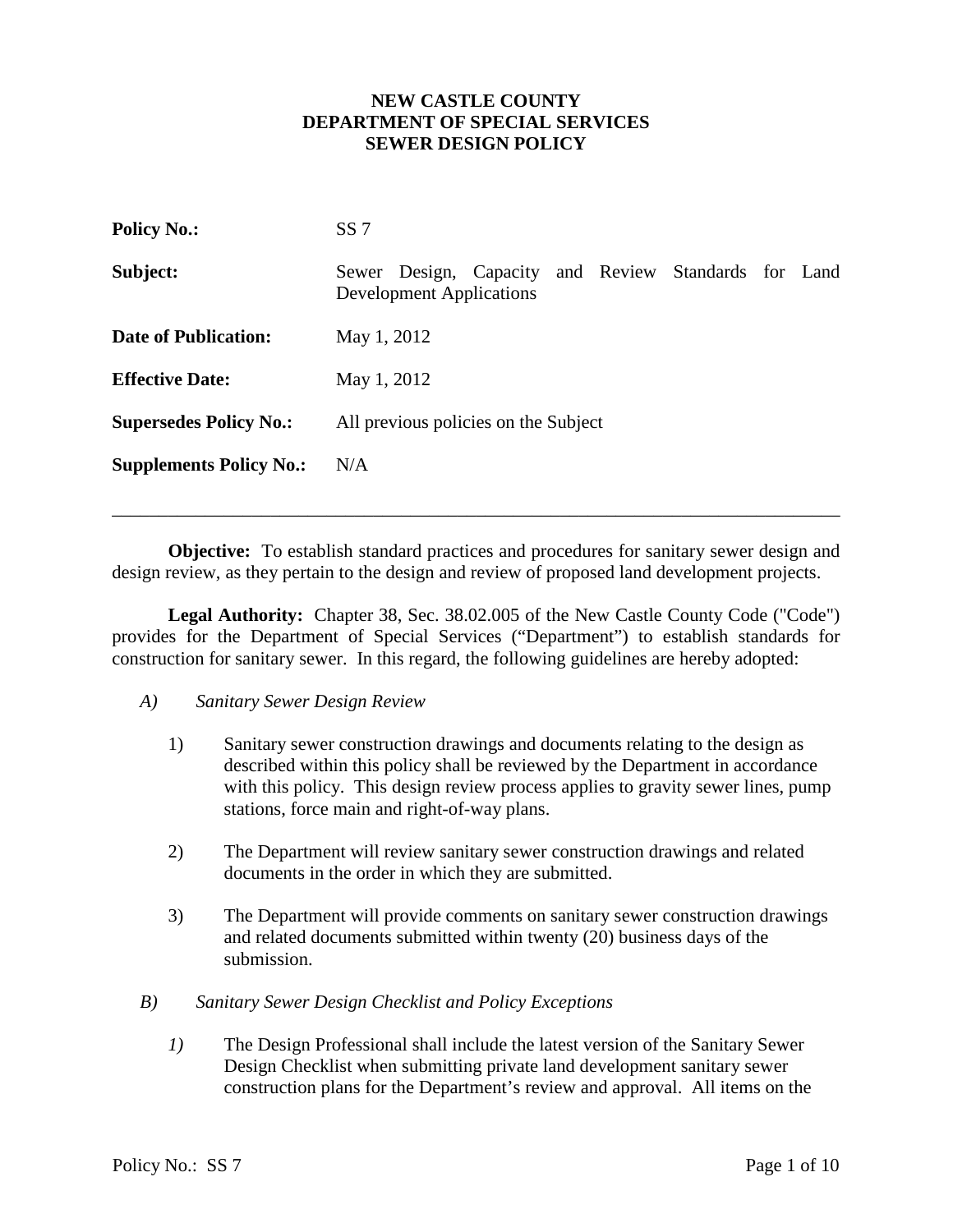# NEW CASTLE COUNTY
# DEPARTMENT OF SPECIAL SERVICES
# SEWER DESIGN POLICY

| | |
|---|---|
| **Policy No.:** | SS 7 |
| **Subject:** | Sewer Design, Capacity and Review Standards for Land Development Applications |
| **Date of Publication:** | May 1, 2012 |
| **Effective Date:** | May 1, 2012 |
| **Supersedes Policy No.:** | All previous policies on the Subject |
| **Supplements Policy No.:** | N/A |

---

**Objective:** To establish standard practices and procedures for sanitary sewer design and design review, as they pertain to the design and review of proposed land development projects.

**Legal Authority:** Chapter 38, Sec. 38.02.005 of the New Castle County Code ("Code") provides for the Department of Special Services ("Department") to establish standards for construction for sanitary sewer. In this regard, the following guidelines are hereby adopted:

*A) Sanitary Sewer Design Review*

1) Sanitary sewer construction drawings and documents relating to the design as described within this policy shall be reviewed by the Department in accordance with this policy. This design review process applies to gravity sewer lines, pump stations, force main and right-of-way plans.

2) The Department will review sanitary sewer construction drawings and related documents in the order in which they are submitted.

3) The Department will provide comments on sanitary sewer construction drawings and related documents submitted within twenty (20) business days of the submission.

*B) Sanitary Sewer Design Checklist and Policy Exceptions*

*1)* The Design Professional shall include the latest version of the Sanitary Sewer Design Checklist when submitting private land development sanitary sewer construction plans for the Department's review and approval. All items on the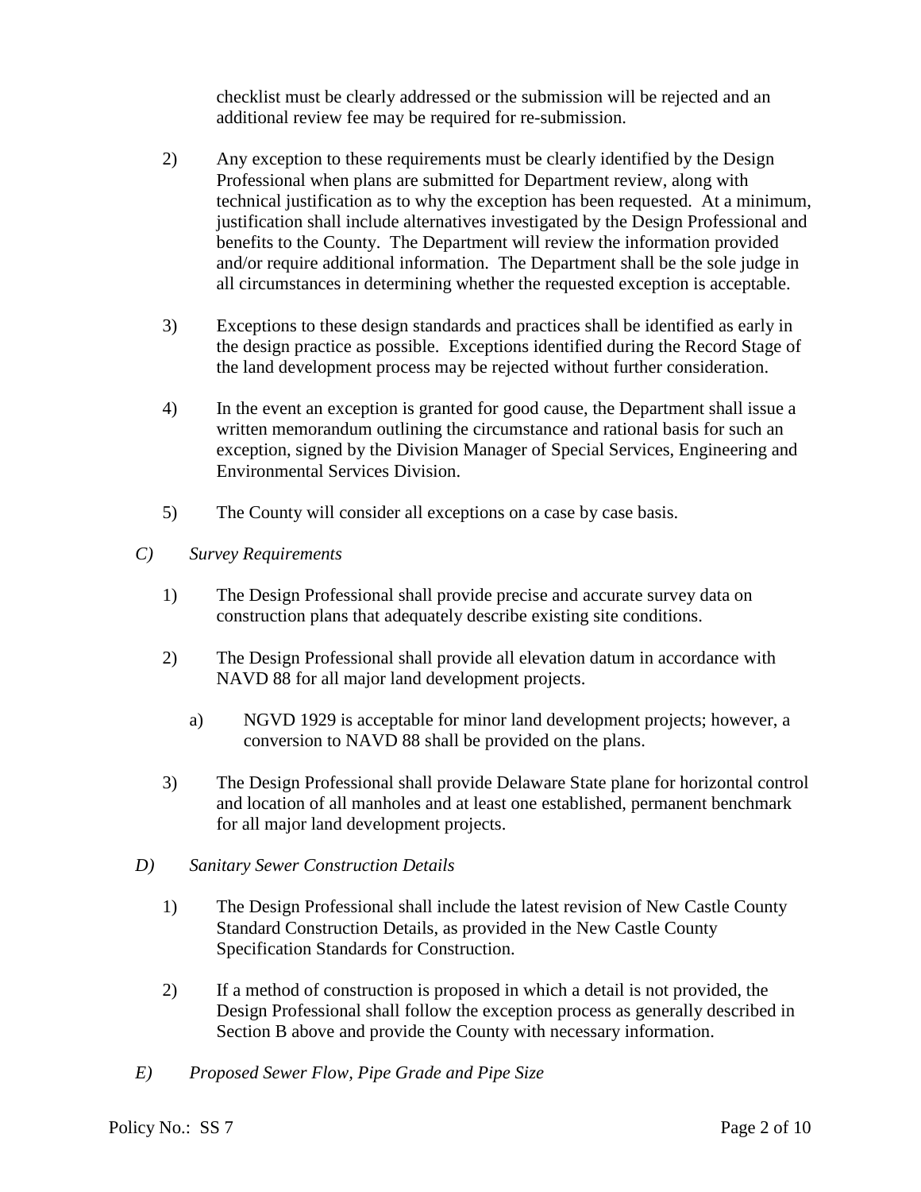checklist must be clearly addressed or the submission will be rejected and an additional review fee may be required for re-submission.

2) Any exception to these requirements must be clearly identified by the Design Professional when plans are submitted for Department review, along with technical justification as to why the exception has been requested. At a minimum, justification shall include alternatives investigated by the Design Professional and benefits to the County. The Department will review the information provided and/or require additional information. The Department shall be the sole judge in all circumstances in determining whether the requested exception is acceptable.

3) Exceptions to these design standards and practices shall be identified as early in the design practice as possible. Exceptions identified during the Record Stage of the land development process may be rejected without further consideration.

4) In the event an exception is granted for good cause, the Department shall issue a written memorandum outlining the circumstance and rational basis for such an exception, signed by the Division Manager of Special Services, Engineering and Environmental Services Division.

5) The County will consider all exceptions on a case by case basis.

*C) Survey Requirements*

1) The Design Professional shall provide precise and accurate survey data on construction plans that adequately describe existing site conditions.

2) The Design Professional shall provide all elevation datum in accordance with NAVD 88 for all major land development projects.

   a) NGVD 1929 is acceptable for minor land development projects; however, a conversion to NAVD 88 shall be provided on the plans.

3) The Design Professional shall provide Delaware State plane for horizontal control and location of all manholes and at least one established, permanent benchmark for all major land development projects.

*D) Sanitary Sewer Construction Details*

1) The Design Professional shall include the latest revision of New Castle County Standard Construction Details, as provided in the New Castle County Specification Standards for Construction.

2) If a method of construction is proposed in which a detail is not provided, the Design Professional shall follow the exception process as generally described in Section B above and provide the County with necessary information.

*E) Proposed Sewer Flow, Pipe Grade and Pipe Size*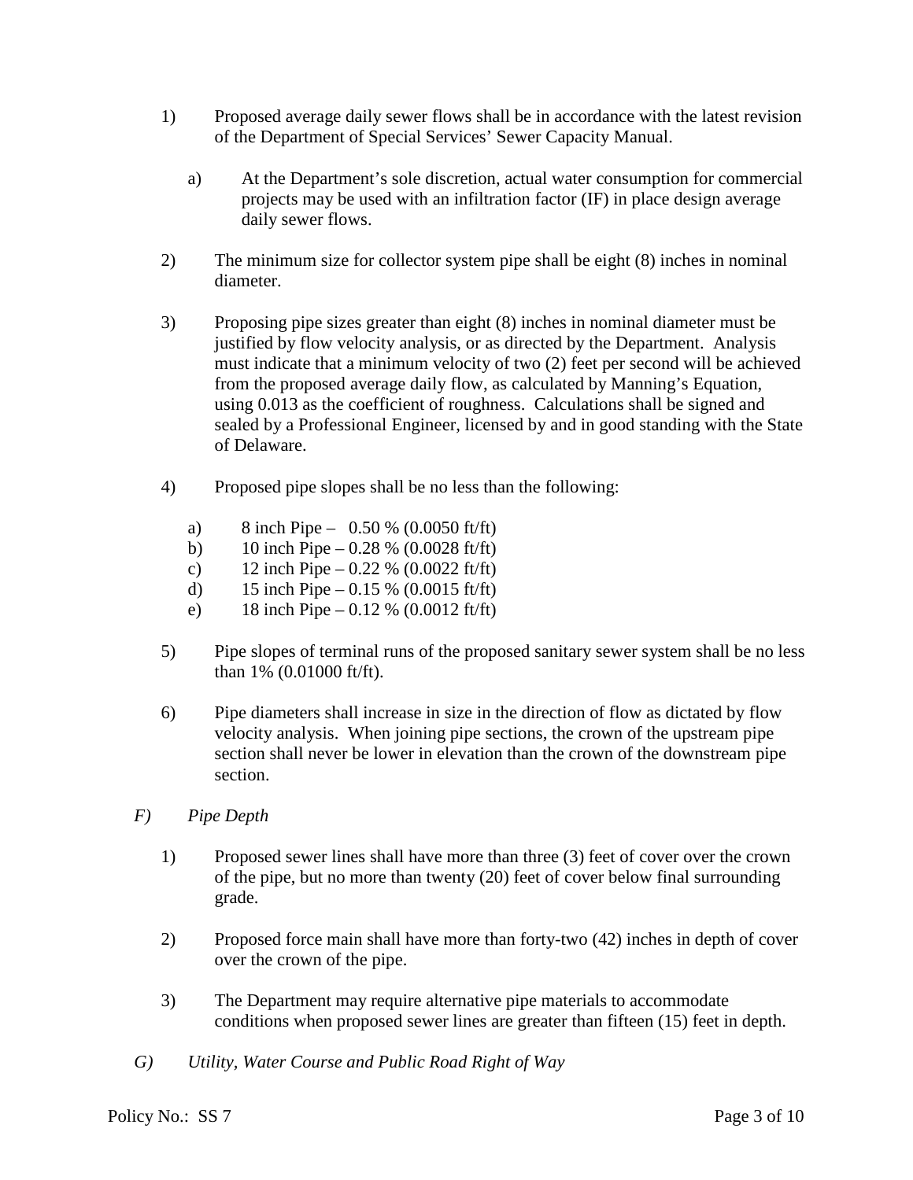1) Proposed average daily sewer flows shall be in accordance with the latest revision of the Department of Special Services' Sewer Capacity Manual.

   a) At the Department's sole discretion, actual water consumption for commercial projects may be used with an infiltration factor (IF) in place design average daily sewer flows.

2) The minimum size for collector system pipe shall be eight (8) inches in nominal diameter.

3) Proposing pipe sizes greater than eight (8) inches in nominal diameter must be justified by flow velocity analysis, or as directed by the Department. Analysis must indicate that a minimum velocity of two (2) feet per second will be achieved from the proposed average daily flow, as calculated by Manning's Equation, using 0.013 as the coefficient of roughness. Calculations shall be signed and sealed by a Professional Engineer, licensed by and in good standing with the State of Delaware.

4) Proposed pipe slopes shall be no less than the following:

   a) 8 inch Pipe – 0.50 % (0.0050 ft/ft)
   b) 10 inch Pipe – 0.28 % (0.0028 ft/ft)
   c) 12 inch Pipe – 0.22 % (0.0022 ft/ft)
   d) 15 inch Pipe – 0.15 % (0.0015 ft/ft)
   e) 18 inch Pipe – 0.12 % (0.0012 ft/ft)

5) Pipe slopes of terminal runs of the proposed sanitary sewer system shall be no less than 1% (0.01000 ft/ft).

6) Pipe diameters shall increase in size in the direction of flow as dictated by flow velocity analysis. When joining pipe sections, the crown of the upstream pipe section shall never be lower in elevation than the crown of the downstream pipe section.

*F) Pipe Depth*

1) Proposed sewer lines shall have more than three (3) feet of cover over the crown of the pipe, but no more than twenty (20) feet of cover below final surrounding grade.

2) Proposed force main shall have more than forty-two (42) inches in depth of cover over the crown of the pipe.

3) The Department may require alternative pipe materials to accommodate conditions when proposed sewer lines are greater than fifteen (15) feet in depth.

*G) Utility, Water Course and Public Road Right of Way*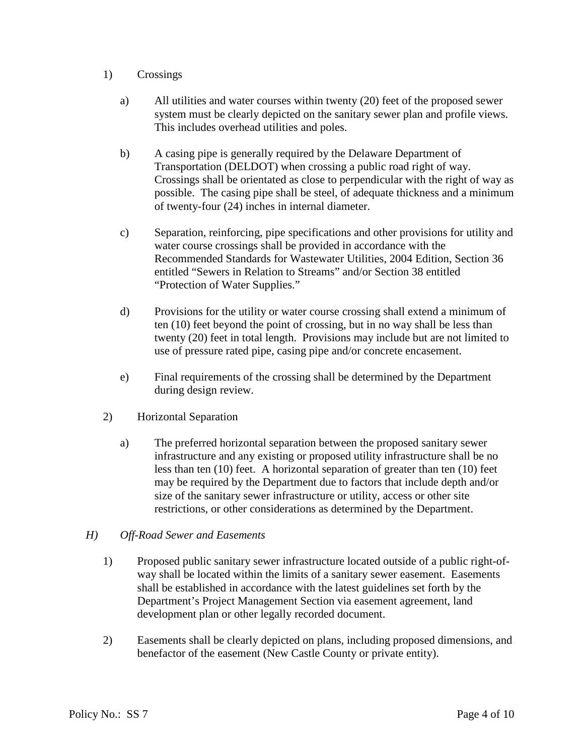1) Crossings

   a) All utilities and water courses within twenty (20) feet of the proposed sewer system must be clearly depicted on the sanitary sewer plan and profile views. This includes overhead utilities and poles.

   b) A casing pipe is generally required by the Delaware Department of Transportation (DELDOT) when crossing a public road right of way. Crossings shall be orientated as close to perpendicular with the right of way as possible. The casing pipe shall be steel, of adequate thickness and a minimum of twenty-four (24) inches in internal diameter.

   c) Separation, reinforcing, pipe specifications and other provisions for utility and water course crossings shall be provided in accordance with the Recommended Standards for Wastewater Utilities, 2004 Edition, Section 36 entitled "Sewers in Relation to Streams" and/or Section 38 entitled "Protection of Water Supplies."

   d) Provisions for the utility or water course crossing shall extend a minimum of ten (10) feet beyond the point of crossing, but in no way shall be less than twenty (20) feet in total length. Provisions may include but are not limited to use of pressure rated pipe, casing pipe and/or concrete encasement.

   e) Final requirements of the crossing shall be determined by the Department during design review.

2) Horizontal Separation

   a) The preferred horizontal separation between the proposed sanitary sewer infrastructure and any existing or proposed utility infrastructure shall be no less than ten (10) feet. A horizontal separation of greater than ten (10) feet may be required by the Department due to factors that include depth and/or size of the sanitary sewer infrastructure or utility, access or other site restrictions, or other considerations as determined by the Department.

*H) Off-Road Sewer and Easements*

1) Proposed public sanitary sewer infrastructure located outside of a public right-of-way shall be located within the limits of a sanitary sewer easement. Easements shall be established in accordance with the latest guidelines set forth by the Department's Project Management Section via easement agreement, land development plan or other legally recorded document.

2) Easements shall be clearly depicted on plans, including proposed dimensions, and benefactor of the easement (New Castle County or private entity).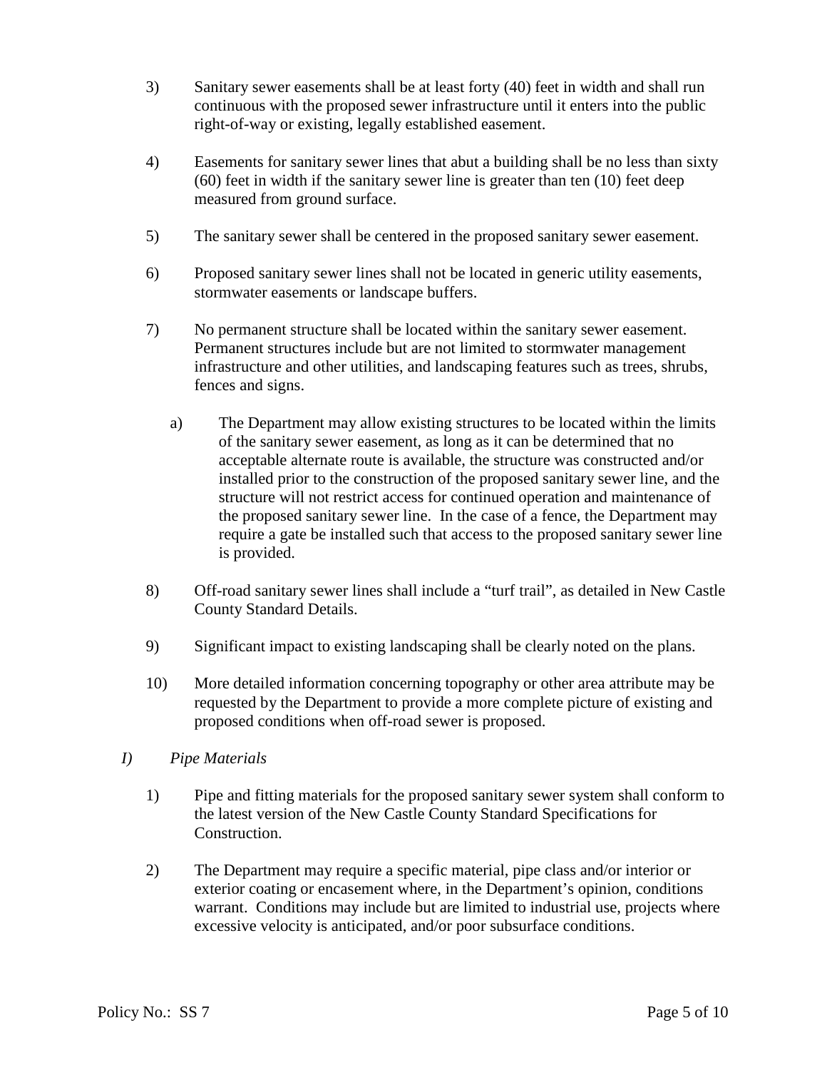3) Sanitary sewer easements shall be at least forty (40) feet in width and shall run continuous with the proposed sewer infrastructure until it enters into the public right-of-way or existing, legally established easement.

4) Easements for sanitary sewer lines that abut a building shall be no less than sixty (60) feet in width if the sanitary sewer line is greater than ten (10) feet deep measured from ground surface.

5) The sanitary sewer shall be centered in the proposed sanitary sewer easement.

6) Proposed sanitary sewer lines shall not be located in generic utility easements, stormwater easements or landscape buffers.

7) No permanent structure shall be located within the sanitary sewer easement. Permanent structures include but are not limited to stormwater management infrastructure and other utilities, and landscaping features such as trees, shrubs, fences and signs.

   a) The Department may allow existing structures to be located within the limits of the sanitary sewer easement, as long as it can be determined that no acceptable alternate route is available, the structure was constructed and/or installed prior to the construction of the proposed sanitary sewer line, and the structure will not restrict access for continued operation and maintenance of the proposed sanitary sewer line. In the case of a fence, the Department may require a gate be installed such that access to the proposed sanitary sewer line is provided.

8) Off-road sanitary sewer lines shall include a "turf trail", as detailed in New Castle County Standard Details.

9) Significant impact to existing landscaping shall be clearly noted on the plans.

10) More detailed information concerning topography or other area attribute may be requested by the Department to provide a more complete picture of existing and proposed conditions when off-road sewer is proposed.

*I) Pipe Materials*

1) Pipe and fitting materials for the proposed sanitary sewer system shall conform to the latest version of the New Castle County Standard Specifications for Construction.

2) The Department may require a specific material, pipe class and/or interior or exterior coating or encasement where, in the Department's opinion, conditions warrant. Conditions may include but are limited to industrial use, projects where excessive velocity is anticipated, and/or poor subsurface conditions.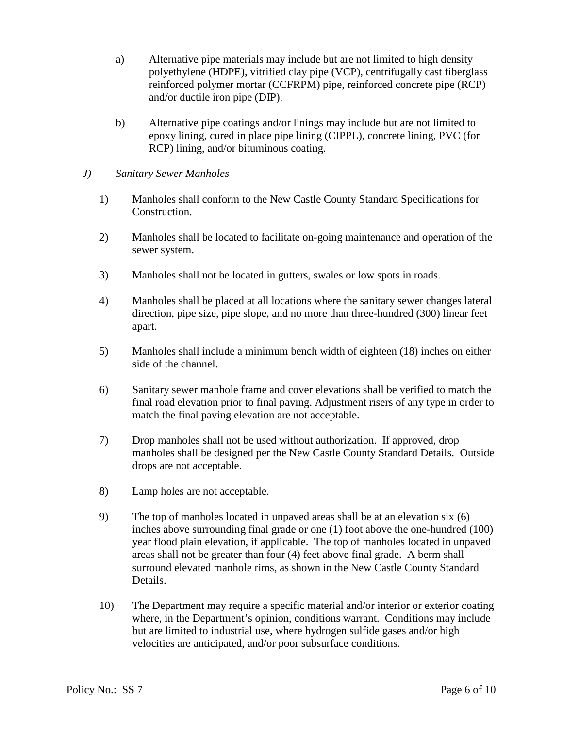a) Alternative pipe materials may include but are not limited to high density polyethylene (HDPE), vitrified clay pipe (VCP), centrifugally cast fiberglass reinforced polymer mortar (CCFRPM) pipe, reinforced concrete pipe (RCP) and/or ductile iron pipe (DIP).

b) Alternative pipe coatings and/or linings may include but are not limited to epoxy lining, cured in place pipe lining (CIPPL), concrete lining, PVC (for RCP) lining, and/or bituminous coating.

*J) Sanitary Sewer Manholes*

1) Manholes shall conform to the New Castle County Standard Specifications for Construction.

2) Manholes shall be located to facilitate on-going maintenance and operation of the sewer system.

3) Manholes shall not be located in gutters, swales or low spots in roads.

4) Manholes shall be placed at all locations where the sanitary sewer changes lateral direction, pipe size, pipe slope, and no more than three-hundred (300) linear feet apart.

5) Manholes shall include a minimum bench width of eighteen (18) inches on either side of the channel.

6) Sanitary sewer manhole frame and cover elevations shall be verified to match the final road elevation prior to final paving. Adjustment risers of any type in order to match the final paving elevation are not acceptable.

7) Drop manholes shall not be used without authorization. If approved, drop manholes shall be designed per the New Castle County Standard Details. Outside drops are not acceptable.

8) Lamp holes are not acceptable.

9) The top of manholes located in unpaved areas shall be at an elevation six (6) inches above surrounding final grade or one (1) foot above the one-hundred (100) year flood plain elevation, if applicable. The top of manholes located in unpaved areas shall not be greater than four (4) feet above final grade. A berm shall surround elevated manhole rims, as shown in the New Castle County Standard Details.

10) The Department may require a specific material and/or interior or exterior coating where, in the Department's opinion, conditions warrant. Conditions may include but are limited to industrial use, where hydrogen sulfide gases and/or high velocities are anticipated, and/or poor subsurface conditions.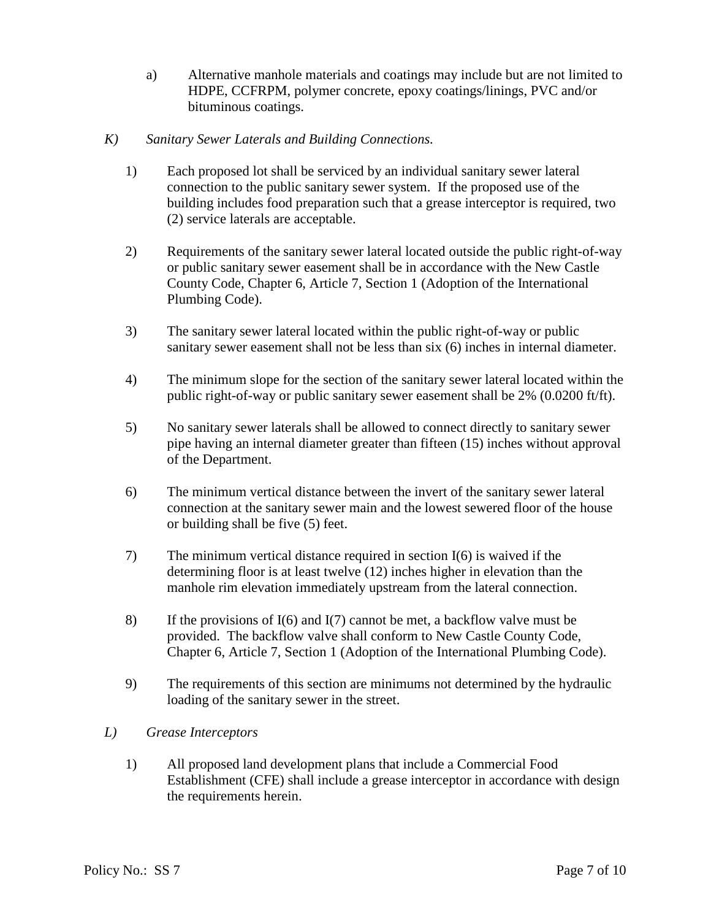a) Alternative manhole materials and coatings may include but are not limited to HDPE, CCFRPM, polymer concrete, epoxy coatings/linings, PVC and/or bituminous coatings.

*K) Sanitary Sewer Laterals and Building Connections.*

1) Each proposed lot shall be serviced by an individual sanitary sewer lateral connection to the public sanitary sewer system. If the proposed use of the building includes food preparation such that a grease interceptor is required, two (2) service laterals are acceptable.

2) Requirements of the sanitary sewer lateral located outside the public right-of-way or public sanitary sewer easement shall be in accordance with the New Castle County Code, Chapter 6, Article 7, Section 1 (Adoption of the International Plumbing Code).

3) The sanitary sewer lateral located within the public right-of-way or public sanitary sewer easement shall not be less than six (6) inches in internal diameter.

4) The minimum slope for the section of the sanitary sewer lateral located within the public right-of-way or public sanitary sewer easement shall be 2% (0.0200 ft/ft).

5) No sanitary sewer laterals shall be allowed to connect directly to sanitary sewer pipe having an internal diameter greater than fifteen (15) inches without approval of the Department.

6) The minimum vertical distance between the invert of the sanitary sewer lateral connection at the sanitary sewer main and the lowest sewered floor of the house or building shall be five (5) feet.

7) The minimum vertical distance required in section I(6) is waived if the determining floor is at least twelve (12) inches higher in elevation than the manhole rim elevation immediately upstream from the lateral connection.

8) If the provisions of I(6) and I(7) cannot be met, a backflow valve must be provided. The backflow valve shall conform to New Castle County Code, Chapter 6, Article 7, Section 1 (Adoption of the International Plumbing Code).

9) The requirements of this section are minimums not determined by the hydraulic loading of the sanitary sewer in the street.

*L) Grease Interceptors*

1) All proposed land development plans that include a Commercial Food Establishment (CFE) shall include a grease interceptor in accordance with design the requirements herein.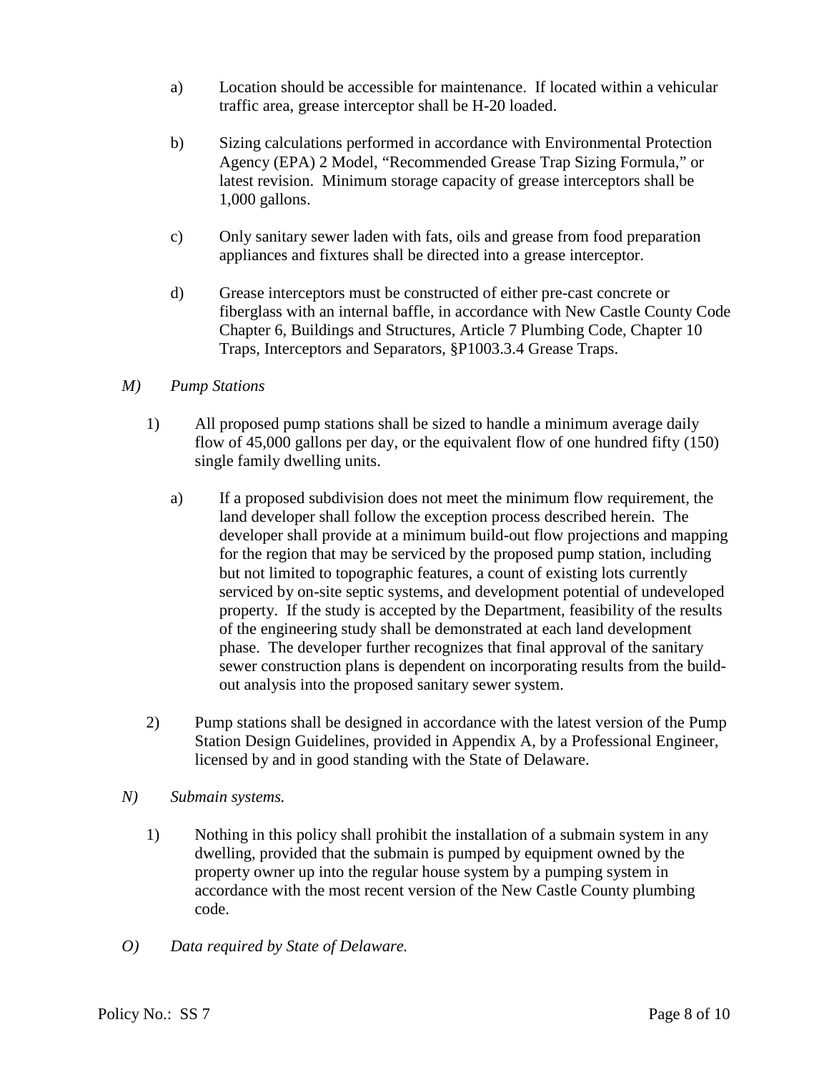a) Location should be accessible for maintenance. If located within a vehicular traffic area, grease interceptor shall be H-20 loaded.

b) Sizing calculations performed in accordance with Environmental Protection Agency (EPA) 2 Model, "Recommended Grease Trap Sizing Formula," or latest revision. Minimum storage capacity of grease interceptors shall be 1,000 gallons.

c) Only sanitary sewer laden with fats, oils and grease from food preparation appliances and fixtures shall be directed into a grease interceptor.

d) Grease interceptors must be constructed of either pre-cast concrete or fiberglass with an internal baffle, in accordance with New Castle County Code Chapter 6, Buildings and Structures, Article 7 Plumbing Code, Chapter 10 Traps, Interceptors and Separators, §P1003.3.4 Grease Traps.

*M) Pump Stations*

1) All proposed pump stations shall be sized to handle a minimum average daily flow of 45,000 gallons per day, or the equivalent flow of one hundred fifty (150) single family dwelling units.

   a) If a proposed subdivision does not meet the minimum flow requirement, the land developer shall follow the exception process described herein. The developer shall provide at a minimum build-out flow projections and mapping for the region that may be serviced by the proposed pump station, including but not limited to topographic features, a count of existing lots currently serviced by on-site septic systems, and development potential of undeveloped property. If the study is accepted by the Department, feasibility of the results of the engineering study shall be demonstrated at each land development phase. The developer further recognizes that final approval of the sanitary sewer construction plans is dependent on incorporating results from the build-out analysis into the proposed sanitary sewer system.

2) Pump stations shall be designed in accordance with the latest version of the Pump Station Design Guidelines, provided in Appendix A, by a Professional Engineer, licensed by and in good standing with the State of Delaware.

*N) Submain systems.*

1) Nothing in this policy shall prohibit the installation of a submain system in any dwelling, provided that the submain is pumped by equipment owned by the property owner up into the regular house system by a pumping system in accordance with the most recent version of the New Castle County plumbing code.

*O) Data required by State of Delaware.*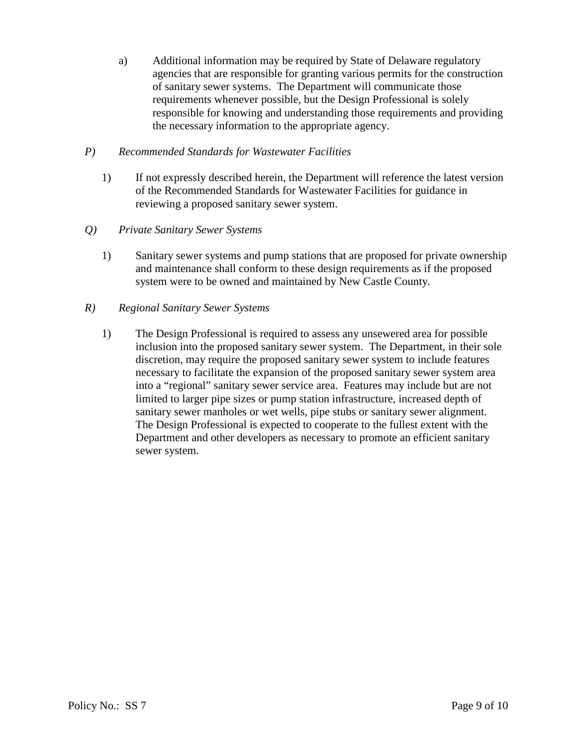a) Additional information may be required by State of Delaware regulatory agencies that are responsible for granting various permits for the construction of sanitary sewer systems. The Department will communicate those requirements whenever possible, but the Design Professional is solely responsible for knowing and understanding those requirements and providing the necessary information to the appropriate agency.

*P) Recommended Standards for Wastewater Facilities*

1) If not expressly described herein, the Department will reference the latest version of the Recommended Standards for Wastewater Facilities for guidance in reviewing a proposed sanitary sewer system.

*Q) Private Sanitary Sewer Systems*

1) Sanitary sewer systems and pump stations that are proposed for private ownership and maintenance shall conform to these design requirements as if the proposed system were to be owned and maintained by New Castle County.

*R) Regional Sanitary Sewer Systems*

1) The Design Professional is required to assess any unsewered area for possible inclusion into the proposed sanitary sewer system. The Department, in their sole discretion, may require the proposed sanitary sewer system to include features necessary to facilitate the expansion of the proposed sanitary sewer system area into a "regional" sanitary sewer service area. Features may include but are not limited to larger pipe sizes or pump station infrastructure, increased depth of sanitary sewer manholes or wet wells, pipe stubs or sanitary sewer alignment. The Design Professional is expected to cooperate to the fullest extent with the Department and other developers as necessary to promote an efficient sanitary sewer system.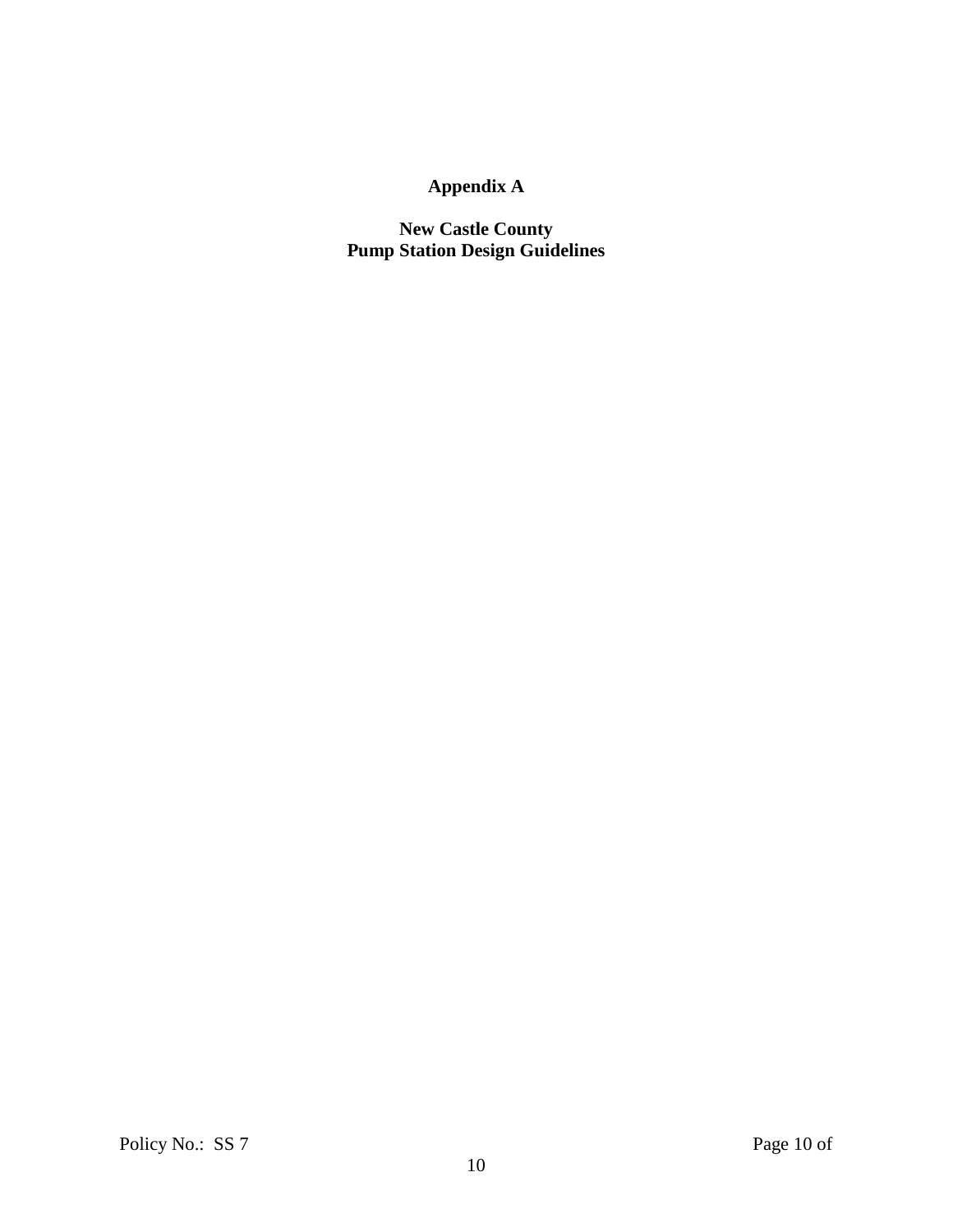# Appendix A

## New Castle County
## Pump Station Design Guidelines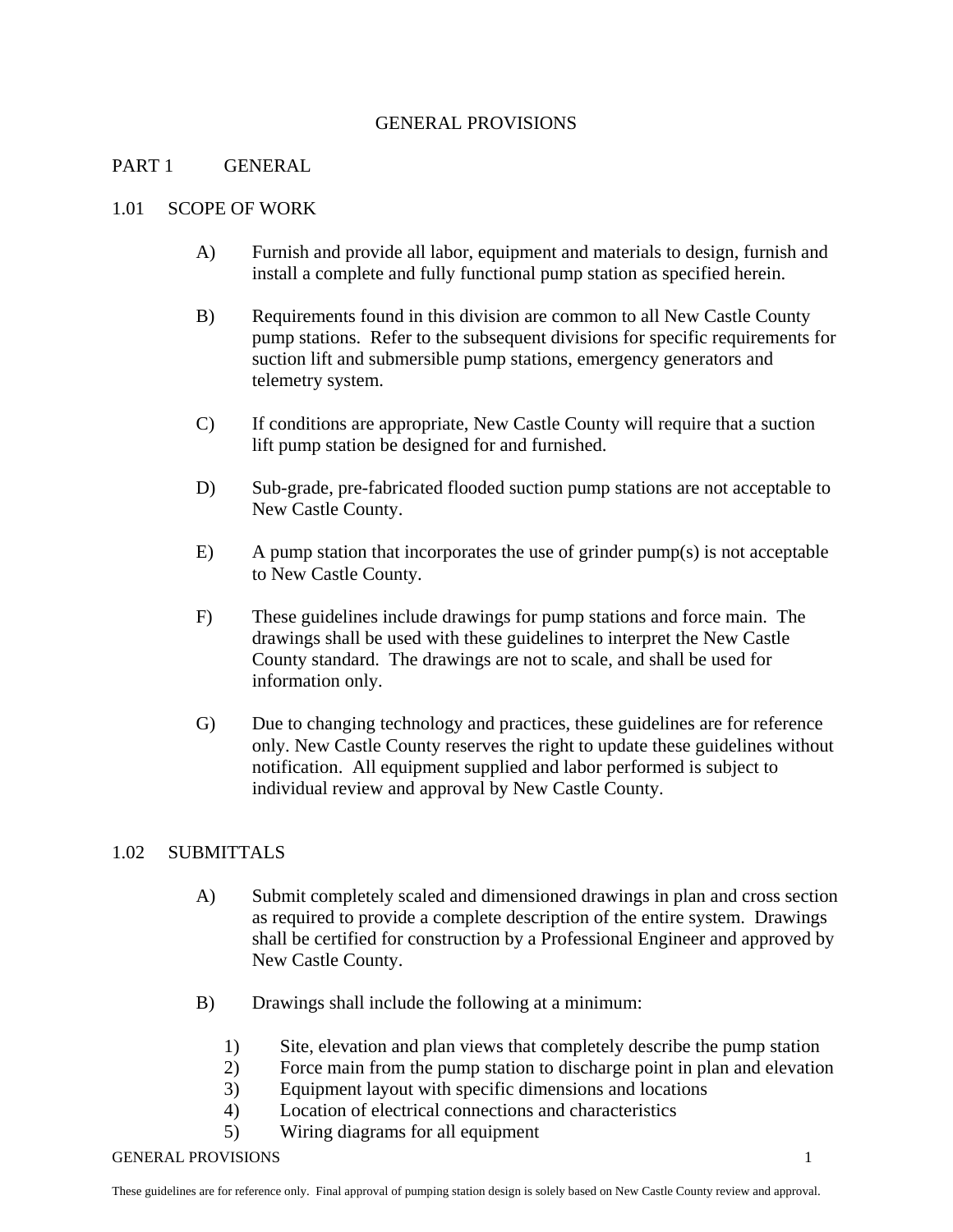# GENERAL PROVISIONS

## PART 1 GENERAL

### 1.01 SCOPE OF WORK

A) Furnish and provide all labor, equipment and materials to design, furnish and install a complete and fully functional pump station as specified herein.

B) Requirements found in this division are common to all New Castle County pump stations. Refer to the subsequent divisions for specific requirements for suction lift and submersible pump stations, emergency generators and telemetry system.

C) If conditions are appropriate, New Castle County will require that a suction lift pump station be designed for and furnished.

D) Sub-grade, pre-fabricated flooded suction pump stations are not acceptable to New Castle County.

E) A pump station that incorporates the use of grinder pump(s) is not acceptable to New Castle County.

F) These guidelines include drawings for pump stations and force main. The drawings shall be used with these guidelines to interpret the New Castle County standard. The drawings are not to scale, and shall be used for information only.

G) Due to changing technology and practices, these guidelines are for reference only. New Castle County reserves the right to update these guidelines without notification. All equipment supplied and labor performed is subject to individual review and approval by New Castle County.

### 1.02 SUBMITTALS

A) Submit completely scaled and dimensioned drawings in plan and cross section as required to provide a complete description of the entire system. Drawings shall be certified for construction by a Professional Engineer and approved by New Castle County.

B) Drawings shall include the following at a minimum:

1) Site, elevation and plan views that completely describe the pump station
2) Force main from the pump station to discharge point in plan and elevation
3) Equipment layout with specific dimensions and locations
4) Location of electrical connections and characteristics
5) Wiring diagrams for all equipment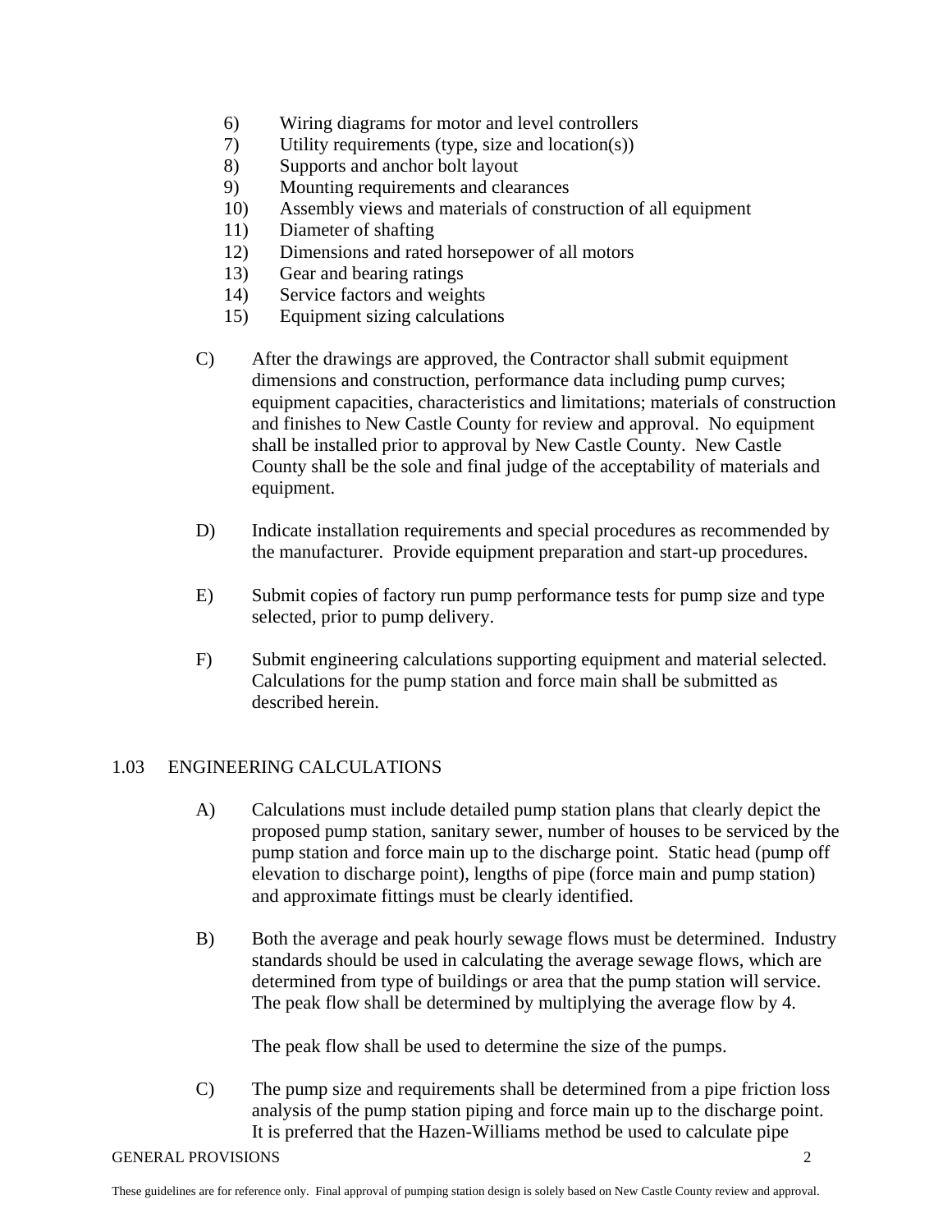6) Wiring diagrams for motor and level controllers
7) Utility requirements (type, size and location(s))
8) Supports and anchor bolt layout
9) Mounting requirements and clearances
10) Assembly views and materials of construction of all equipment
11) Diameter of shafting
12) Dimensions and rated horsepower of all motors
13) Gear and bearing ratings
14) Service factors and weights
15) Equipment sizing calculations

C) After the drawings are approved, the Contractor shall submit equipment dimensions and construction, performance data including pump curves; equipment capacities, characteristics and limitations; materials of construction and finishes to New Castle County for review and approval. No equipment shall be installed prior to approval by New Castle County. New Castle County shall be the sole and final judge of the acceptability of materials and equipment.

D) Indicate installation requirements and special procedures as recommended by the manufacturer. Provide equipment preparation and start-up procedures.

E) Submit copies of factory run pump performance tests for pump size and type selected, prior to pump delivery.

F) Submit engineering calculations supporting equipment and material selected. Calculations for the pump station and force main shall be submitted as described herein.

## 1.03 ENGINEERING CALCULATIONS

A) Calculations must include detailed pump station plans that clearly depict the proposed pump station, sanitary sewer, number of houses to be serviced by the pump station and force main up to the discharge point. Static head (pump off elevation to discharge point), lengths of pipe (force main and pump station) and approximate fittings must be clearly identified.

B) Both the average and peak hourly sewage flows must be determined. Industry standards should be used in calculating the average sewage flows, which are determined from type of buildings or area that the pump station will service. The peak flow shall be determined by multiplying the average flow by 4.

The peak flow shall be used to determine the size of the pumps.

C) The pump size and requirements shall be determined from a pipe friction loss analysis of the pump station piping and force main up to the discharge point. It is preferred that the Hazen-Williams method be used to calculate pipe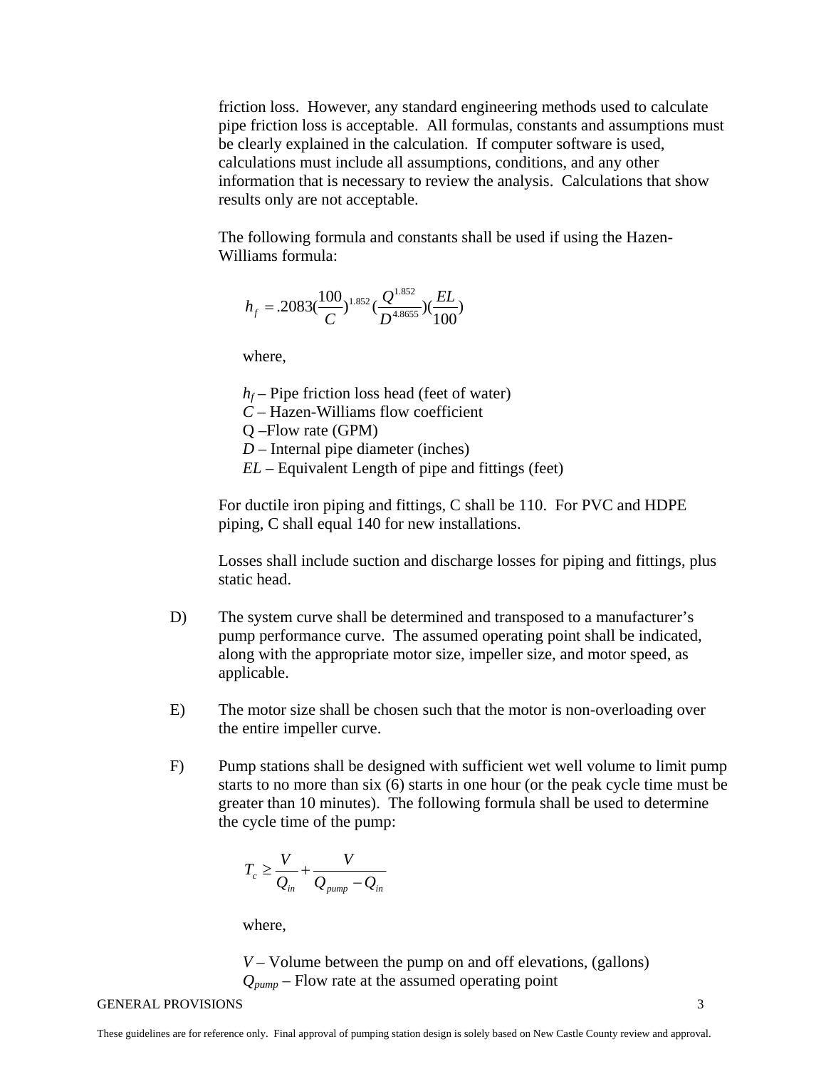friction loss. However, any standard engineering methods used to calculate pipe friction loss is acceptable. All formulas, constants and assumptions must be clearly explained in the calculation. If computer software is used, calculations must include all assumptions, conditions, and any other information that is necessary to review the analysis. Calculations that show results only are not acceptable.

The following formula and constants shall be used if using the Hazen-Williams formula:

$$h_f = .2083\left(\frac{100}{C}\right)^{1.852}\left(\frac{Q^{1.852}}{D^{4.8655}}\right)\left(\frac{EL}{100}\right)$$

where,

$h_f$ – Pipe friction loss head (feet of water)
$C$ – Hazen-Williams flow coefficient
Q –Flow rate (GPM)
$D$ – Internal pipe diameter (inches)
$EL$ – Equivalent Length of pipe and fittings (feet)

For ductile iron piping and fittings, C shall be 110. For PVC and HDPE piping, C shall equal 140 for new installations.

Losses shall include suction and discharge losses for piping and fittings, plus static head.

D) The system curve shall be determined and transposed to a manufacturer's pump performance curve. The assumed operating point shall be indicated, along with the appropriate motor size, impeller size, and motor speed, as applicable.

E) The motor size shall be chosen such that the motor is non-overloading over the entire impeller curve.

F) Pump stations shall be designed with sufficient wet well volume to limit pump starts to no more than six (6) starts in one hour (or the peak cycle time must be greater than 10 minutes). The following formula shall be used to determine the cycle time of the pump:

$$T_c \geq \frac{V}{Q_{in}} + \frac{V}{Q_{pump} - Q_{in}}$$

where,

$V$ – Volume between the pump on and off elevations, (gallons)
$Q_{pump}$ – Flow rate at the assumed operating point

These guidelines are for reference only. Final approval of pumping station design is solely based on New Castle County review and approval.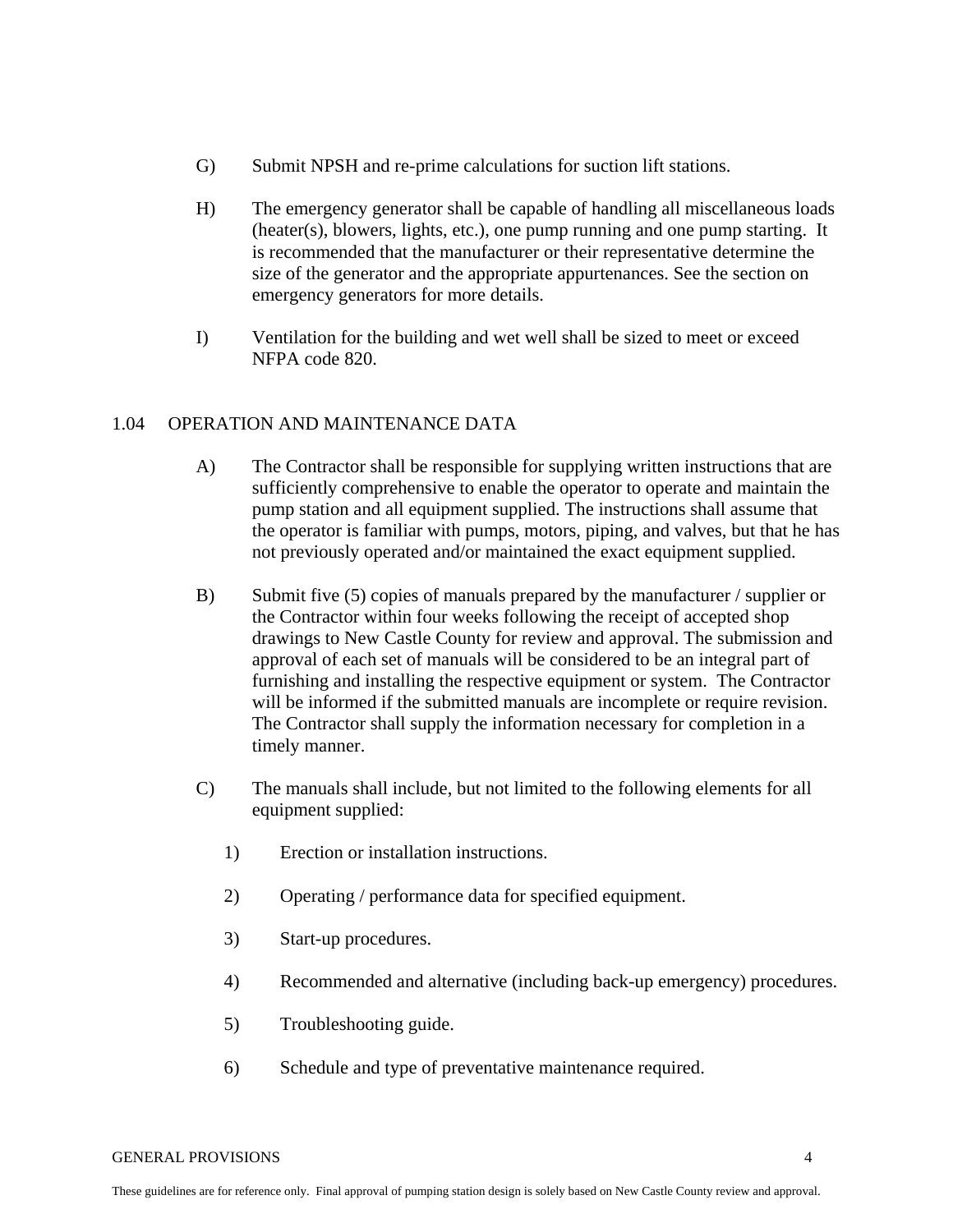G) Submit NPSH and re-prime calculations for suction lift stations.

H) The emergency generator shall be capable of handling all miscellaneous loads (heater(s), blowers, lights, etc.), one pump running and one pump starting. It is recommended that the manufacturer or their representative determine the size of the generator and the appropriate appurtenances. See the section on emergency generators for more details.

I) Ventilation for the building and wet well shall be sized to meet or exceed NFPA code 820.

## 1.04 OPERATION AND MAINTENANCE DATA

A) The Contractor shall be responsible for supplying written instructions that are sufficiently comprehensive to enable the operator to operate and maintain the pump station and all equipment supplied. The instructions shall assume that the operator is familiar with pumps, motors, piping, and valves, but that he has not previously operated and/or maintained the exact equipment supplied.

B) Submit five (5) copies of manuals prepared by the manufacturer / supplier or the Contractor within four weeks following the receipt of accepted shop drawings to New Castle County for review and approval. The submission and approval of each set of manuals will be considered to be an integral part of furnishing and installing the respective equipment or system. The Contractor will be informed if the submitted manuals are incomplete or require revision. The Contractor shall supply the information necessary for completion in a timely manner.

C) The manuals shall include, but not limited to the following elements for all equipment supplied:

1) Erection or installation instructions.

2) Operating / performance data for specified equipment.

3) Start-up procedures.

4) Recommended and alternative (including back-up emergency) procedures.

5) Troubleshooting guide.

6) Schedule and type of preventative maintenance required.

These guidelines are for reference only. Final approval of pumping station design is solely based on New Castle County review and approval.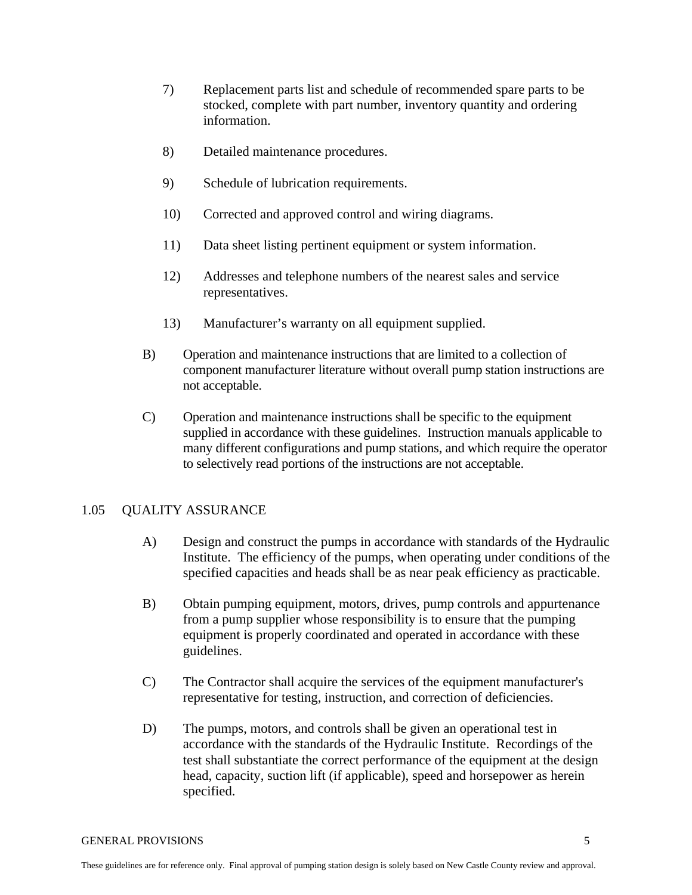7) Replacement parts list and schedule of recommended spare parts to be stocked, complete with part number, inventory quantity and ordering information.

8) Detailed maintenance procedures.

9) Schedule of lubrication requirements.

10) Corrected and approved control and wiring diagrams.

11) Data sheet listing pertinent equipment or system information.

12) Addresses and telephone numbers of the nearest sales and service representatives.

13) Manufacturer's warranty on all equipment supplied.

B) Operation and maintenance instructions that are limited to a collection of component manufacturer literature without overall pump station instructions are not acceptable.

C) Operation and maintenance instructions shall be specific to the equipment supplied in accordance with these guidelines. Instruction manuals applicable to many different configurations and pump stations, and which require the operator to selectively read portions of the instructions are not acceptable.

## 1.05 QUALITY ASSURANCE

A) Design and construct the pumps in accordance with standards of the Hydraulic Institute. The efficiency of the pumps, when operating under conditions of the specified capacities and heads shall be as near peak efficiency as practicable.

B) Obtain pumping equipment, motors, drives, pump controls and appurtenance from a pump supplier whose responsibility is to ensure that the pumping equipment is properly coordinated and operated in accordance with these guidelines.

C) The Contractor shall acquire the services of the equipment manufacturer's representative for testing, instruction, and correction of deficiencies.

D) The pumps, motors, and controls shall be given an operational test in accordance with the standards of the Hydraulic Institute. Recordings of the test shall substantiate the correct performance of the equipment at the design head, capacity, suction lift (if applicable), speed and horsepower as herein specified.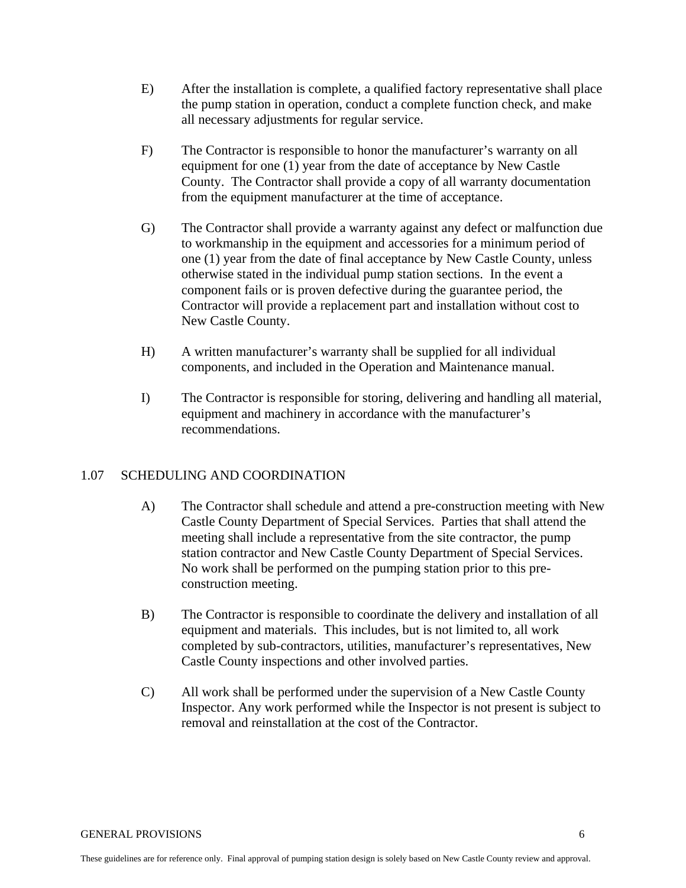E) After the installation is complete, a qualified factory representative shall place the pump station in operation, conduct a complete function check, and make all necessary adjustments for regular service.

F) The Contractor is responsible to honor the manufacturer's warranty on all equipment for one (1) year from the date of acceptance by New Castle County. The Contractor shall provide a copy of all warranty documentation from the equipment manufacturer at the time of acceptance.

G) The Contractor shall provide a warranty against any defect or malfunction due to workmanship in the equipment and accessories for a minimum period of one (1) year from the date of final acceptance by New Castle County, unless otherwise stated in the individual pump station sections. In the event a component fails or is proven defective during the guarantee period, the Contractor will provide a replacement part and installation without cost to New Castle County.

H) A written manufacturer's warranty shall be supplied for all individual components, and included in the Operation and Maintenance manual.

I) The Contractor is responsible for storing, delivering and handling all material, equipment and machinery in accordance with the manufacturer's recommendations.

## 1.07 SCHEDULING AND COORDINATION

A) The Contractor shall schedule and attend a pre-construction meeting with New Castle County Department of Special Services. Parties that shall attend the meeting shall include a representative from the site contractor, the pump station contractor and New Castle County Department of Special Services. No work shall be performed on the pumping station prior to this pre-construction meeting.

B) The Contractor is responsible to coordinate the delivery and installation of all equipment and materials. This includes, but is not limited to, all work completed by sub-contractors, utilities, manufacturer's representatives, New Castle County inspections and other involved parties.

C) All work shall be performed under the supervision of a New Castle County Inspector. Any work performed while the Inspector is not present is subject to removal and reinstallation at the cost of the Contractor.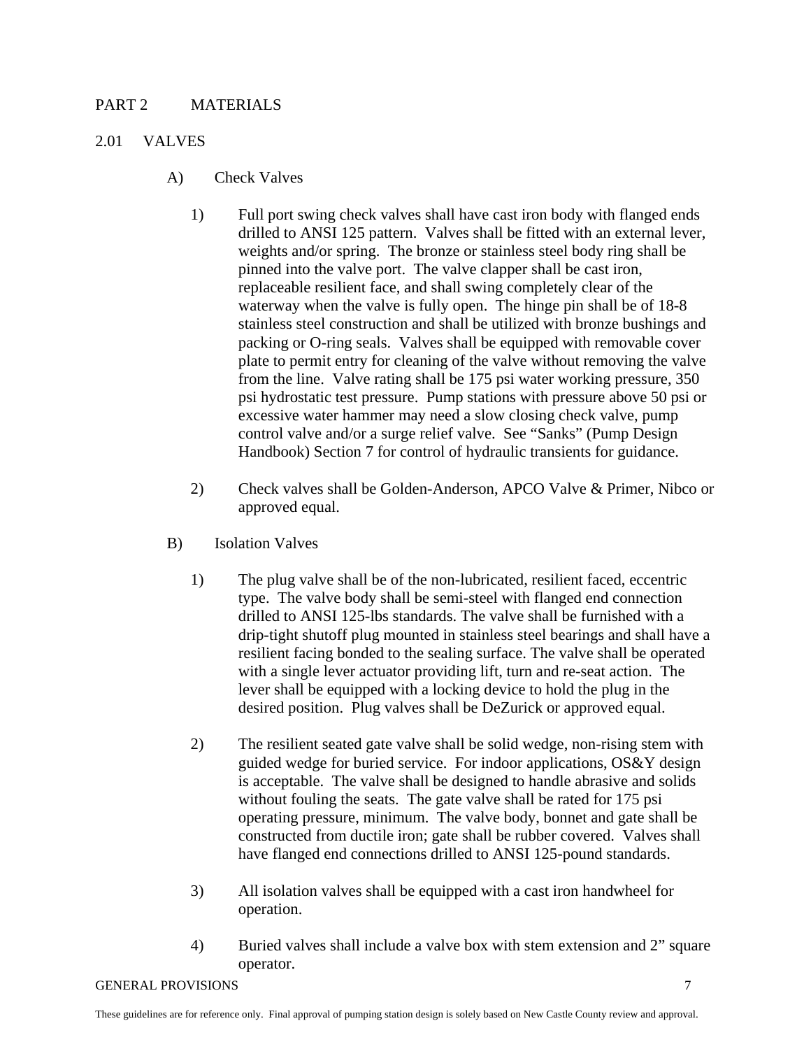## PART 2 MATERIALS

### 2.01 VALUES

A) Check Valves

1) Full port swing check valves shall have cast iron body with flanged ends drilled to ANSI 125 pattern. Valves shall be fitted with an external lever, weights and/or spring. The bronze or stainless steel body ring shall be pinned into the valve port. The valve clapper shall be cast iron, replaceable resilient face, and shall swing completely clear of the waterway when the valve is fully open. The hinge pin shall be of 18-8 stainless steel construction and shall be utilized with bronze bushings and packing or O-ring seals. Valves shall be equipped with removable cover plate to permit entry for cleaning of the valve without removing the valve from the line. Valve rating shall be 175 psi water working pressure, 350 psi hydrostatic test pressure. Pump stations with pressure above 50 psi or excessive water hammer may need a slow closing check valve, pump control valve and/or a surge relief valve. See "Sanks" (Pump Design Handbook) Section 7 for control of hydraulic transients for guidance.

2) Check valves shall be Golden-Anderson, APCO Valve & Primer, Nibco or approved equal.

B) Isolation Valves

1) The plug valve shall be of the non-lubricated, resilient faced, eccentric type. The valve body shall be semi-steel with flanged end connection drilled to ANSI 125-lbs standards. The valve shall be furnished with a drip-tight shutoff plug mounted in stainless steel bearings and shall have a resilient facing bonded to the sealing surface. The valve shall be operated with a single lever actuator providing lift, turn and re-seat action. The lever shall be equipped with a locking device to hold the plug in the desired position. Plug valves shall be DeZurick or approved equal.

2) The resilient seated gate valve shall be solid wedge, non-rising stem with guided wedge for buried service. For indoor applications, OS&Y design is acceptable. The valve shall be designed to handle abrasive and solids without fouling the seats. The gate valve shall be rated for 175 psi operating pressure, minimum. The valve body, bonnet and gate shall be constructed from ductile iron; gate shall be rubber covered. Valves shall have flanged end connections drilled to ANSI 125-pound standards.

3) All isolation valves shall be equipped with a cast iron handwheel for operation.

4) Buried valves shall include a valve box with stem extension and 2" square operator.

## PART 2 MATERIALS

### 2.01 VALVES

A) Check Valves

1) Full port swing check valves shall have cast iron body with flanged ends drilled to ANSI 125 pattern. Valves shall be fitted with an external lever, weights and/or spring. The bronze or stainless steel body ring shall be pinned into the valve port. The valve clapper shall be cast iron, replaceable resilient face, and shall swing completely clear of the waterway when the valve is fully open. The hinge pin shall be of 18-8 stainless steel construction and shall be utilized with bronze bushings and packing or O-ring seals. Valves shall be equipped with removable cover plate to permit entry for cleaning of the valve without removing the valve from the line. Valve rating shall be 175 psi water working pressure, 350 psi hydrostatic test pressure. Pump stations with pressure above 50 psi or excessive water hammer may need a slow closing check valve, pump control valve and/or a surge relief valve. See "Sanks" (Pump Design Handbook) Section 7 for control of hydraulic transients for guidance.

2) Check valves shall be Golden-Anderson, APCO Valve & Primer, Nibco or approved equal.

B) Isolation Valves

1) The plug valve shall be of the non-lubricated, resilient faced, eccentric type. The valve body shall be semi-steel with flanged end connection drilled to ANSI 125-lbs standards. The valve shall be furnished with a drip-tight shutoff plug mounted in stainless steel bearings and shall have a resilient facing bonded to the sealing surface. The valve shall be operated with a single lever actuator providing lift, turn and re-seat action. The lever shall be equipped with a locking device to hold the plug in the desired position. Plug valves shall be DeZurick or approved equal.

2) The resilient seated gate valve shall be solid wedge, non-rising stem with guided wedge for buried service. For indoor applications, OS&Y design is acceptable. The valve shall be designed to handle abrasive and solids without fouling the seats. The gate valve shall be rated for 175 psi operating pressure, minimum. The valve body, bonnet and gate shall be constructed from ductile iron; gate shall be rubber covered. Valves shall have flanged end connections drilled to ANSI 125-pound standards.

3) All isolation valves shall be equipped with a cast iron handwheel for operation.

4) Buried valves shall include a valve box with stem extension and 2" square operator.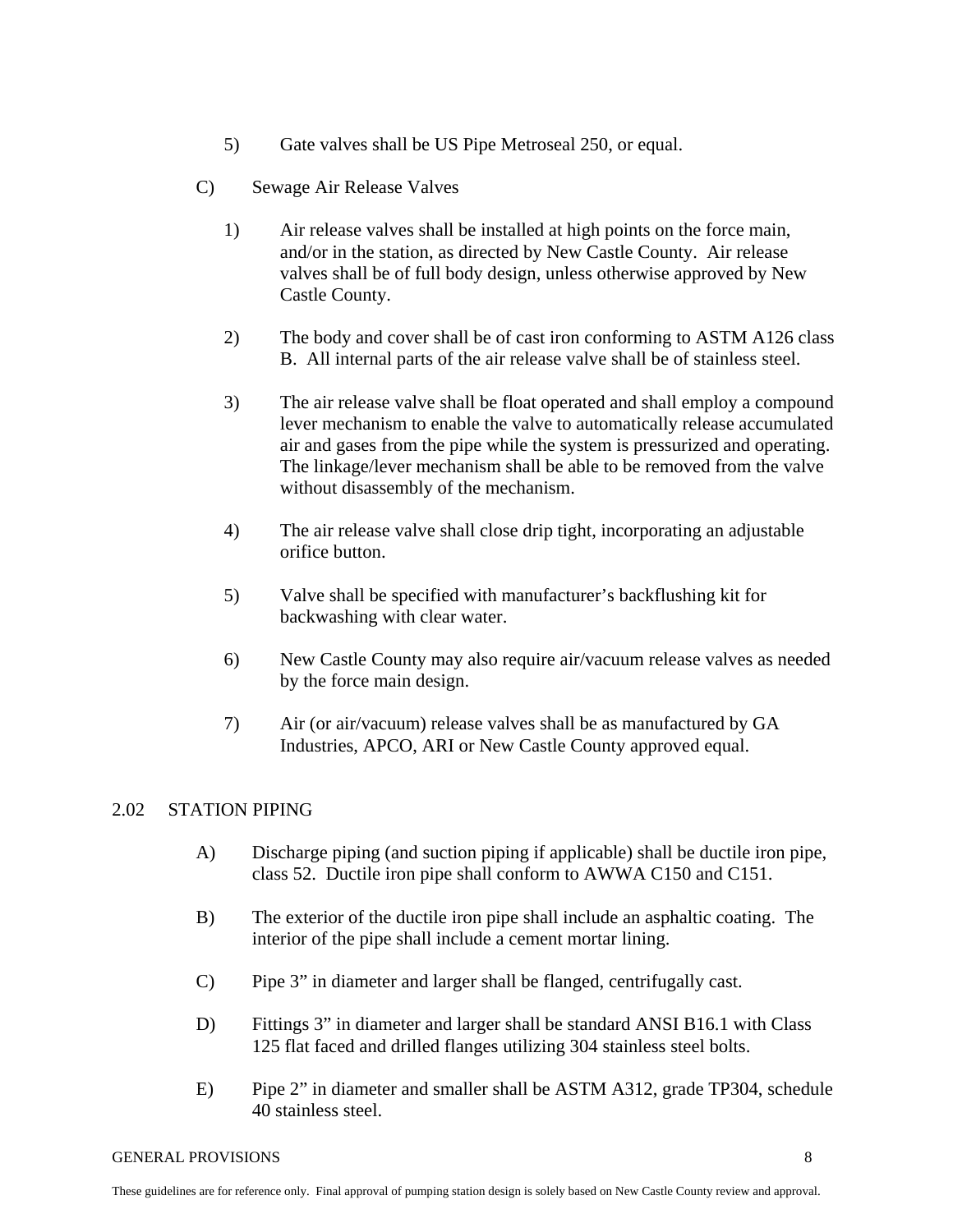5) Gate valves shall be US Pipe Metroseal 250, or equal.

C) Sewage Air Release Valves

1) Air release valves shall be installed at high points on the force main, and/or in the station, as directed by New Castle County. Air release valves shall be of full body design, unless otherwise approved by New Castle County.

2) The body and cover shall be of cast iron conforming to ASTM A126 class B. All internal parts of the air release valve shall be of stainless steel.

3) The air release valve shall be float operated and shall employ a compound lever mechanism to enable the valve to automatically release accumulated air and gases from the pipe while the system is pressurized and operating. The linkage/lever mechanism shall be able to be removed from the valve without disassembly of the mechanism.

4) The air release valve shall close drip tight, incorporating an adjustable orifice button.

5) Valve shall be specified with manufacturer's backflushing kit for backwashing with clear water.

6) New Castle County may also require air/vacuum release valves as needed by the force main design.

7) Air (or air/vacuum) release valves shall be as manufactured by GA Industries, APCO, ARI or New Castle County approved equal.

## 2.02 STATION PIPING

A) Discharge piping (and suction piping if applicable) shall be ductile iron pipe, class 52. Ductile iron pipe shall conform to AWWA C150 and C151.

B) The exterior of the ductile iron pipe shall include an asphaltic coating. The interior of the pipe shall include a cement mortar lining.

C) Pipe 3" in diameter and larger shall be flanged, centrifugally cast.

D) Fittings 3" in diameter and larger shall be standard ANSI B16.1 with Class 125 flat faced and drilled flanges utilizing 304 stainless steel bolts.

E) Pipe 2" in diameter and smaller shall be ASTM A312, grade TP304, schedule 40 stainless steel.

These guidelines are for reference only. Final approval of pumping station design is solely based on New Castle County review and approval.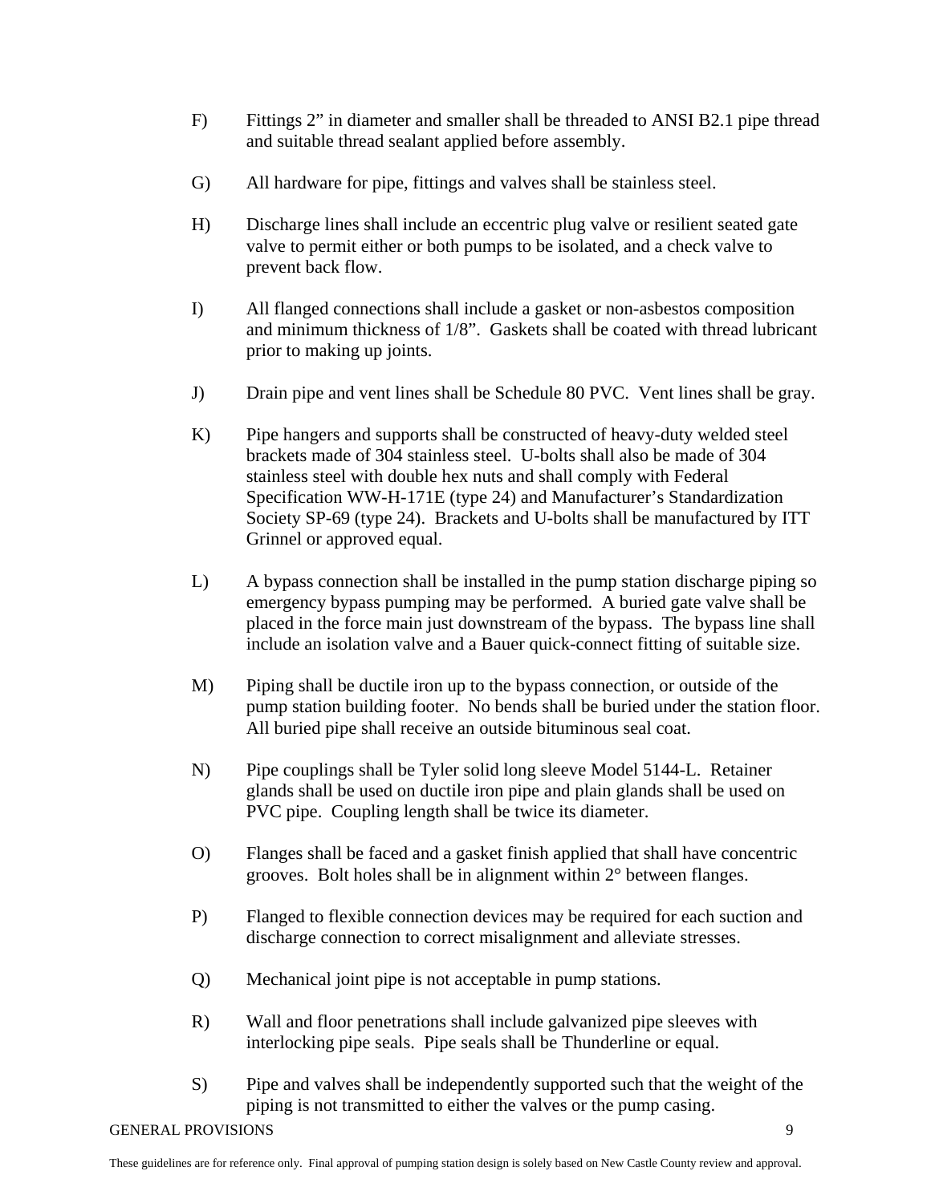F) Fittings 2" in diameter and smaller shall be threaded to ANSI B2.1 pipe thread and suitable thread sealant applied before assembly.

G) All hardware for pipe, fittings and valves shall be stainless steel.

H) Discharge lines shall include an eccentric plug valve or resilient seated gate valve to permit either or both pumps to be isolated, and a check valve to prevent back flow.

I) All flanged connections shall include a gasket or non-asbestos composition and minimum thickness of 1/8". Gaskets shall be coated with thread lubricant prior to making up joints.

J) Drain pipe and vent lines shall be Schedule 80 PVC. Vent lines shall be gray.

K) Pipe hangers and supports shall be constructed of heavy-duty welded steel brackets made of 304 stainless steel. U-bolts shall also be made of 304 stainless steel with double hex nuts and shall comply with Federal Specification WW-H-171E (type 24) and Manufacturer's Standardization Society SP-69 (type 24). Brackets and U-bolts shall be manufactured by ITT Grinnel or approved equal.

L) A bypass connection shall be installed in the pump station discharge piping so emergency bypass pumping may be performed. A buried gate valve shall be placed in the force main just downstream of the bypass. The bypass line shall include an isolation valve and a Bauer quick-connect fitting of suitable size.

M) Piping shall be ductile iron up to the bypass connection, or outside of the pump station building footer. No bends shall be buried under the station floor. All buried pipe shall receive an outside bituminous seal coat.

N) Pipe couplings shall be Tyler solid long sleeve Model 5144-L. Retainer glands shall be used on ductile iron pipe and plain glands shall be used on PVC pipe. Coupling length shall be twice its diameter.

O) Flanges shall be faced and a gasket finish applied that shall have concentric grooves. Bolt holes shall be in alignment within 2° between flanges.

P) Flanged to flexible connection devices may be required for each suction and discharge connection to correct misalignment and alleviate stresses.

Q) Mechanical joint pipe is not acceptable in pump stations.

R) Wall and floor penetrations shall include galvanized pipe sleeves with interlocking pipe seals. Pipe seals shall be Thunderline or equal.

S) Pipe and valves shall be independently supported such that the weight of the piping is not transmitted to either the valves or the pump casing.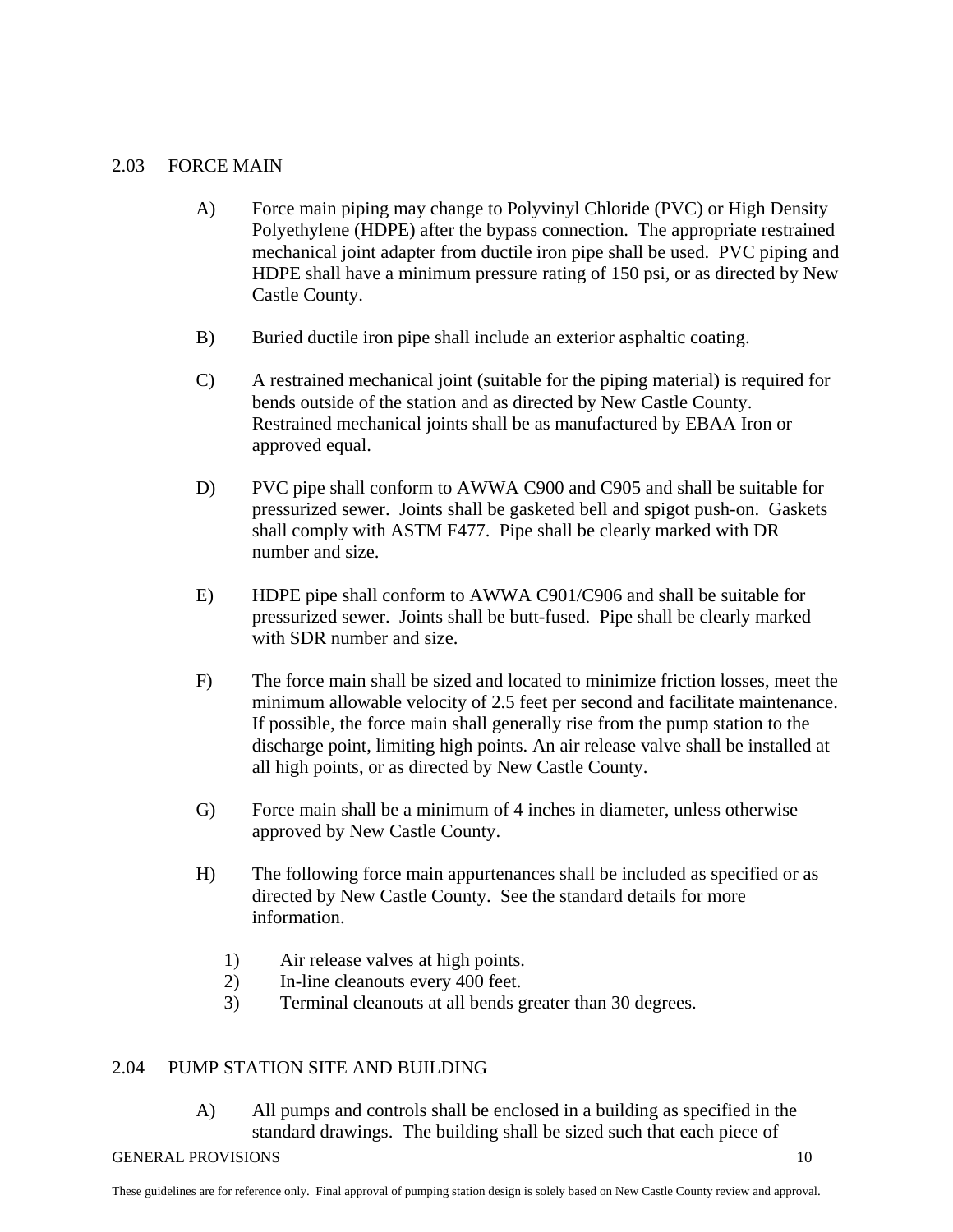## 2.03 FORCE MAIN

A) Force main piping may change to Polyvinyl Chloride (PVC) or High Density Polyethylene (HDPE) after the bypass connection. The appropriate restrained mechanical joint adapter from ductile iron pipe shall be used. PVC piping and HDPE shall have a minimum pressure rating of 150 psi, or as directed by New Castle County.

B) Buried ductile iron pipe shall include an exterior asphaltic coating.

C) A restrained mechanical joint (suitable for the piping material) is required for bends outside of the station and as directed by New Castle County. Restrained mechanical joints shall be as manufactured by EBAA Iron or approved equal.

D) PVC pipe shall conform to AWWA C900 and C905 and shall be suitable for pressurized sewer. Joints shall be gasketed bell and spigot push-on. Gaskets shall comply with ASTM F477. Pipe shall be clearly marked with DR number and size.

E) HDPE pipe shall conform to AWWA C901/C906 and shall be suitable for pressurized sewer. Joints shall be butt-fused. Pipe shall be clearly marked with SDR number and size.

F) The force main shall be sized and located to minimize friction losses, meet the minimum allowable velocity of 2.5 feet per second and facilitate maintenance. If possible, the force main shall generally rise from the pump station to the discharge point, limiting high points. An air release valve shall be installed at all high points, or as directed by New Castle County.

G) Force main shall be a minimum of 4 inches in diameter, unless otherwise approved by New Castle County.

H) The following force main appurtenances shall be included as specified or as directed by New Castle County. See the standard details for more information.

1) Air release valves at high points.
2) In-line cleanouts every 400 feet.
3) Terminal cleanouts at all bends greater than 30 degrees.

## 2.04 PUMP STATION SITE AND BUILDING

A) All pumps and controls shall be enclosed in a building as specified in the standard drawings. The building shall be sized such that each piece of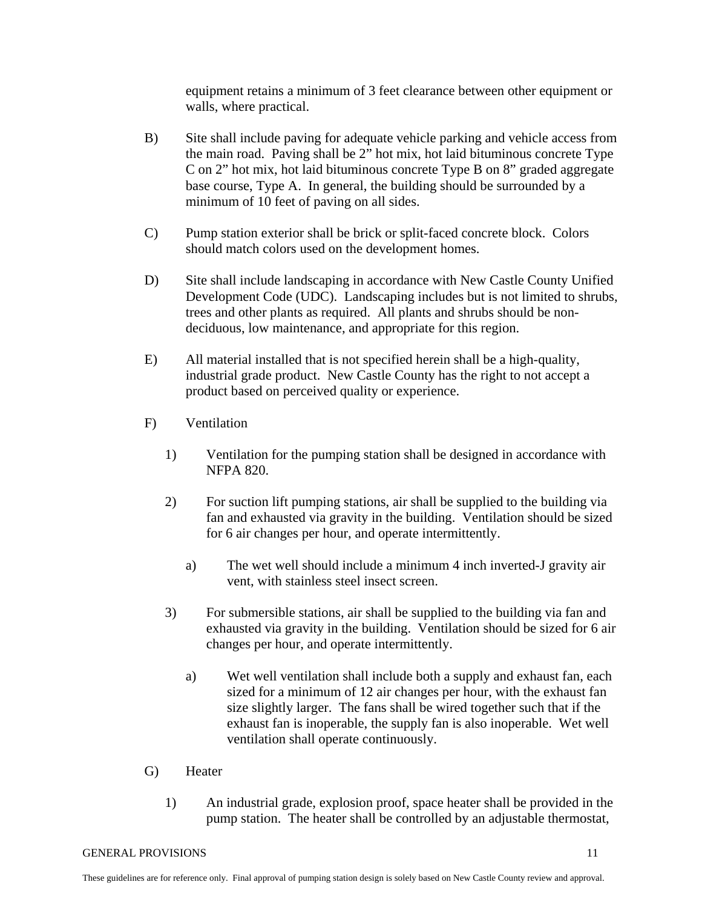equipment retains a minimum of 3 feet clearance between other equipment or walls, where practical.

B) Site shall include paving for adequate vehicle parking and vehicle access from the main road. Paving shall be 2" hot mix, hot laid bituminous concrete Type C on 2" hot mix, hot laid bituminous concrete Type B on 8" graded aggregate base course, Type A. In general, the building should be surrounded by a minimum of 10 feet of paving on all sides.

C) Pump station exterior shall be brick or split-faced concrete block. Colors should match colors used on the development homes.

D) Site shall include landscaping in accordance with New Castle County Unified Development Code (UDC). Landscaping includes but is not limited to shrubs, trees and other plants as required. All plants and shrubs should be non-deciduous, low maintenance, and appropriate for this region.

E) All material installed that is not specified herein shall be a high-quality, industrial grade product. New Castle County has the right to not accept a product based on perceived quality or experience.

F) Ventilation

  1) Ventilation for the pumping station shall be designed in accordance with NFPA 820.

  2) For suction lift pumping stations, air shall be supplied to the building via fan and exhausted via gravity in the building. Ventilation should be sized for 6 air changes per hour, and operate intermittently.

    a) The wet well should include a minimum 4 inch inverted-J gravity air vent, with stainless steel insect screen.

  3) For submersible stations, air shall be supplied to the building via fan and exhausted via gravity in the building. Ventilation should be sized for 6 air changes per hour, and operate intermittently.

    a) Wet well ventilation shall include both a supply and exhaust fan, each sized for a minimum of 12 air changes per hour, with the exhaust fan size slightly larger. The fans shall be wired together such that if the exhaust fan is inoperable, the supply fan is also inoperable. Wet well ventilation shall operate continuously.

G) Heater

  1) An industrial grade, explosion proof, space heater shall be provided in the pump station. The heater shall be controlled by an adjustable thermostat,

These guidelines are for reference only. Final approval of pumping station design is solely based on New Castle County review and approval.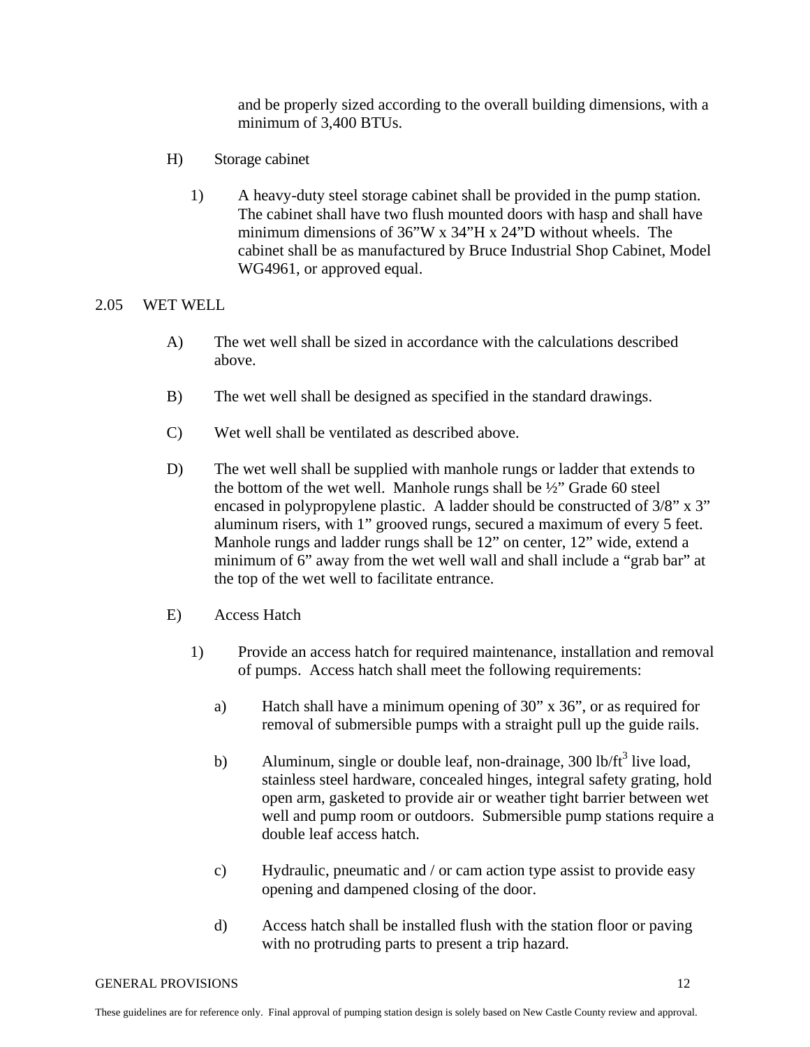and be properly sized according to the overall building dimensions, with a minimum of 3,400 BTUs.

H) Storage cabinet

1) A heavy-duty steel storage cabinet shall be provided in the pump station. The cabinet shall have two flush mounted doors with hasp and shall have minimum dimensions of 36"W x 34"H x 24"D without wheels. The cabinet shall be as manufactured by Bruce Industrial Shop Cabinet, Model WG4961, or approved equal.

## 2.05 WET WELL

A) The wet well shall be sized in accordance with the calculations described above.

B) The wet well shall be designed as specified in the standard drawings.

C) Wet well shall be ventilated as described above.

D) The wet well shall be supplied with manhole rungs or ladder that extends to the bottom of the wet well. Manhole rungs shall be ½" Grade 60 steel encased in polypropylene plastic. A ladder should be constructed of 3/8" x 3" aluminum risers, with 1" grooved rungs, secured a maximum of every 5 feet. Manhole rungs and ladder rungs shall be 12" on center, 12" wide, extend a minimum of 6" away from the wet well wall and shall include a "grab bar" at the top of the wet well to facilitate entrance.

E) Access Hatch

1) Provide an access hatch for required maintenance, installation and removal of pumps. Access hatch shall meet the following requirements:

a) Hatch shall have a minimum opening of 30" x 36", or as required for removal of submersible pumps with a straight pull up the guide rails.

b) Aluminum, single or double leaf, non-drainage, 300 lb/ft$^3$ live load, stainless steel hardware, concealed hinges, integral safety grating, hold open arm, gasketed to provide air or weather tight barrier between wet well and pump room or outdoors. Submersible pump stations require a double leaf access hatch.

c) Hydraulic, pneumatic and / or cam action type assist to provide easy opening and dampened closing of the door.

d) Access hatch shall be installed flush with the station floor or paving with no protruding parts to present a trip hazard.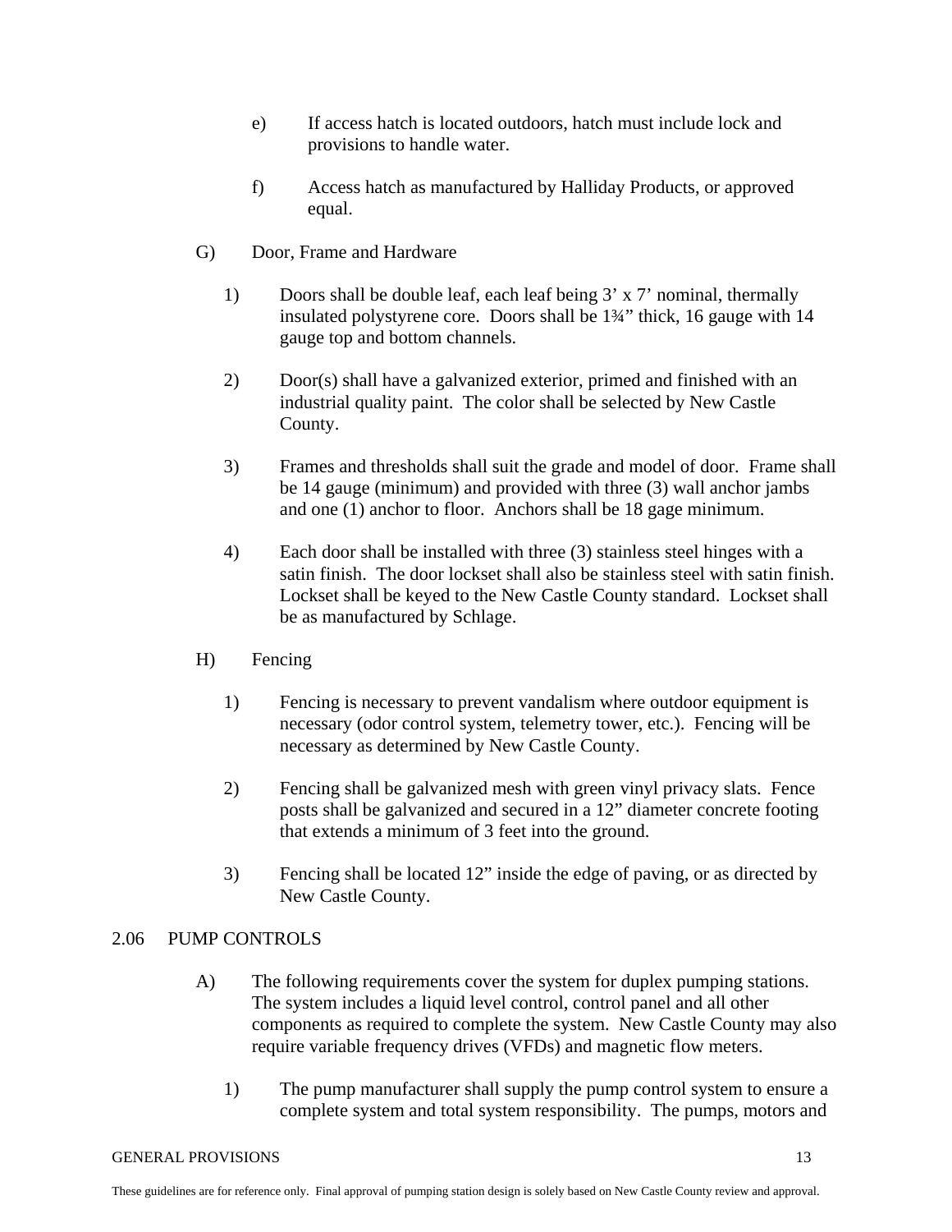e) If access hatch is located outdoors, hatch must include lock and provisions to handle water.

f) Access hatch as manufactured by Halliday Products, or approved equal.

G) Door, Frame and Hardware

1) Doors shall be double leaf, each leaf being 3' x 7' nominal, thermally insulated polystyrene core. Doors shall be 1¾" thick, 16 gauge with 14 gauge top and bottom channels.

2) Door(s) shall have a galvanized exterior, primed and finished with an industrial quality paint. The color shall be selected by New Castle County.

3) Frames and thresholds shall suit the grade and model of door. Frame shall be 14 gauge (minimum) and provided with three (3) wall anchor jambs and one (1) anchor to floor. Anchors shall be 18 gage minimum.

4) Each door shall be installed with three (3) stainless steel hinges with a satin finish. The door lockset shall also be stainless steel with satin finish. Lockset shall be keyed to the New Castle County standard. Lockset shall be as manufactured by Schlage.

H) Fencing

1) Fencing is necessary to prevent vandalism where outdoor equipment is necessary (odor control system, telemetry tower, etc.). Fencing will be necessary as determined by New Castle County.

2) Fencing shall be galvanized mesh with green vinyl privacy slats. Fence posts shall be galvanized and secured in a 12" diameter concrete footing that extends a minimum of 3 feet into the ground.

3) Fencing shall be located 12" inside the edge of paving, or as directed by New Castle County.

## 2.06 PUMP CONTROLS

A) The following requirements cover the system for duplex pumping stations. The system includes a liquid level control, control panel and all other components as required to complete the system. New Castle County may also require variable frequency drives (VFDs) and magnetic flow meters.

1) The pump manufacturer shall supply the pump control system to ensure a complete system and total system responsibility. The pumps, motors and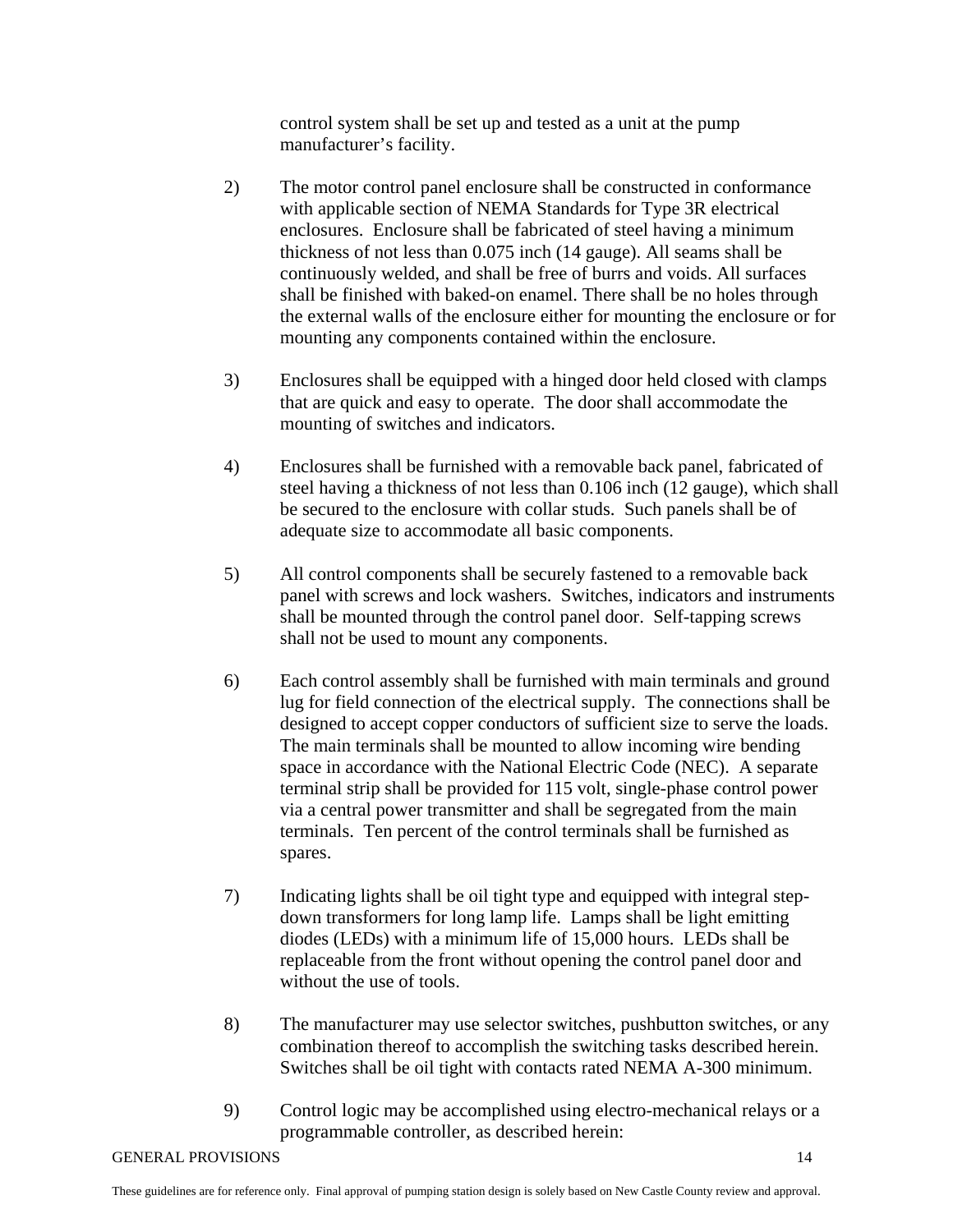control system shall be set up and tested as a unit at the pump manufacturer's facility.

2) The motor control panel enclosure shall be constructed in conformance with applicable section of NEMA Standards for Type 3R electrical enclosures. Enclosure shall be fabricated of steel having a minimum thickness of not less than 0.075 inch (14 gauge). All seams shall be continuously welded, and shall be free of burrs and voids. All surfaces shall be finished with baked-on enamel. There shall be no holes through the external walls of the enclosure either for mounting the enclosure or for mounting any components contained within the enclosure.

3) Enclosures shall be equipped with a hinged door held closed with clamps that are quick and easy to operate. The door shall accommodate the mounting of switches and indicators.

4) Enclosures shall be furnished with a removable back panel, fabricated of steel having a thickness of not less than 0.106 inch (12 gauge), which shall be secured to the enclosure with collar studs. Such panels shall be of adequate size to accommodate all basic components.

5) All control components shall be securely fastened to a removable back panel with screws and lock washers. Switches, indicators and instruments shall be mounted through the control panel door. Self-tapping screws shall not be used to mount any components.

6) Each control assembly shall be furnished with main terminals and ground lug for field connection of the electrical supply. The connections shall be designed to accept copper conductors of sufficient size to serve the loads. The main terminals shall be mounted to allow incoming wire bending space in accordance with the National Electric Code (NEC). A separate terminal strip shall be provided for 115 volt, single-phase control power via a central power transmitter and shall be segregated from the main terminals. Ten percent of the control terminals shall be furnished as spares.

7) Indicating lights shall be oil tight type and equipped with integral step-down transformers for long lamp life. Lamps shall be light emitting diodes (LEDs) with a minimum life of 15,000 hours. LEDs shall be replaceable from the front without opening the control panel door and without the use of tools.

8) The manufacturer may use selector switches, pushbutton switches, or any combination thereof to accomplish the switching tasks described herein. Switches shall be oil tight with contacts rated NEMA A-300 minimum.

9) Control logic may be accomplished using electro-mechanical relays or a programmable controller, as described herein:

These guidelines are for reference only. Final approval of pumping station design is solely based on New Castle County review and approval.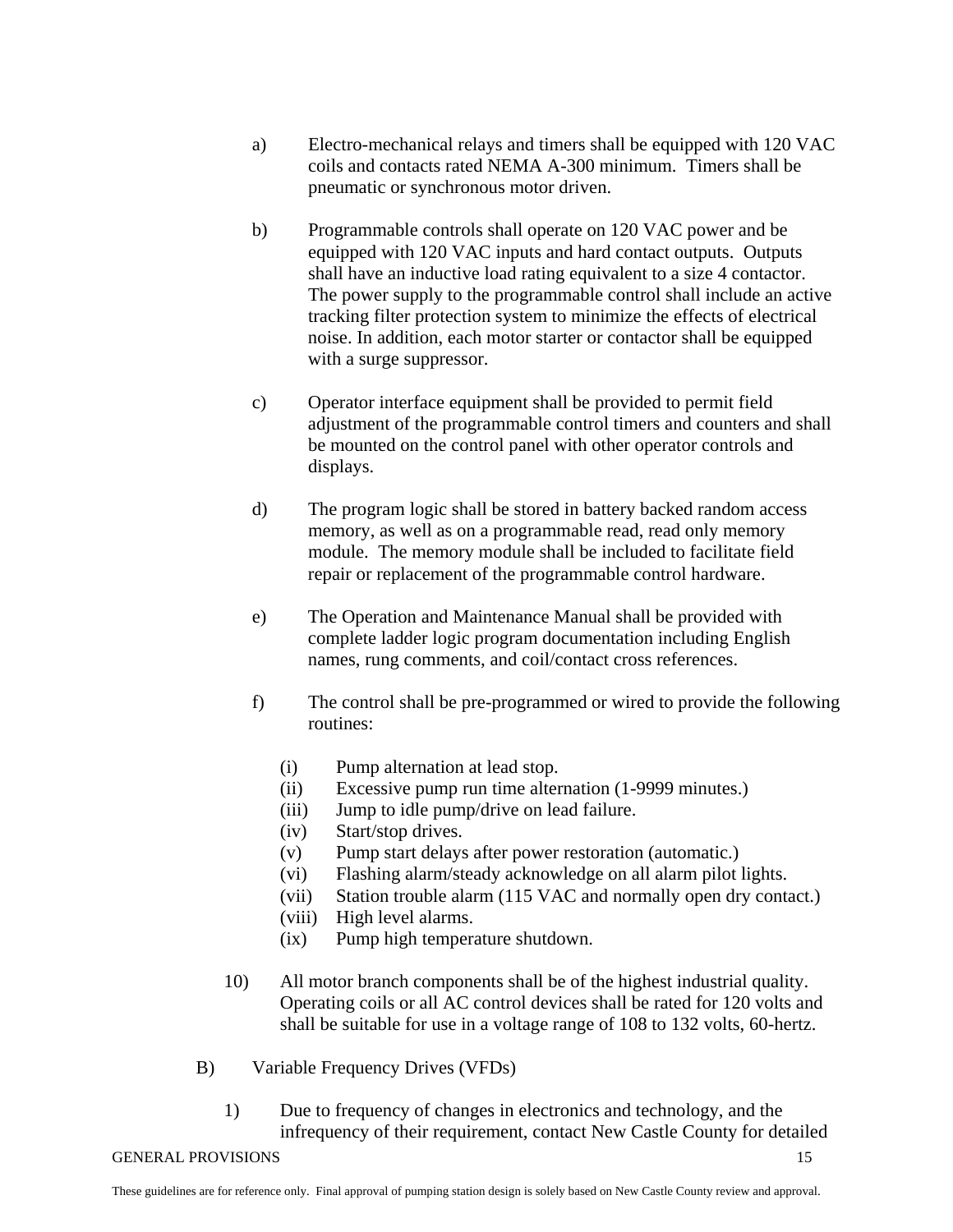a) Electro-mechanical relays and timers shall be equipped with 120 VAC coils and contacts rated NEMA A-300 minimum. Timers shall be pneumatic or synchronous motor driven.

b) Programmable controls shall operate on 120 VAC power and be equipped with 120 VAC inputs and hard contact outputs. Outputs shall have an inductive load rating equivalent to a size 4 contactor. The power supply to the programmable control shall include an active tracking filter protection system to minimize the effects of electrical noise. In addition, each motor starter or contactor shall be equipped with a surge suppressor.

c) Operator interface equipment shall be provided to permit field adjustment of the programmable control timers and counters and shall be mounted on the control panel with other operator controls and displays.

d) The program logic shall be stored in battery backed random access memory, as well as on a programmable read, read only memory module. The memory module shall be included to facilitate field repair or replacement of the programmable control hardware.

e) The Operation and Maintenance Manual shall be provided with complete ladder logic program documentation including English names, rung comments, and coil/contact cross references.

f) The control shall be pre-programmed or wired to provide the following routines:

   (i) Pump alternation at lead stop.
   (ii) Excessive pump run time alternation (1-9999 minutes.)
   (iii) Jump to idle pump/drive on lead failure.
   (iv) Start/stop drives.
   (v) Pump start delays after power restoration (automatic.)
   (vi) Flashing alarm/steady acknowledge on all alarm pilot lights.
   (vii) Station trouble alarm (115 VAC and normally open dry contact.)
   (viii) High level alarms.
   (ix) Pump high temperature shutdown.

10) All motor branch components shall be of the highest industrial quality. Operating coils or all AC control devices shall be rated for 120 volts and shall be suitable for use in a voltage range of 108 to 132 volts, 60-hertz.

B) Variable Frequency Drives (VFDs)

1) Due to frequency of changes in electronics and technology, and the infrequency of their requirement, contact New Castle County for detailed

These guidelines are for reference only. Final approval of pumping station design is solely based on New Castle County review and approval.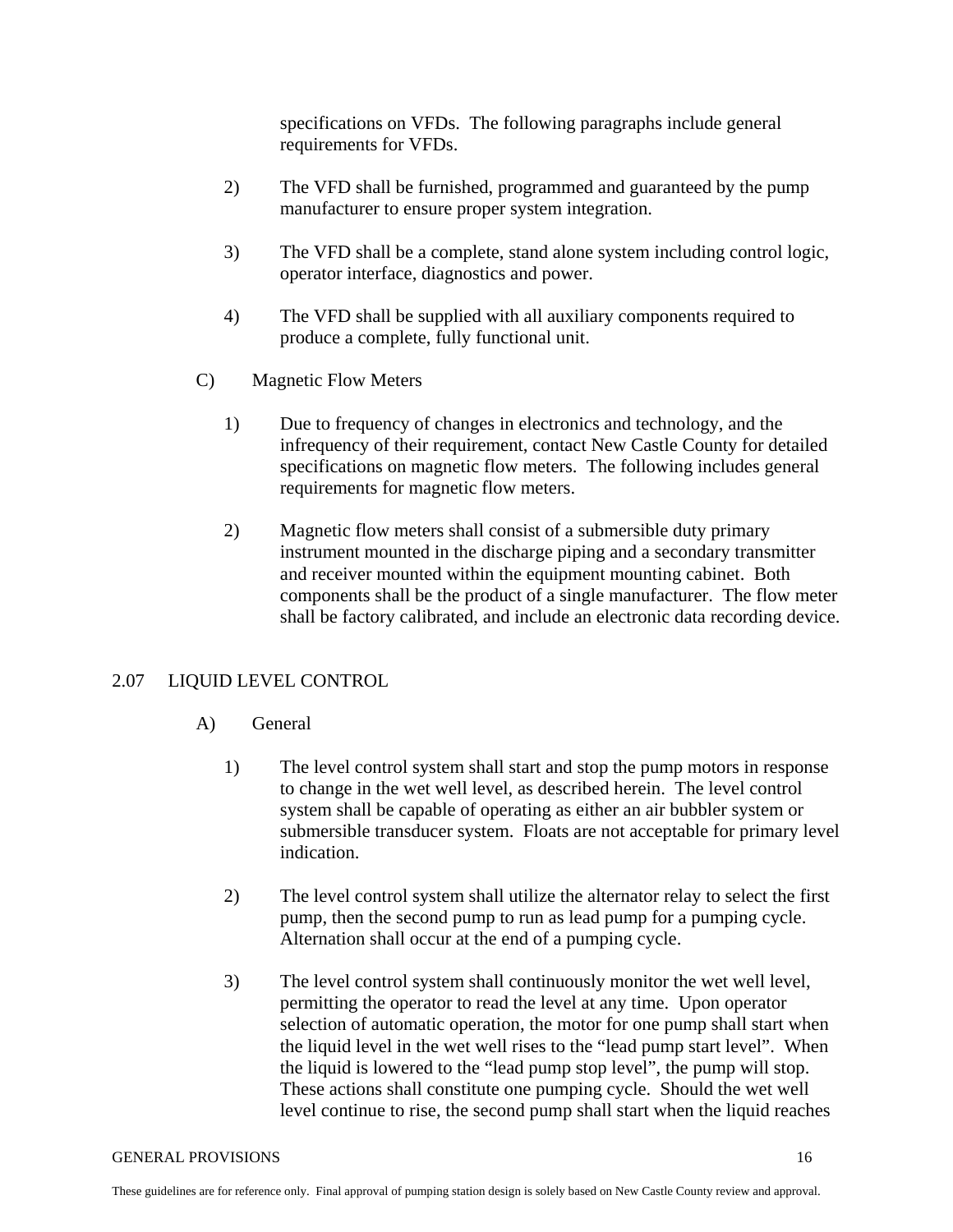specifications on VFDs.  The following paragraphs include general requirements for VFDs.

2) The VFD shall be furnished, programmed and guaranteed by the pump manufacturer to ensure proper system integration.

3) The VFD shall be a complete, stand alone system including control logic, operator interface, diagnostics and power.

4) The VFD shall be supplied with all auxiliary components required to produce a complete, fully functional unit.

C) Magnetic Flow Meters

1) Due to frequency of changes in electronics and technology, and the infrequency of their requirement, contact New Castle County for detailed specifications on magnetic flow meters.  The following includes general requirements for magnetic flow meters.

2) Magnetic flow meters shall consist of a submersible duty primary instrument mounted in the discharge piping and a secondary transmitter and receiver mounted within the equipment mounting cabinet.  Both components shall be the product of a single manufacturer.  The flow meter shall be factory calibrated, and include an electronic data recording device.

## 2.07 LIQUID LEVEL CONTROL

A) General

1) The level control system shall start and stop the pump motors in response to change in the wet well level, as described herein.  The level control system shall be capable of operating as either an air bubbler system or submersible transducer system.  Floats are not acceptable for primary level indication.

2) The level control system shall utilize the alternator relay to select the first pump, then the second pump to run as lead pump for a pumping cycle.  Alternation shall occur at the end of a pumping cycle.

3) The level control system shall continuously monitor the wet well level, permitting the operator to read the level at any time.  Upon operator selection of automatic operation, the motor for one pump shall start when the liquid level in the wet well rises to the "lead pump start level".  When the liquid is lowered to the "lead pump stop level", the pump will stop.  These actions shall constitute one pumping cycle.  Should the wet well level continue to rise, the second pump shall start when the liquid reaches

These guidelines are for reference only.  Final approval of pumping station design is solely based on New Castle County review and approval.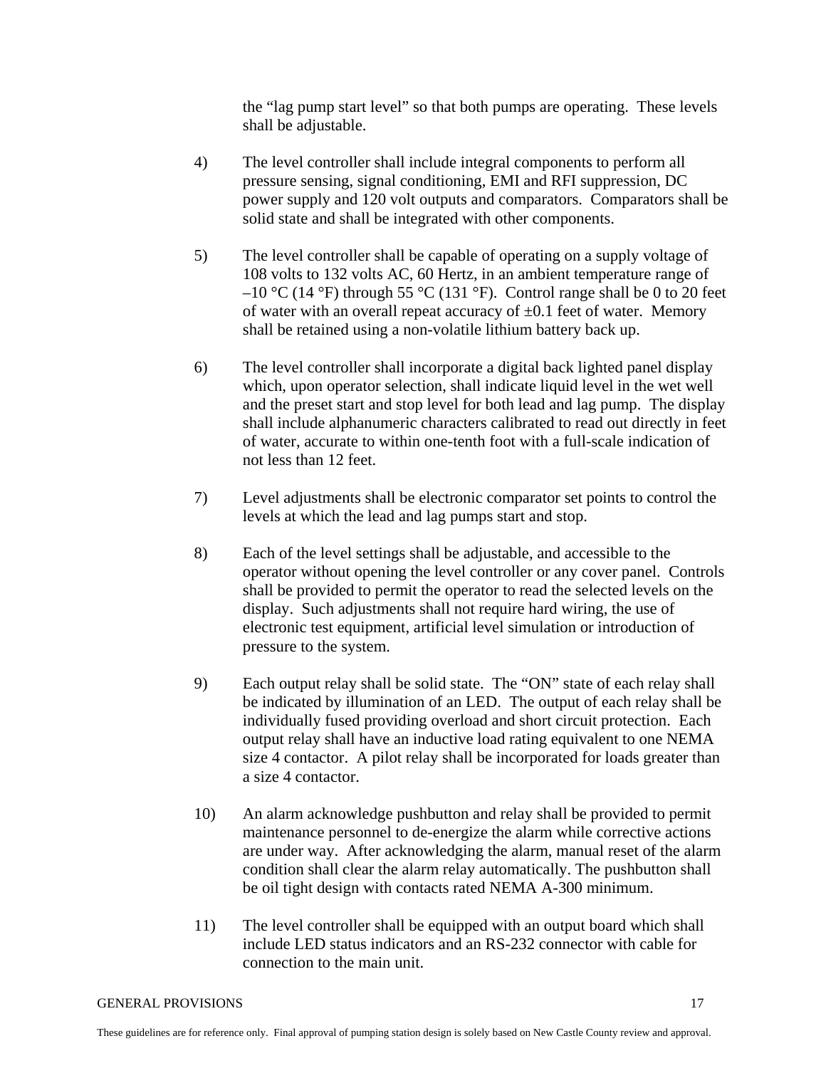the “lag pump start level” so that both pumps are operating. These levels shall be adjustable.

4) The level controller shall include integral components to perform all pressure sensing, signal conditioning, EMI and RFI suppression, DC power supply and 120 volt outputs and comparators. Comparators shall be solid state and shall be integrated with other components.

5) The level controller shall be capable of operating on a supply voltage of 108 volts to 132 volts AC, 60 Hertz, in an ambient temperature range of –10 °C (14 °F) through 55 °C (131 °F). Control range shall be 0 to 20 feet of water with an overall repeat accuracy of ±0.1 feet of water. Memory shall be retained using a non-volatile lithium battery back up.

6) The level controller shall incorporate a digital back lighted panel display which, upon operator selection, shall indicate liquid level in the wet well and the preset start and stop level for both lead and lag pump. The display shall include alphanumeric characters calibrated to read out directly in feet of water, accurate to within one-tenth foot with a full-scale indication of not less than 12 feet.

7) Level adjustments shall be electronic comparator set points to control the levels at which the lead and lag pumps start and stop.

8) Each of the level settings shall be adjustable, and accessible to the operator without opening the level controller or any cover panel. Controls shall be provided to permit the operator to read the selected levels on the display. Such adjustments shall not require hard wiring, the use of electronic test equipment, artificial level simulation or introduction of pressure to the system.

9) Each output relay shall be solid state. The “ON” state of each relay shall be indicated by illumination of an LED. The output of each relay shall be individually fused providing overload and short circuit protection. Each output relay shall have an inductive load rating equivalent to one NEMA size 4 contactor. A pilot relay shall be incorporated for loads greater than a size 4 contactor.

10) An alarm acknowledge pushbutton and relay shall be provided to permit maintenance personnel to de-energize the alarm while corrective actions are under way. After acknowledging the alarm, manual reset of the alarm condition shall clear the alarm relay automatically. The pushbutton shall be oil tight design with contacts rated NEMA A-300 minimum.

11) The level controller shall be equipped with an output board which shall include LED status indicators and an RS-232 connector with cable for connection to the main unit.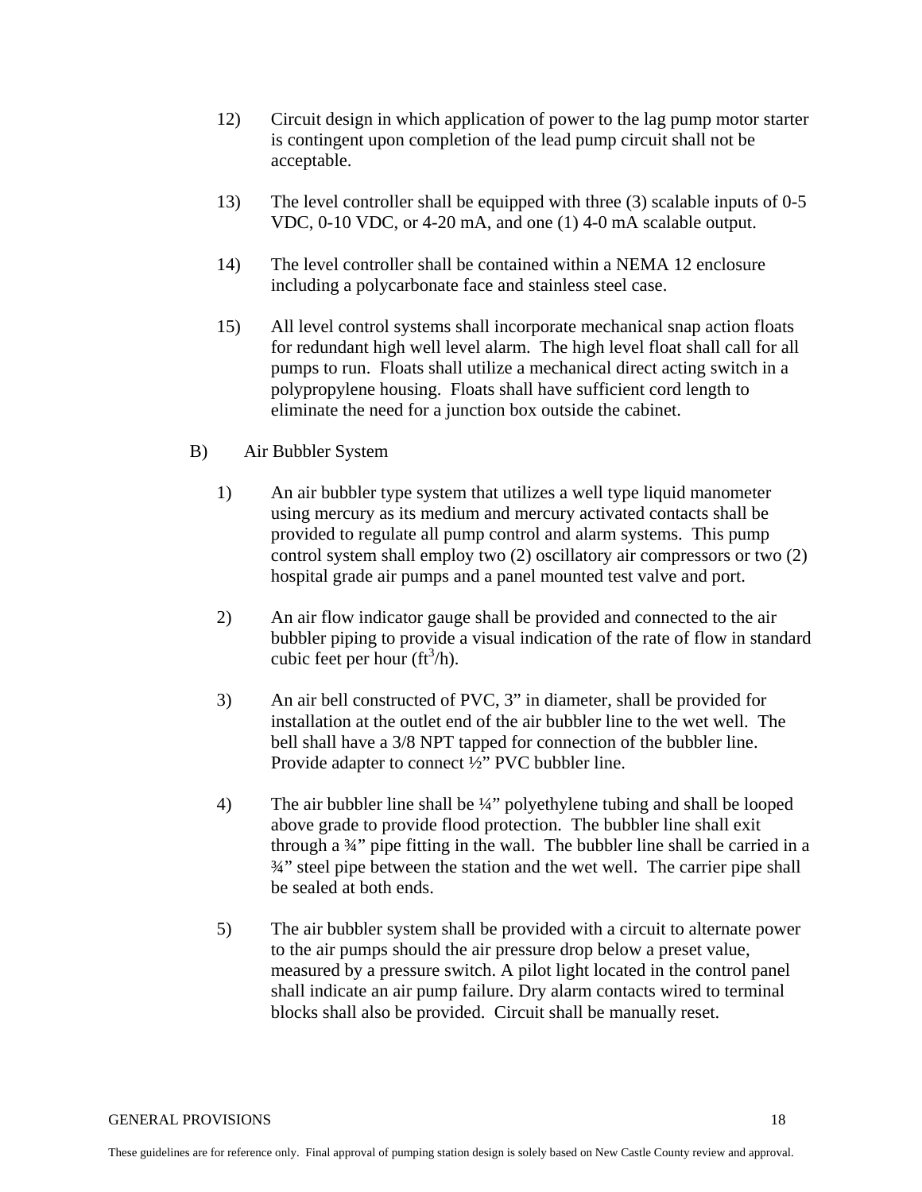12) Circuit design in which application of power to the lag pump motor starter is contingent upon completion of the lead pump circuit shall not be acceptable.

13) The level controller shall be equipped with three (3) scalable inputs of 0-5 VDC, 0-10 VDC, or 4-20 mA, and one (1) 4-0 mA scalable output.

14) The level controller shall be contained within a NEMA 12 enclosure including a polycarbonate face and stainless steel case.

15) All level control systems shall incorporate mechanical snap action floats for redundant high well level alarm. The high level float shall call for all pumps to run. Floats shall utilize a mechanical direct acting switch in a polypropylene housing. Floats shall have sufficient cord length to eliminate the need for a junction box outside the cabinet.

B) Air Bubbler System

1) An air bubbler type system that utilizes a well type liquid manometer using mercury as its medium and mercury activated contacts shall be provided to regulate all pump control and alarm systems. This pump control system shall employ two (2) oscillatory air compressors or two (2) hospital grade air pumps and a panel mounted test valve and port.

2) An air flow indicator gauge shall be provided and connected to the air bubbler piping to provide a visual indication of the rate of flow in standard cubic feet per hour ($ft^3/h$).

3) An air bell constructed of PVC, 3” in diameter, shall be provided for installation at the outlet end of the air bubbler line to the wet well. The bell shall have a 3/8 NPT tapped for connection of the bubbler line. Provide adapter to connect ½” PVC bubbler line.

4) The air bubbler line shall be ¼” polyethylene tubing and shall be looped above grade to provide flood protection. The bubbler line shall exit through a ¾” pipe fitting in the wall. The bubbler line shall be carried in a ¾” steel pipe between the station and the wet well. The carrier pipe shall be sealed at both ends.

5) The air bubbler system shall be provided with a circuit to alternate power to the air pumps should the air pressure drop below a preset value, measured by a pressure switch. A pilot light located in the control panel shall indicate an air pump failure. Dry alarm contacts wired to terminal blocks shall also be provided. Circuit shall be manually reset.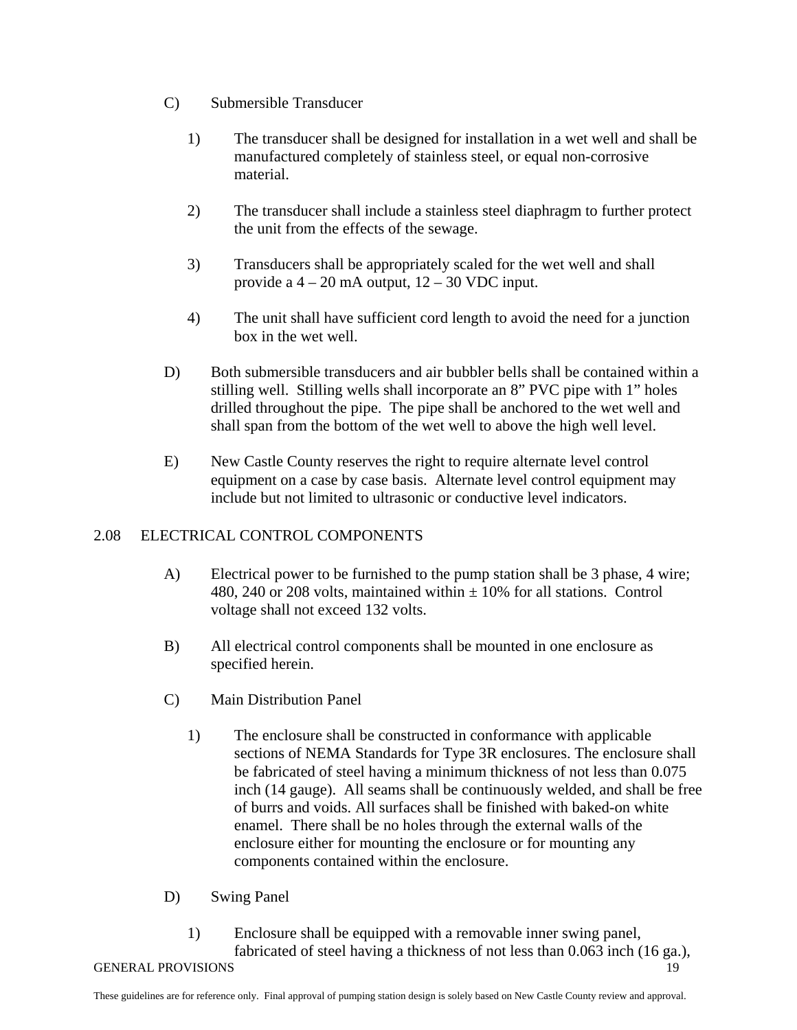C) Submersible Transducer

1) The transducer shall be designed for installation in a wet well and shall be manufactured completely of stainless steel, or equal non-corrosive material.

2) The transducer shall include a stainless steel diaphragm to further protect the unit from the effects of the sewage.

3) Transducers shall be appropriately scaled for the wet well and shall provide a 4 – 20 mA output, 12 – 30 VDC input.

4) The unit shall have sufficient cord length to avoid the need for a junction box in the wet well.

D) Both submersible transducers and air bubbler bells shall be contained within a stilling well. Stilling wells shall incorporate an 8" PVC pipe with 1" holes drilled throughout the pipe. The pipe shall be anchored to the wet well and shall span from the bottom of the wet well to above the high well level.

E) New Castle County reserves the right to require alternate level control equipment on a case by case basis. Alternate level control equipment may include but not limited to ultrasonic or conductive level indicators.

## 2.08 ELECTRICAL CONTROL COMPONENTS

A) Electrical power to be furnished to the pump station shall be 3 phase, 4 wire; 480, 240 or 208 volts, maintained within ± 10% for all stations. Control voltage shall not exceed 132 volts.

B) All electrical control components shall be mounted in one enclosure as specified herein.

C) Main Distribution Panel

1) The enclosure shall be constructed in conformance with applicable sections of NEMA Standards for Type 3R enclosures. The enclosure shall be fabricated of steel having a minimum thickness of not less than 0.075 inch (14 gauge). All seams shall be continuously welded, and shall be free of burrs and voids. All surfaces shall be finished with baked-on white enamel. There shall be no holes through the external walls of the enclosure either for mounting the enclosure or for mounting any components contained within the enclosure.

D) Swing Panel

1) Enclosure shall be equipped with a removable inner swing panel, fabricated of steel having a thickness of not less than 0.063 inch (16 ga.),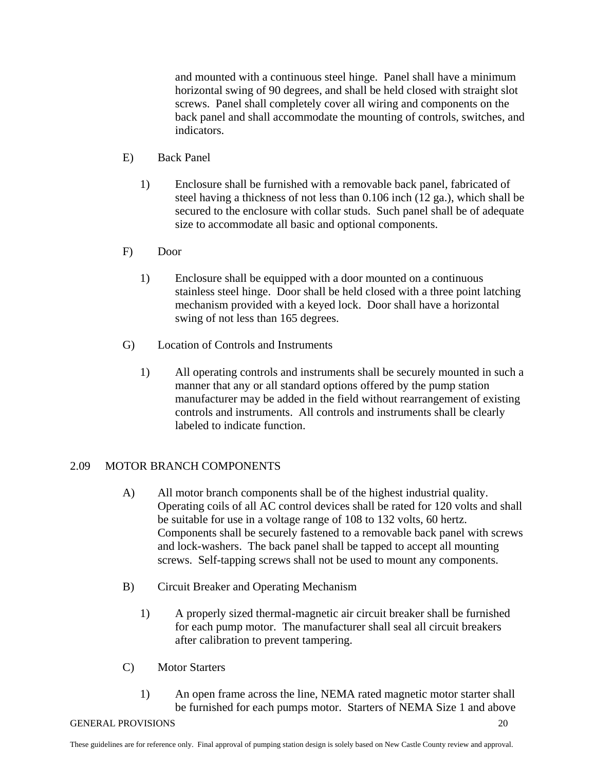and mounted with a continuous steel hinge. Panel shall have a minimum horizontal swing of 90 degrees, and shall be held closed with straight slot screws. Panel shall completely cover all wiring and components on the back panel and shall accommodate the mounting of controls, switches, and indicators.

E) Back Panel

1) Enclosure shall be furnished with a removable back panel, fabricated of steel having a thickness of not less than 0.106 inch (12 ga.), which shall be secured to the enclosure with collar studs. Such panel shall be of adequate size to accommodate all basic and optional components.

F) Door

1) Enclosure shall be equipped with a door mounted on a continuous stainless steel hinge. Door shall be held closed with a three point latching mechanism provided with a keyed lock. Door shall have a horizontal swing of not less than 165 degrees.

G) Location of Controls and Instruments

1) All operating controls and instruments shall be securely mounted in such a manner that any or all standard options offered by the pump station manufacturer may be added in the field without rearrangement of existing controls and instruments. All controls and instruments shall be clearly labeled to indicate function.

## 2.09 MOTOR BRANCH COMPONENTS

A) All motor branch components shall be of the highest industrial quality. Operating coils of all AC control devices shall be rated for 120 volts and shall be suitable for use in a voltage range of 108 to 132 volts, 60 hertz. Components shall be securely fastened to a removable back panel with screws and lock-washers. The back panel shall be tapped to accept all mounting screws. Self-tapping screws shall not be used to mount any components.

B) Circuit Breaker and Operating Mechanism

1) A properly sized thermal-magnetic air circuit breaker shall be furnished for each pump motor. The manufacturer shall seal all circuit breakers after calibration to prevent tampering.

C) Motor Starters

1) An open frame across the line, NEMA rated magnetic motor starter shall be furnished for each pumps motor. Starters of NEMA Size 1 and above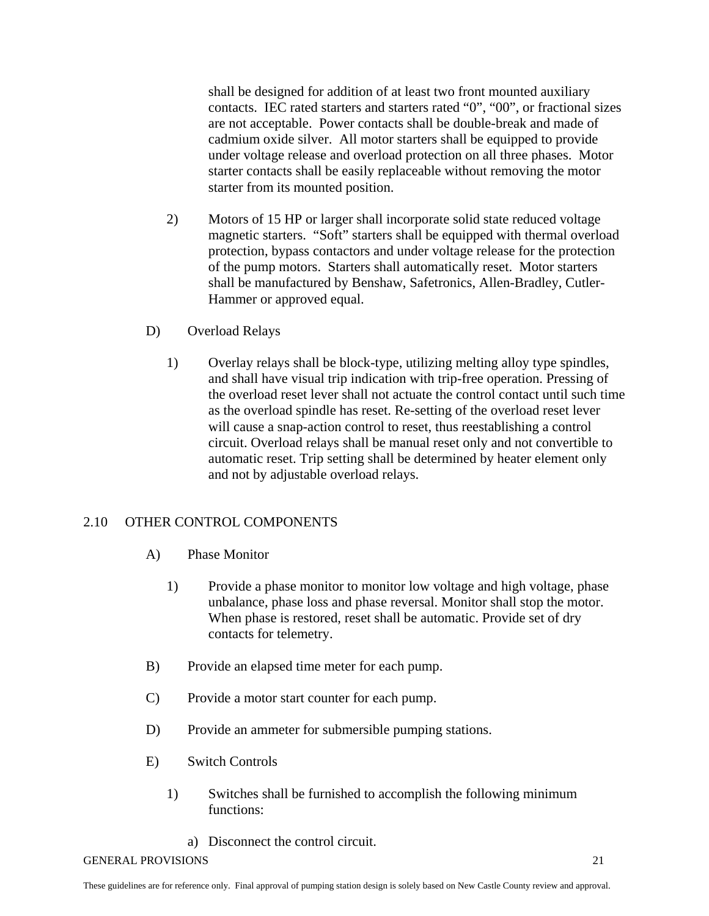shall be designed for addition of at least two front mounted auxiliary contacts. IEC rated starters and starters rated "0", "00", or fractional sizes are not acceptable. Power contacts shall be double-break and made of cadmium oxide silver. All motor starters shall be equipped to provide under voltage release and overload protection on all three phases. Motor starter contacts shall be easily replaceable without removing the motor starter from its mounted position.

2) Motors of 15 HP or larger shall incorporate solid state reduced voltage magnetic starters. "Soft" starters shall be equipped with thermal overload protection, bypass contactors and under voltage release for the protection of the pump motors. Starters shall automatically reset. Motor starters shall be manufactured by Benshaw, Safetronics, Allen-Bradley, Cutler-Hammer or approved equal.

D) Overload Relays

1) Overlay relays shall be block-type, utilizing melting alloy type spindles, and shall have visual trip indication with trip-free operation. Pressing of the overload reset lever shall not actuate the control contact until such time as the overload spindle has reset. Re-setting of the overload reset lever will cause a snap-action control to reset, thus reestablishing a control circuit. Overload relays shall be manual reset only and not convertible to automatic reset. Trip setting shall be determined by heater element only and not by adjustable overload relays.

## 2.10 OTHER CONTROL COMPONENTS

A) Phase Monitor

1) Provide a phase monitor to monitor low voltage and high voltage, phase unbalance, phase loss and phase reversal. Monitor shall stop the motor. When phase is restored, reset shall be automatic. Provide set of dry contacts for telemetry.

B) Provide an elapsed time meter for each pump.

C) Provide a motor start counter for each pump.

D) Provide an ammeter for submersible pumping stations.

E) Switch Controls

1) Switches shall be furnished to accomplish the following minimum functions:

a) Disconnect the control circuit.

These guidelines are for reference only. Final approval of pumping station design is solely based on New Castle County review and approval.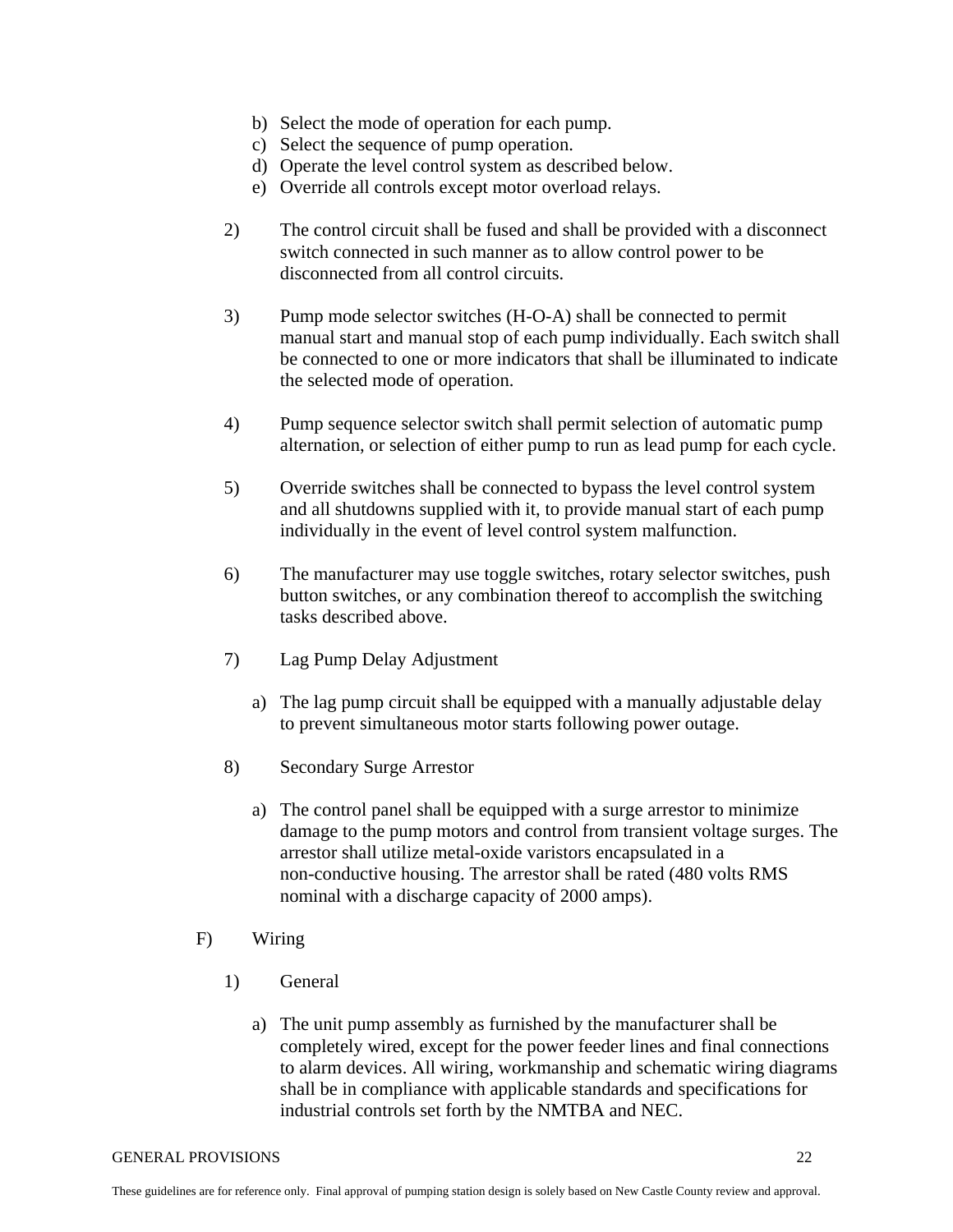b) Select the mode of operation for each pump.
c) Select the sequence of pump operation.
d) Operate the level control system as described below.
e) Override all controls except motor overload relays.

2) The control circuit shall be fused and shall be provided with a disconnect switch connected in such manner as to allow control power to be disconnected from all control circuits.

3) Pump mode selector switches (H-O-A) shall be connected to permit manual start and manual stop of each pump individually. Each switch shall be connected to one or more indicators that shall be illuminated to indicate the selected mode of operation.

4) Pump sequence selector switch shall permit selection of automatic pump alternation, or selection of either pump to run as lead pump for each cycle.

5) Override switches shall be connected to bypass the level control system and all shutdowns supplied with it, to provide manual start of each pump individually in the event of level control system malfunction.

6) The manufacturer may use toggle switches, rotary selector switches, push button switches, or any combination thereof to accomplish the switching tasks described above.

7) Lag Pump Delay Adjustment

a) The lag pump circuit shall be equipped with a manually adjustable delay to prevent simultaneous motor starts following power outage.

8) Secondary Surge Arrestor

a) The control panel shall be equipped with a surge arrestor to minimize damage to the pump motors and control from transient voltage surges. The arrestor shall utilize metal-oxide varistors encapsulated in a non-conductive housing. The arrestor shall be rated (480 volts RMS nominal with a discharge capacity of 2000 amps).

F) Wiring

1) General

a) The unit pump assembly as furnished by the manufacturer shall be completely wired, except for the power feeder lines and final connections to alarm devices. All wiring, workmanship and schematic wiring diagrams shall be in compliance with applicable standards and specifications for industrial controls set forth by the NMTBA and NEC.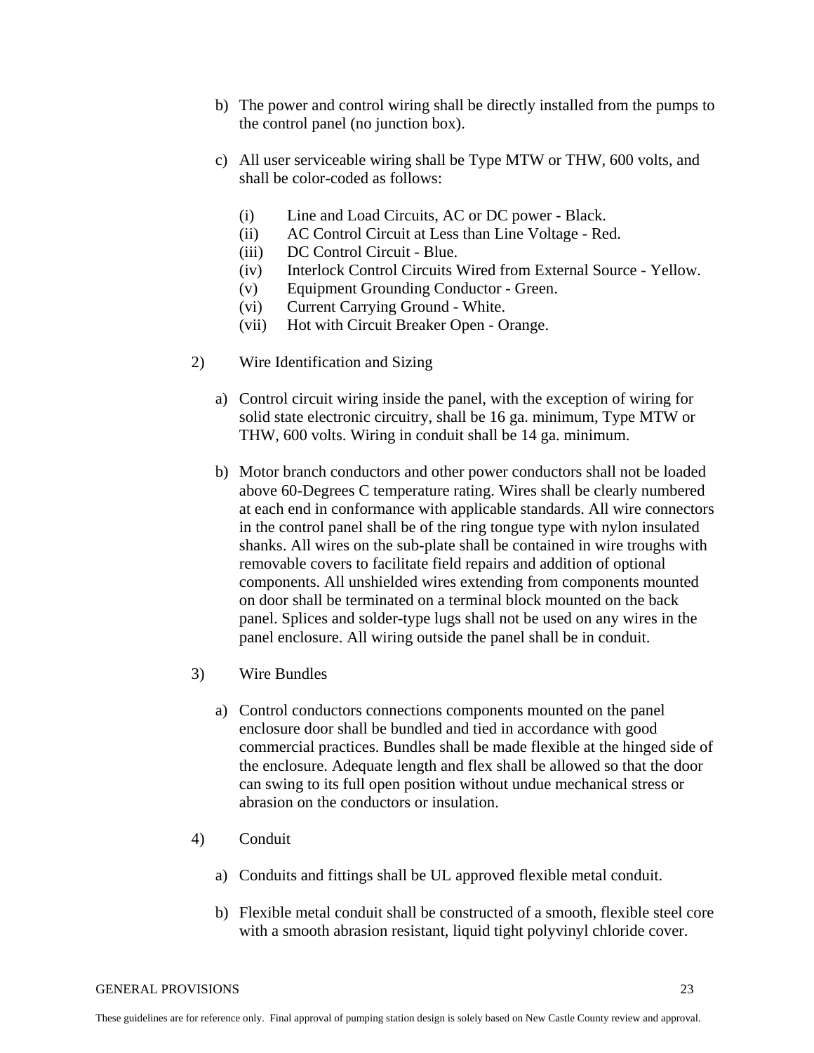b) The power and control wiring shall be directly installed from the pumps to the control panel (no junction box).

c) All user serviceable wiring shall be Type MTW or THW, 600 volts, and shall be color-coded as follows:

   (i) Line and Load Circuits, AC or DC power - Black.
   (ii) AC Control Circuit at Less than Line Voltage - Red.
   (iii) DC Control Circuit - Blue.
   (iv) Interlock Control Circuits Wired from External Source - Yellow.
   (v) Equipment Grounding Conductor - Green.
   (vi) Current Carrying Ground - White.
   (vii) Hot with Circuit Breaker Open - Orange.

2) Wire Identification and Sizing

a) Control circuit wiring inside the panel, with the exception of wiring for solid state electronic circuitry, shall be 16 ga. minimum, Type MTW or THW, 600 volts. Wiring in conduit shall be 14 ga. minimum.

b) Motor branch conductors and other power conductors shall not be loaded above 60-Degrees C temperature rating. Wires shall be clearly numbered at each end in conformance with applicable standards. All wire connectors in the control panel shall be of the ring tongue type with nylon insulated shanks. All wires on the sub-plate shall be contained in wire troughs with removable covers to facilitate field repairs and addition of optional components. All unshielded wires extending from components mounted on door shall be terminated on a terminal block mounted on the back panel. Splices and solder-type lugs shall not be used on any wires in the panel enclosure. All wiring outside the panel shall be in conduit.

3) Wire Bundles

a) Control conductors connections components mounted on the panel enclosure door shall be bundled and tied in accordance with good commercial practices. Bundles shall be made flexible at the hinged side of the enclosure. Adequate length and flex shall be allowed so that the door can swing to its full open position without undue mechanical stress or abrasion on the conductors or insulation.

4) Conduit

a) Conduits and fittings shall be UL approved flexible metal conduit.

b) Flexible metal conduit shall be constructed of a smooth, flexible steel core with a smooth abrasion resistant, liquid tight polyvinyl chloride cover.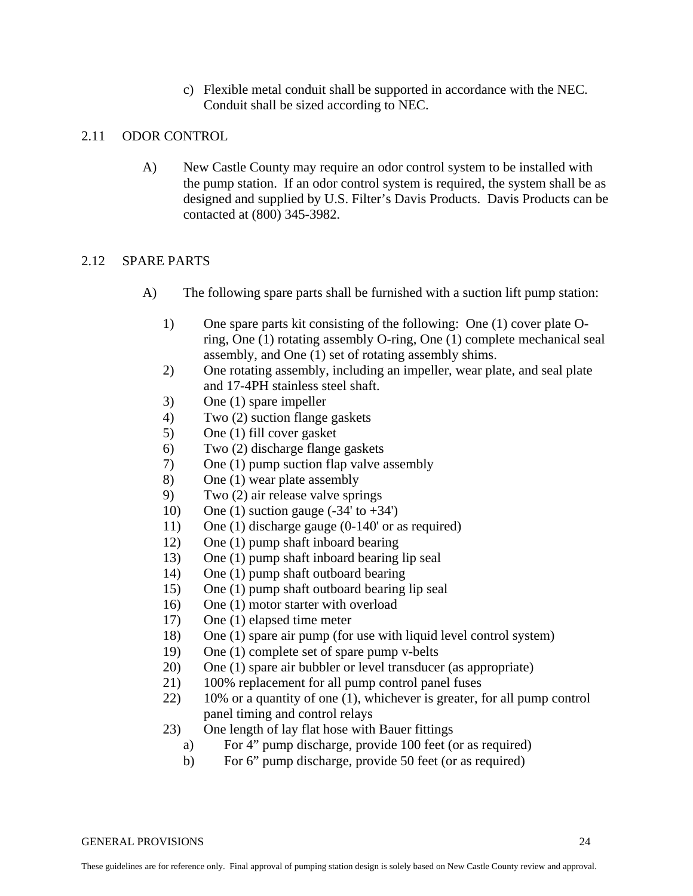c) Flexible metal conduit shall be supported in accordance with the NEC. Conduit shall be sized according to NEC.

## 2.11 ODOR CONTROL

A) New Castle County may require an odor control system to be installed with the pump station. If an odor control system is required, the system shall be as designed and supplied by U.S. Filter's Davis Products. Davis Products can be contacted at (800) 345-3982.

## 2.12 SPARE PARTS

A) The following spare parts shall be furnished with a suction lift pump station:

1) One spare parts kit consisting of the following: One (1) cover plate O-ring, One (1) rotating assembly O-ring, One (1) complete mechanical seal assembly, and One (1) set of rotating assembly shims.
2) One rotating assembly, including an impeller, wear plate, and seal plate and 17-4PH stainless steel shaft.
3) One (1) spare impeller
4) Two (2) suction flange gaskets
5) One (1) fill cover gasket
6) Two (2) discharge flange gaskets
7) One (1) pump suction flap valve assembly
8) One (1) wear plate assembly
9) Two (2) air release valve springs
10) One (1) suction gauge (-34' to +34')
11) One (1) discharge gauge (0-140' or as required)
12) One (1) pump shaft inboard bearing
13) One (1) pump shaft inboard bearing lip seal
14) One (1) pump shaft outboard bearing
15) One (1) pump shaft outboard bearing lip seal
16) One (1) motor starter with overload
17) One (1) elapsed time meter
18) One (1) spare air pump (for use with liquid level control system)
19) One (1) complete set of spare pump v-belts
20) One (1) spare air bubbler or level transducer (as appropriate)
21) 100% replacement for all pump control panel fuses
22) 10% or a quantity of one (1), whichever is greater, for all pump control panel timing and control relays
23) One length of lay flat hose with Bauer fittings
    a) For 4" pump discharge, provide 100 feet (or as required)
    b) For 6" pump discharge, provide 50 feet (or as required)

These guidelines are for reference only. Final approval of pumping station design is solely based on New Castle County review and approval.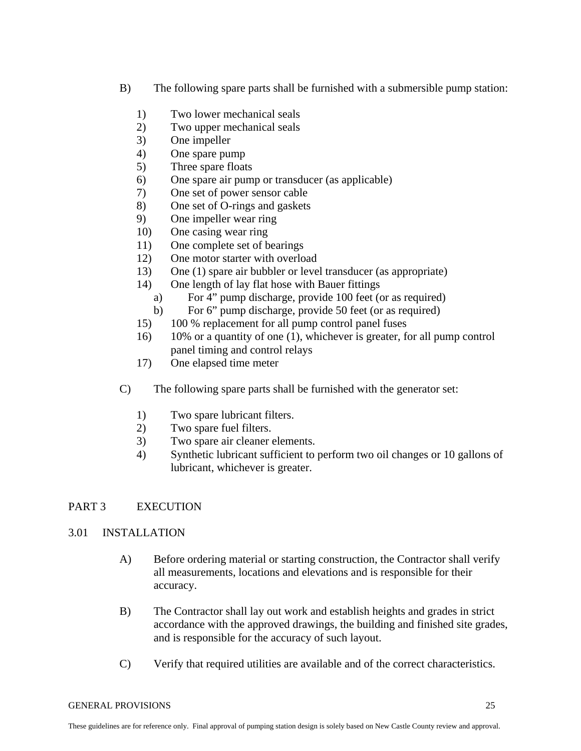B) The following spare parts shall be furnished with a submersible pump station:

1) Two lower mechanical seals
2) Two upper mechanical seals
3) One impeller
4) One spare pump
5) Three spare floats
6) One spare air pump or transducer (as applicable)
7) One set of power sensor cable
8) One set of O-rings and gaskets
9) One impeller wear ring
10) One casing wear ring
11) One complete set of bearings
12) One motor starter with overload
13) One (1) spare air bubbler or level transducer (as appropriate)
14) One length of lay flat hose with Bauer fittings
    a) For 4" pump discharge, provide 100 feet (or as required)
    b) For 6" pump discharge, provide 50 feet (or as required)
15) 100 % replacement for all pump control panel fuses
16) 10% or a quantity of one (1), whichever is greater, for all pump control panel timing and control relays
17) One elapsed time meter

C) The following spare parts shall be furnished with the generator set:

1) Two spare lubricant filters.
2) Two spare fuel filters.
3) Two spare air cleaner elements.
4) Synthetic lubricant sufficient to perform two oil changes or 10 gallons of lubricant, whichever is greater.

## PART 3 EXECUTION

### 3.01 INSTALLATION

A) Before ordering material or starting construction, the Contractor shall verify all measurements, locations and elevations and is responsible for their accuracy.

B) The Contractor shall lay out work and establish heights and grades in strict accordance with the approved drawings, the building and finished site grades, and is responsible for the accuracy of such layout.

C) Verify that required utilities are available and of the correct characteristics.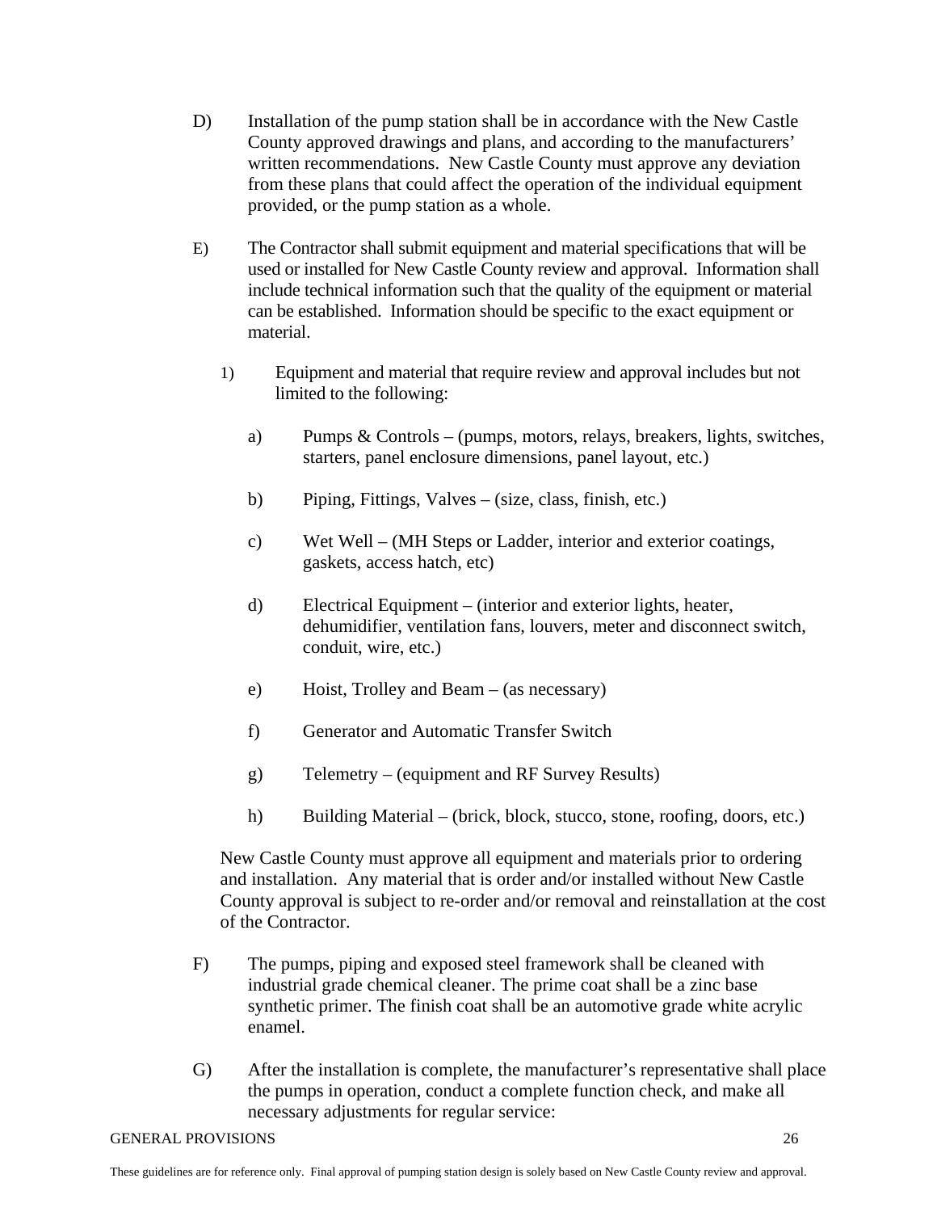D) Installation of the pump station shall be in accordance with the New Castle County approved drawings and plans, and according to the manufacturers' written recommendations. New Castle County must approve any deviation from these plans that could affect the operation of the individual equipment provided, or the pump station as a whole.

E) The Contractor shall submit equipment and material specifications that will be used or installed for New Castle County review and approval. Information shall include technical information such that the quality of the equipment or material can be established. Information should be specific to the exact equipment or material.

  1) Equipment and material that require review and approval includes but not limited to the following:

    a) Pumps & Controls – (pumps, motors, relays, breakers, lights, switches, starters, panel enclosure dimensions, panel layout, etc.)

    b) Piping, Fittings, Valves – (size, class, finish, etc.)

    c) Wet Well – (MH Steps or Ladder, interior and exterior coatings, gaskets, access hatch, etc)

    d) Electrical Equipment – (interior and exterior lights, heater, dehumidifier, ventilation fans, louvers, meter and disconnect switch, conduit, wire, etc.)

    e) Hoist, Trolley and Beam – (as necessary)

    f) Generator and Automatic Transfer Switch

    g) Telemetry – (equipment and RF Survey Results)

    h) Building Material – (brick, block, stucco, stone, roofing, doors, etc.)

  New Castle County must approve all equipment and materials prior to ordering and installation. Any material that is order and/or installed without New Castle County approval is subject to re-order and/or removal and reinstallation at the cost of the Contractor.

F) The pumps, piping and exposed steel framework shall be cleaned with industrial grade chemical cleaner. The prime coat shall be a zinc base synthetic primer. The finish coat shall be an automotive grade white acrylic enamel.

G) After the installation is complete, the manufacturer's representative shall place the pumps in operation, conduct a complete function check, and make all necessary adjustments for regular service: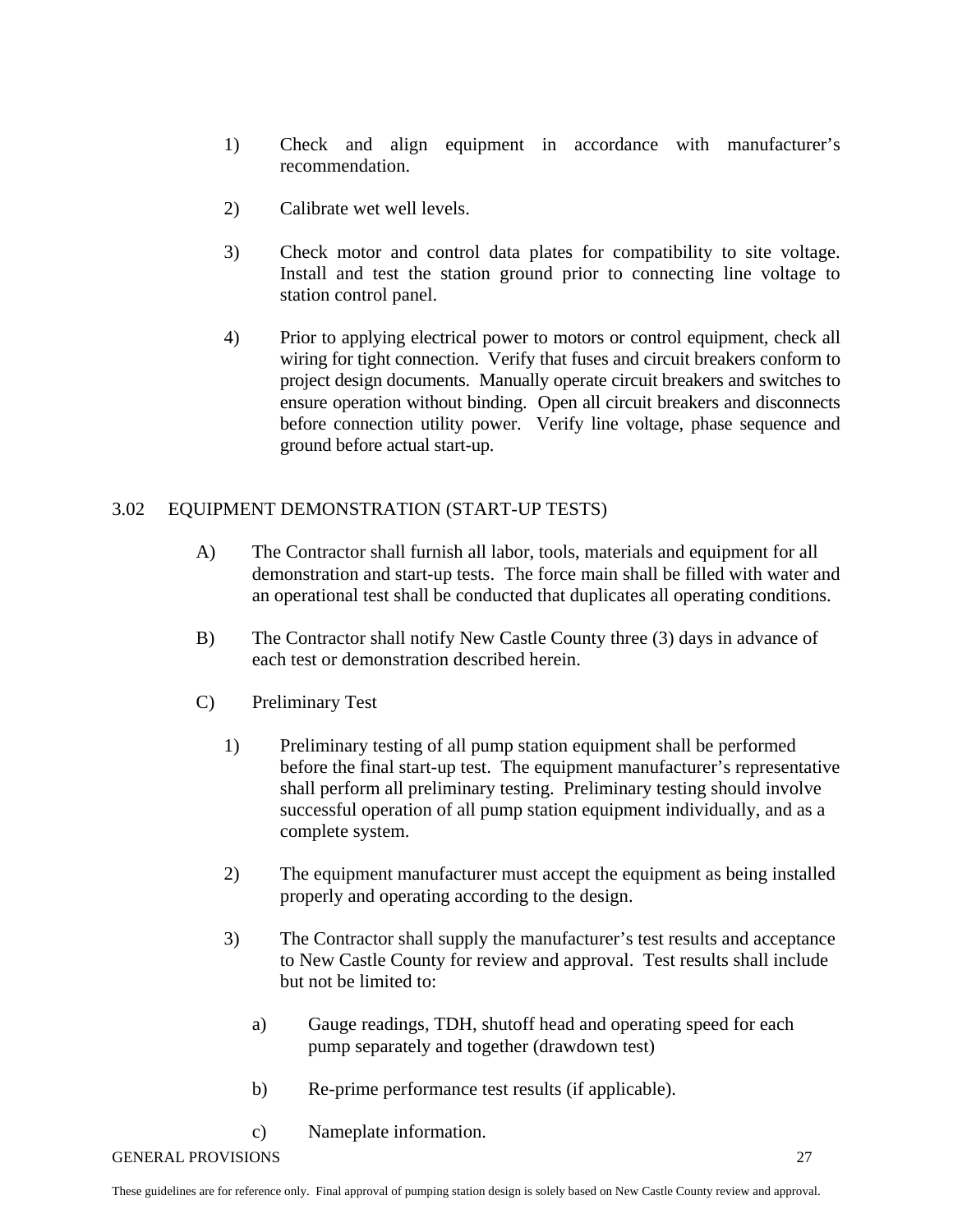1) Check and align equipment in accordance with manufacturer's recommendation.

2) Calibrate wet well levels.

3) Check motor and control data plates for compatibility to site voltage. Install and test the station ground prior to connecting line voltage to station control panel.

4) Prior to applying electrical power to motors or control equipment, check all wiring for tight connection. Verify that fuses and circuit breakers conform to project design documents. Manually operate circuit breakers and switches to ensure operation without binding. Open all circuit breakers and disconnects before connection utility power. Verify line voltage, phase sequence and ground before actual start-up.

## 3.02 EQUIPMENT DEMONSTRATION (START-UP TESTS)

A) The Contractor shall furnish all labor, tools, materials and equipment for all demonstration and start-up tests. The force main shall be filled with water and an operational test shall be conducted that duplicates all operating conditions.

B) The Contractor shall notify New Castle County three (3) days in advance of each test or demonstration described herein.

C) Preliminary Test

1) Preliminary testing of all pump station equipment shall be performed before the final start-up test. The equipment manufacturer's representative shall perform all preliminary testing. Preliminary testing should involve successful operation of all pump station equipment individually, and as a complete system.

2) The equipment manufacturer must accept the equipment as being installed properly and operating according to the design.

3) The Contractor shall supply the manufacturer's test results and acceptance to New Castle County for review and approval. Test results shall include but not be limited to:

a) Gauge readings, TDH, shutoff head and operating speed for each pump separately and together (drawdown test)

b) Re-prime performance test results (if applicable).

c) Nameplate information.

These guidelines are for reference only. Final approval of pumping station design is solely based on New Castle County review and approval.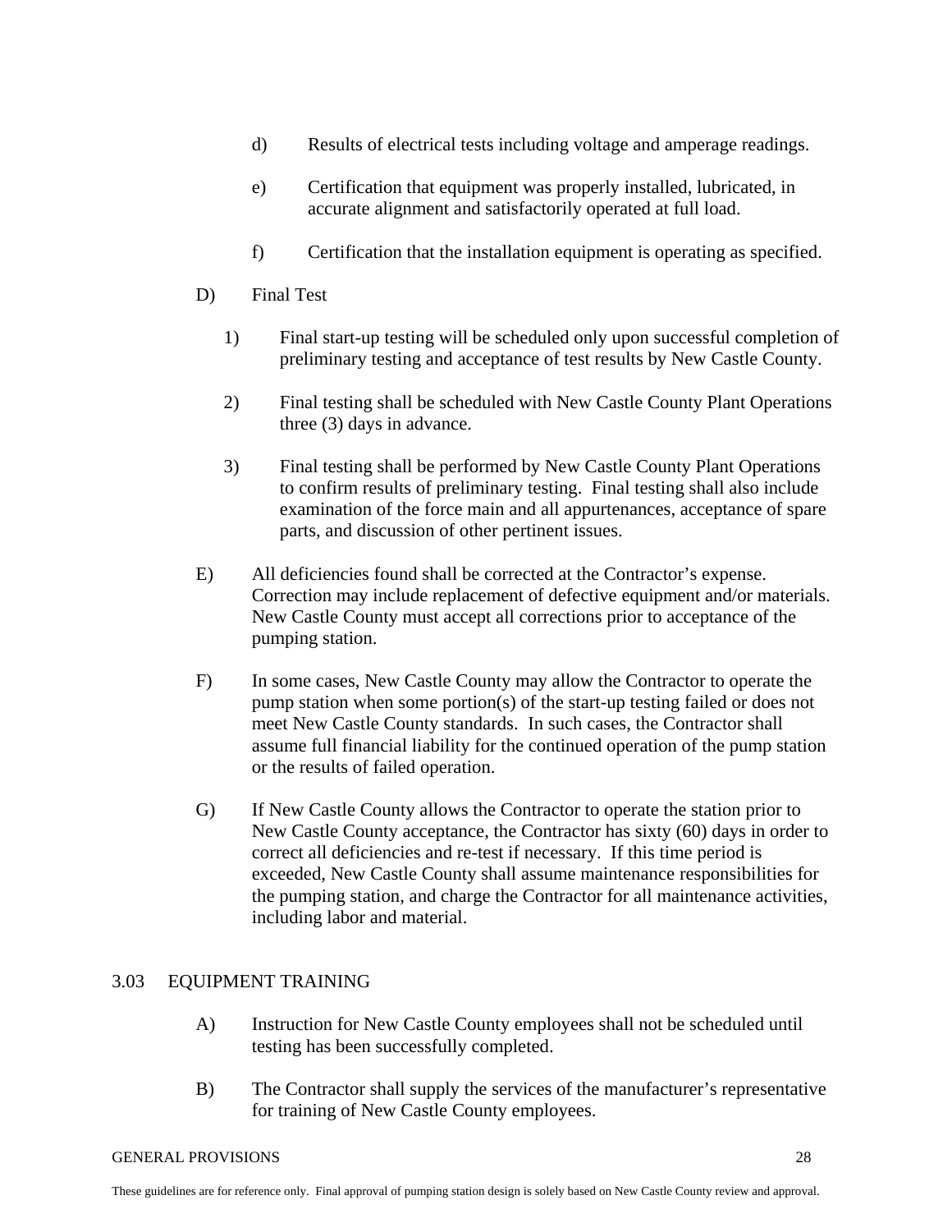d) Results of electrical tests including voltage and amperage readings.

e) Certification that equipment was properly installed, lubricated, in accurate alignment and satisfactorily operated at full load.

f) Certification that the installation equipment is operating as specified.

D) Final Test

1) Final start-up testing will be scheduled only upon successful completion of preliminary testing and acceptance of test results by New Castle County.

2) Final testing shall be scheduled with New Castle County Plant Operations three (3) days in advance.

3) Final testing shall be performed by New Castle County Plant Operations to confirm results of preliminary testing. Final testing shall also include examination of the force main and all appurtenances, acceptance of spare parts, and discussion of other pertinent issues.

E) All deficiencies found shall be corrected at the Contractor's expense. Correction may include replacement of defective equipment and/or materials. New Castle County must accept all corrections prior to acceptance of the pumping station.

F) In some cases, New Castle County may allow the Contractor to operate the pump station when some portion(s) of the start-up testing failed or does not meet New Castle County standards. In such cases, the Contractor shall assume full financial liability for the continued operation of the pump station or the results of failed operation.

G) If New Castle County allows the Contractor to operate the station prior to New Castle County acceptance, the Contractor has sixty (60) days in order to correct all deficiencies and re-test if necessary. If this time period is exceeded, New Castle County shall assume maintenance responsibilities for the pumping station, and charge the Contractor for all maintenance activities, including labor and material.

## 3.03 EQUIPMENT TRAINING

A) Instruction for New Castle County employees shall not be scheduled until testing has been successfully completed.

B) The Contractor shall supply the services of the manufacturer's representative for training of New Castle County employees.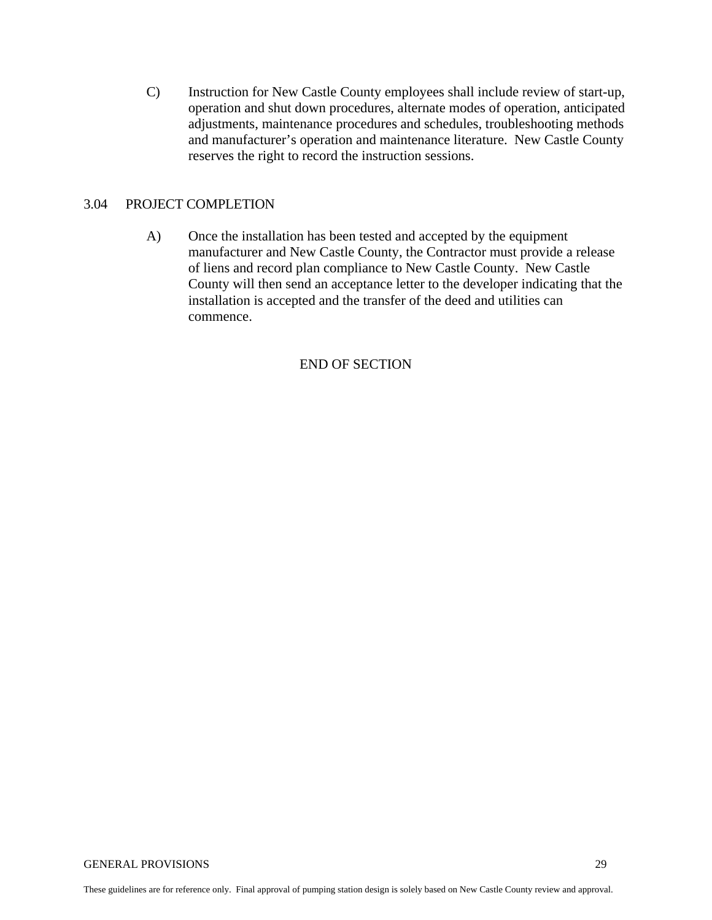C) Instruction for New Castle County employees shall include review of start-up, operation and shut down procedures, alternate modes of operation, anticipated adjustments, maintenance procedures and schedules, troubleshooting methods and manufacturer's operation and maintenance literature. New Castle County reserves the right to record the instruction sessions.

## 3.04 PROJECT COMPLETION

A) Once the installation has been tested and accepted by the equipment manufacturer and New Castle County, the Contractor must provide a release of liens and record plan compliance to New Castle County. New Castle County will then send an acceptance letter to the developer indicating that the installation is accepted and the transfer of the deed and utilities can commence.

END OF SECTION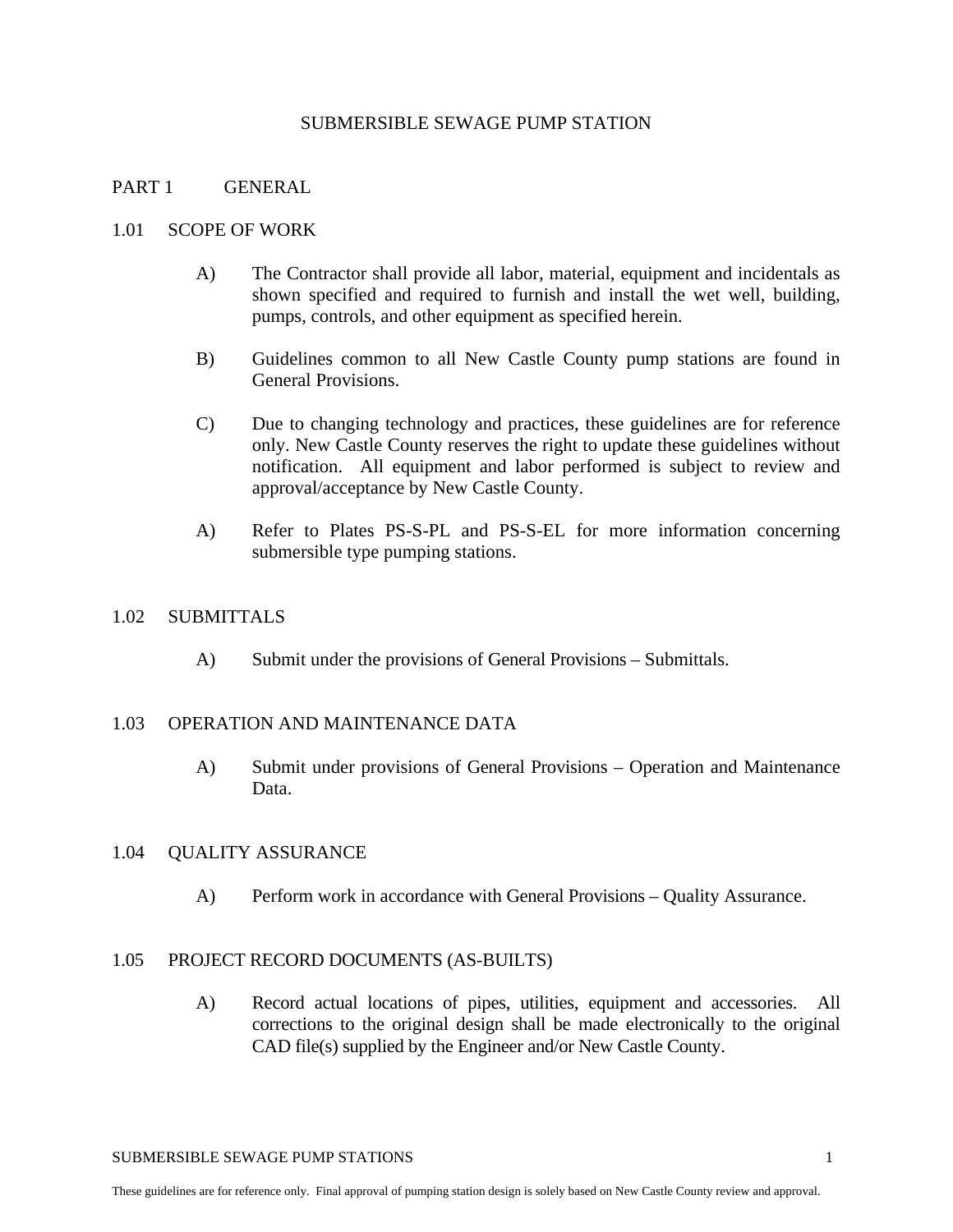# SUBMERSIBLE SEWAGE PUMP STATION

## PART 1 GENERAL

### 1.01 SCOPE OF WORK

A) The Contractor shall provide all labor, material, equipment and incidentals as shown specified and required to furnish and install the wet well, building, pumps, controls, and other equipment as specified herein.

B) Guidelines common to all New Castle County pump stations are found in General Provisions.

C) Due to changing technology and practices, these guidelines are for reference only. New Castle County reserves the right to update these guidelines without notification. All equipment and labor performed is subject to review and approval/acceptance by New Castle County.

A) Refer to Plates PS-S-PL and PS-S-EL for more information concerning submersible type pumping stations.

### 1.02 SUBMITTALS

A) Submit under the provisions of General Provisions – Submittals.

### 1.03 OPERATION AND MAINTENANCE DATA

A) Submit under provisions of General Provisions – Operation and Maintenance Data.

### 1.04 QUALITY ASSURANCE

A) Perform work in accordance with General Provisions – Quality Assurance.

### 1.05 PROJECT RECORD DOCUMENTS (AS-BUILTS)

A) Record actual locations of pipes, utilities, equipment and accessories. All corrections to the original design shall be made electronically to the original CAD file(s) supplied by the Engineer and/or New Castle County.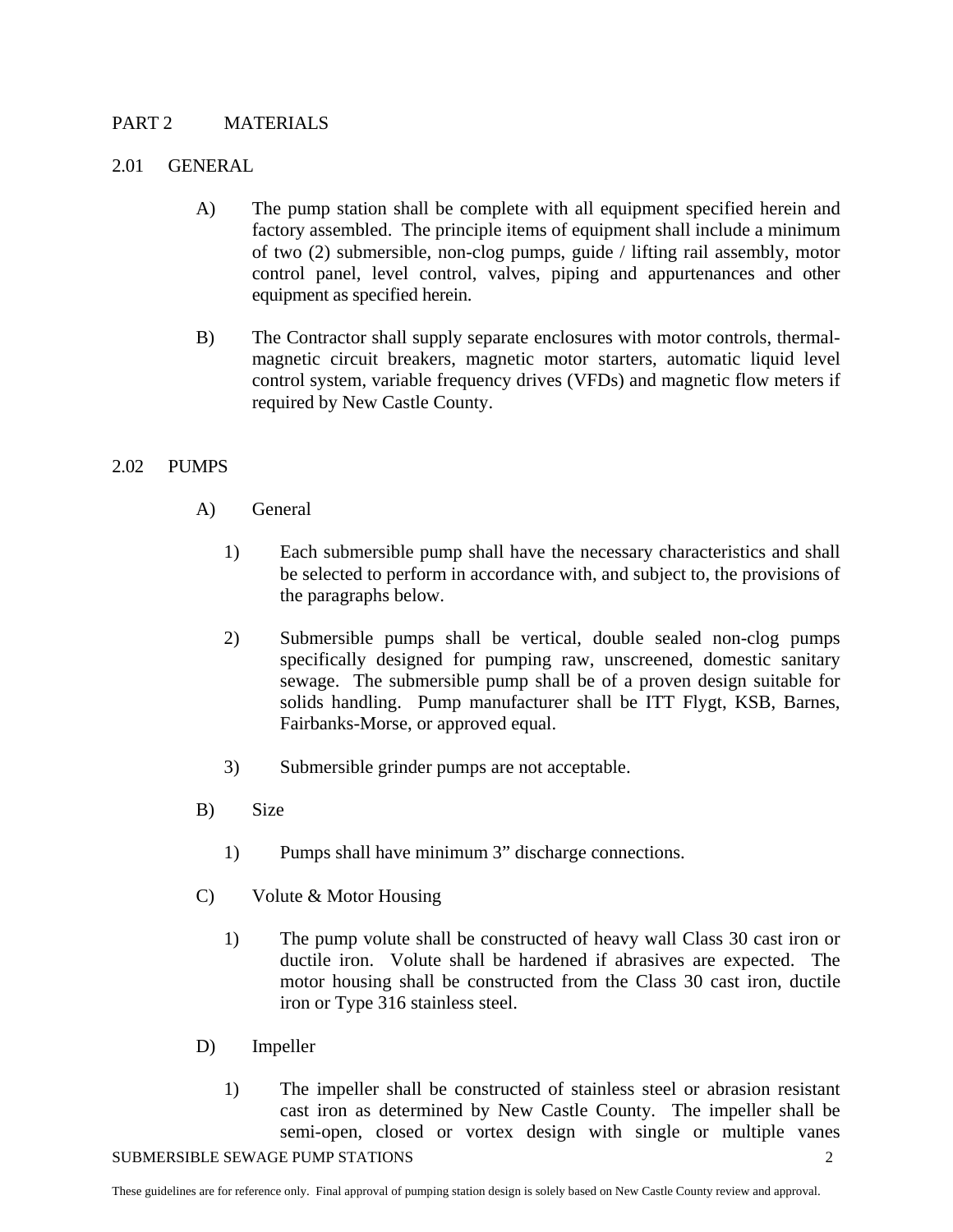PART 2 MATERIALS

2.01 GENERAL

A) The pump station shall be complete with all equipment specified herein and factory assembled. The principle items of equipment shall include a minimum of two (2) submersible, non-clog pumps, guide / lifting rail assembly, motor control panel, level control, valves, piping and appurtenances and other equipment as specified herein.

B) The Contractor shall supply separate enclosures with motor controls, thermal-magnetic circuit breakers, magnetic motor starters, automatic liquid level control system, variable frequency drives (VFDs) and magnetic flow meters if required by New Castle County.

2.02 PUMPS

A) General

1) Each submersible pump shall have the necessary characteristics and shall be selected to perform in accordance with, and subject to, the provisions of the paragraphs below.

2) Submersible pumps shall be vertical, double sealed non-clog pumps specifically designed for pumping raw, unscreened, domestic sanitary sewage. The submersible pump shall be of a proven design suitable for solids handling. Pump manufacturer shall be ITT Flygt, KSB, Barnes, Fairbanks-Morse, or approved equal.

3) Submersible grinder pumps are not acceptable.

B) Size

1) Pumps shall have minimum 3" discharge connections.

C) Volute & Motor Housing

1) The pump volute shall be constructed of heavy wall Class 30 cast iron or ductile iron. Volute shall be hardened if abrasives are expected. The motor housing shall be constructed from the Class 30 cast iron, ductile iron or Type 316 stainless steel.

D) Impeller

1) The impeller shall be constructed of stainless steel or abrasion resistant cast iron as determined by New Castle County. The impeller shall be semi-open, closed or vortex design with single or multiple vanes

These guidelines are for reference only. Final approval of pumping station design is solely based on New Castle County review and approval.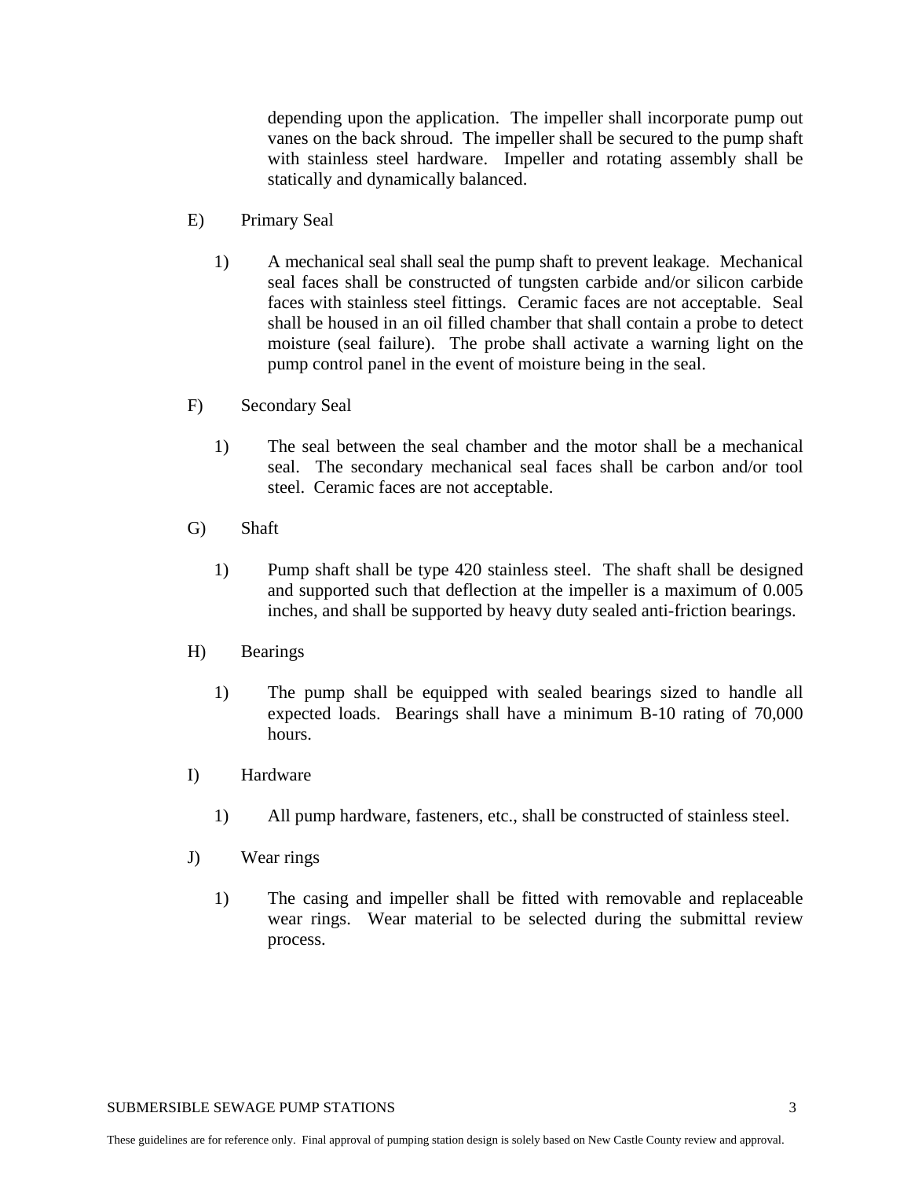depending upon the application. The impeller shall incorporate pump out vanes on the back shroud. The impeller shall be secured to the pump shaft with stainless steel hardware. Impeller and rotating assembly shall be statically and dynamically balanced.

E) Primary Seal

1) A mechanical seal shall seal the pump shaft to prevent leakage. Mechanical seal faces shall be constructed of tungsten carbide and/or silicon carbide faces with stainless steel fittings. Ceramic faces are not acceptable. Seal shall be housed in an oil filled chamber that shall contain a probe to detect moisture (seal failure). The probe shall activate a warning light on the pump control panel in the event of moisture being in the seal.

F) Secondary Seal

1) The seal between the seal chamber and the motor shall be a mechanical seal. The secondary mechanical seal faces shall be carbon and/or tool steel. Ceramic faces are not acceptable.

G) Shaft

1) Pump shaft shall be type 420 stainless steel. The shaft shall be designed and supported such that deflection at the impeller is a maximum of 0.005 inches, and shall be supported by heavy duty sealed anti-friction bearings.

H) Bearings

1) The pump shall be equipped with sealed bearings sized to handle all expected loads. Bearings shall have a minimum B-10 rating of 70,000 hours.

I) Hardware

1) All pump hardware, fasteners, etc., shall be constructed of stainless steel.

J) Wear rings

1) The casing and impeller shall be fitted with removable and replaceable wear rings. Wear material to be selected during the submittal review process.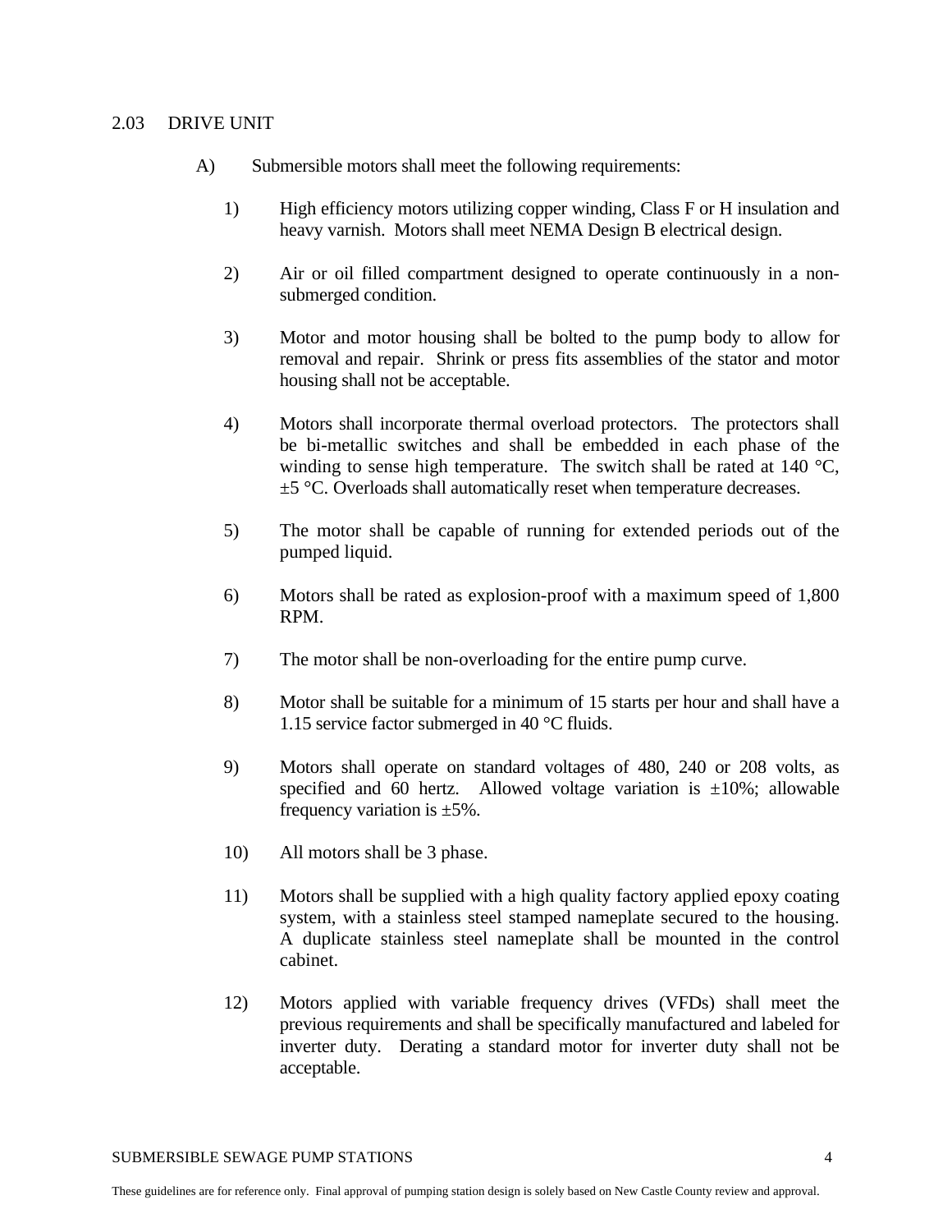## 2.03 DRIVE UNIT

A) Submersible motors shall meet the following requirements:

1) High efficiency motors utilizing copper winding, Class F or H insulation and heavy varnish. Motors shall meet NEMA Design B electrical design.

2) Air or oil filled compartment designed to operate continuously in a non-submerged condition.

3) Motor and motor housing shall be bolted to the pump body to allow for removal and repair. Shrink or press fits assemblies of the stator and motor housing shall not be acceptable.

4) Motors shall incorporate thermal overload protectors. The protectors shall be bi-metallic switches and shall be embedded in each phase of the winding to sense high temperature. The switch shall be rated at 140 °C, ±5 °C. Overloads shall automatically reset when temperature decreases.

5) The motor shall be capable of running for extended periods out of the pumped liquid.

6) Motors shall be rated as explosion-proof with a maximum speed of 1,800 RPM.

7) The motor shall be non-overloading for the entire pump curve.

8) Motor shall be suitable for a minimum of 15 starts per hour and shall have a 1.15 service factor submerged in 40 °C fluids.

9) Motors shall operate on standard voltages of 480, 240 or 208 volts, as specified and 60 hertz. Allowed voltage variation is ±10%; allowable frequency variation is ±5%.

10) All motors shall be 3 phase.

11) Motors shall be supplied with a high quality factory applied epoxy coating system, with a stainless steel stamped nameplate secured to the housing. A duplicate stainless steel nameplate shall be mounted in the control cabinet.

12) Motors applied with variable frequency drives (VFDs) shall meet the previous requirements and shall be specifically manufactured and labeled for inverter duty. Derating a standard motor for inverter duty shall not be acceptable.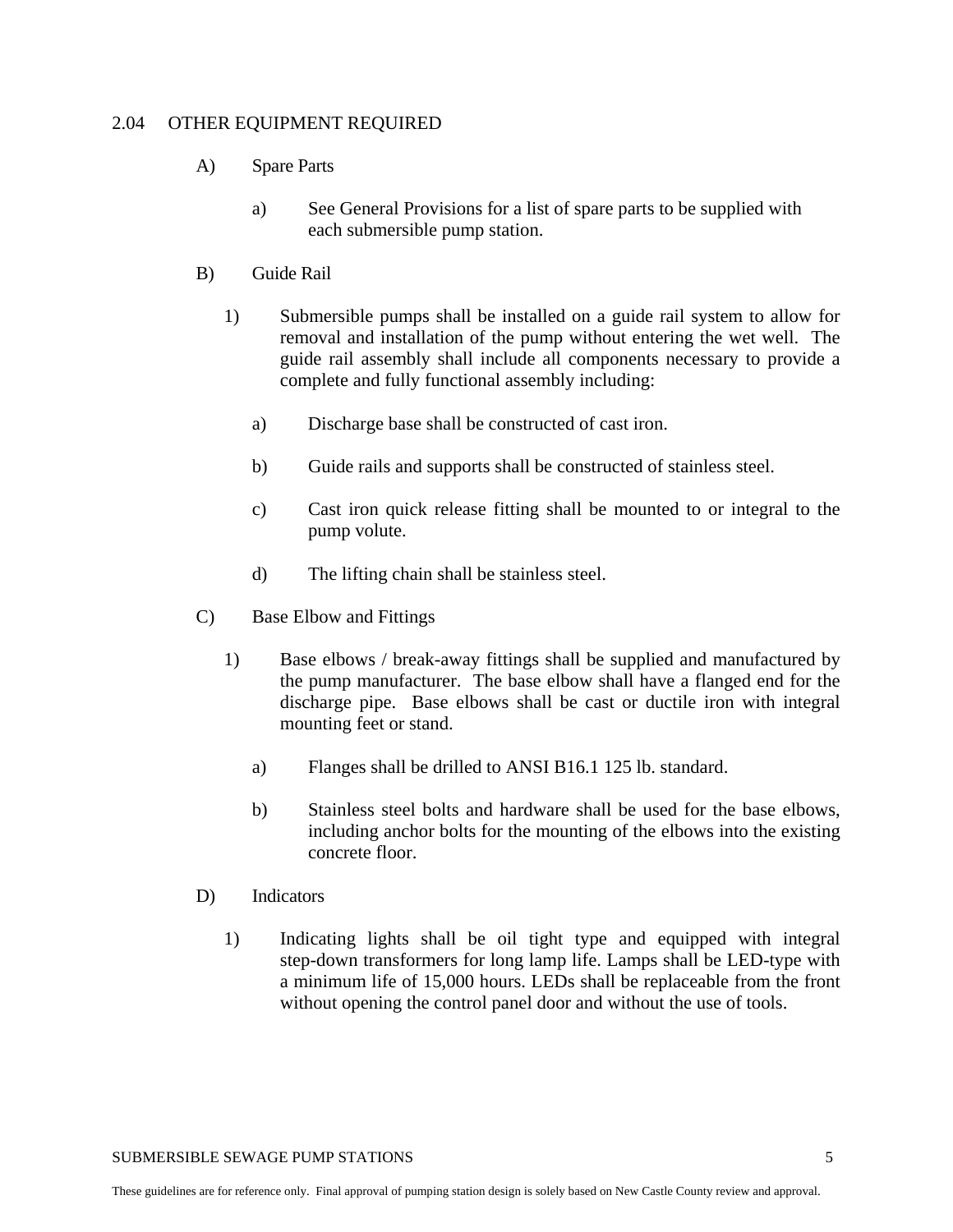## 2.04 OTHER EQUIPMENT REQUIRED

A) Spare Parts

a) See General Provisions for a list of spare parts to be supplied with each submersible pump station.

B) Guide Rail

1) Submersible pumps shall be installed on a guide rail system to allow for removal and installation of the pump without entering the wet well. The guide rail assembly shall include all components necessary to provide a complete and fully functional assembly including:

a) Discharge base shall be constructed of cast iron.

b) Guide rails and supports shall be constructed of stainless steel.

c) Cast iron quick release fitting shall be mounted to or integral to the pump volute.

d) The lifting chain shall be stainless steel.

C) Base Elbow and Fittings

1) Base elbows / break-away fittings shall be supplied and manufactured by the pump manufacturer. The base elbow shall have a flanged end for the discharge pipe. Base elbows shall be cast or ductile iron with integral mounting feet or stand.

a) Flanges shall be drilled to ANSI B16.1 125 lb. standard.

b) Stainless steel bolts and hardware shall be used for the base elbows, including anchor bolts for the mounting of the elbows into the existing concrete floor.

D) Indicators

1) Indicating lights shall be oil tight type and equipped with integral step-down transformers for long lamp life. Lamps shall be LED-type with a minimum life of 15,000 hours. LEDs shall be replaceable from the front without opening the control panel door and without the use of tools.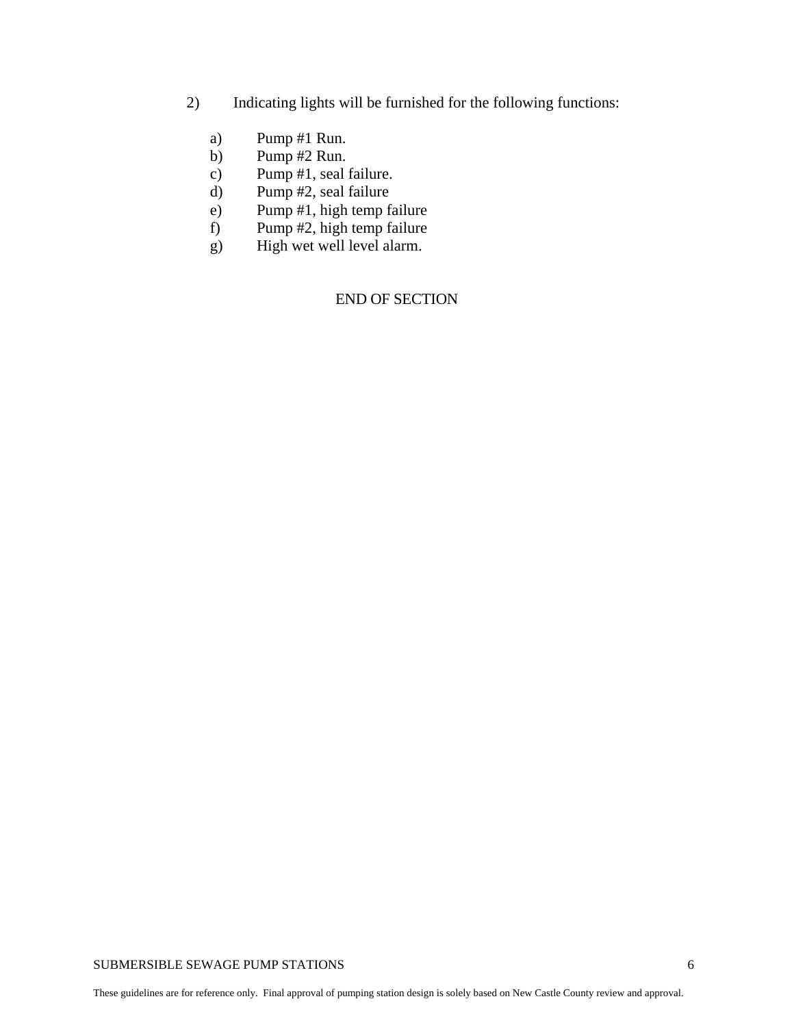2) Indicating lights will be furnished for the following functions:

    a) Pump #1 Run.
    b) Pump #2 Run.
    c) Pump #1, seal failure.
    d) Pump #2, seal failure
    e) Pump #1, high temp failure
    f) Pump #2, high temp failure
    g) High wet well level alarm.

END OF SECTION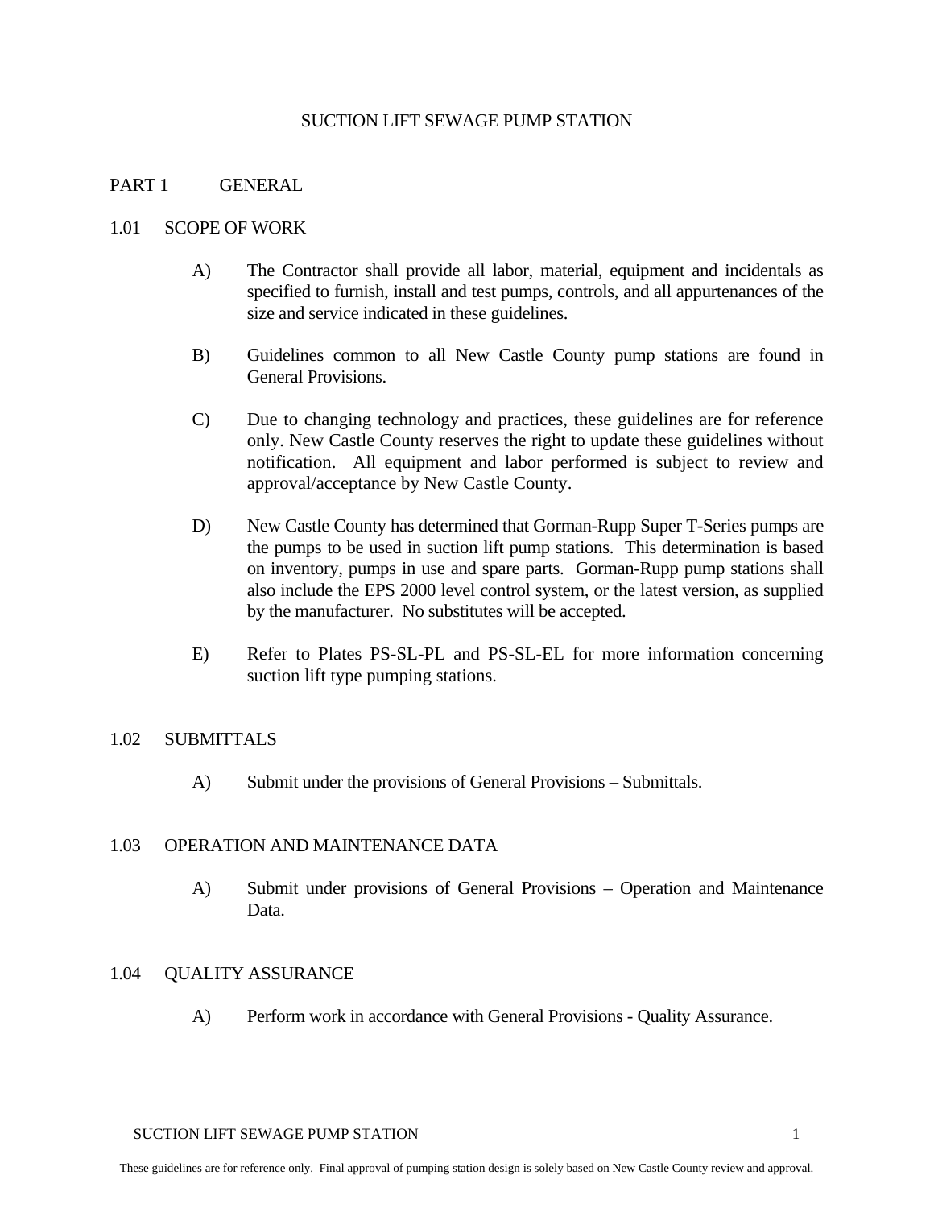# SUCTION LIFT SEWAGE PUMP STATION

## PART 1 GENERAL

### 1.01 SCOPE OF WORK

A) The Contractor shall provide all labor, material, equipment and incidentals as specified to furnish, install and test pumps, controls, and all appurtenances of the size and service indicated in these guidelines.

B) Guidelines common to all New Castle County pump stations are found in General Provisions.

C) Due to changing technology and practices, these guidelines are for reference only. New Castle County reserves the right to update these guidelines without notification. All equipment and labor performed is subject to review and approval/acceptance by New Castle County.

D) New Castle County has determined that Gorman-Rupp Super T-Series pumps are the pumps to be used in suction lift pump stations. This determination is based on inventory, pumps in use and spare parts. Gorman-Rupp pump stations shall also include the EPS 2000 level control system, or the latest version, as supplied by the manufacturer. No substitutes will be accepted.

E) Refer to Plates PS-SL-PL and PS-SL-EL for more information concerning suction lift type pumping stations.

### 1.02 SUBMITTALS

A) Submit under the provisions of General Provisions – Submittals.

### 1.03 OPERATION AND MAINTENANCE DATA

A) Submit under provisions of General Provisions – Operation and Maintenance Data.

### 1.04 QUALITY ASSURANCE

A) Perform work in accordance with General Provisions - Quality Assurance.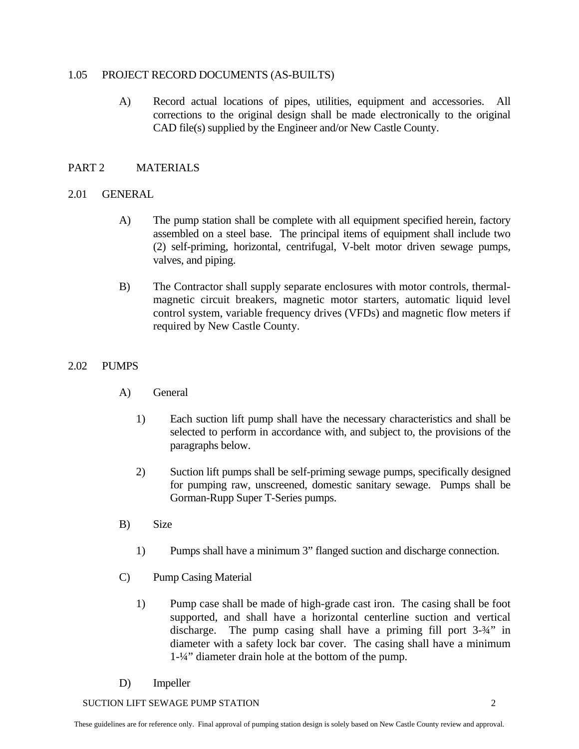1.05 PROJECT RECORD DOCUMENTS (AS-BUILTS)

A) Record actual locations of pipes, utilities, equipment and accessories. All corrections to the original design shall be made electronically to the original CAD file(s) supplied by the Engineer and/or New Castle County.

## PART 2 MATERIALS

### 2.01 GENERAL

A) The pump station shall be complete with all equipment specified herein, factory assembled on a steel base. The principal items of equipment shall include two (2) self-priming, horizontal, centrifugal, V-belt motor driven sewage pumps, valves, and piping.

B) The Contractor shall supply separate enclosures with motor controls, thermal-magnetic circuit breakers, magnetic motor starters, automatic liquid level control system, variable frequency drives (VFDs) and magnetic flow meters if required by New Castle County.

### 2.02 PUMPS

A) General

1) Each suction lift pump shall have the necessary characteristics and shall be selected to perform in accordance with, and subject to, the provisions of the paragraphs below.

2) Suction lift pumps shall be self-priming sewage pumps, specifically designed for pumping raw, unscreened, domestic sanitary sewage. Pumps shall be Gorman-Rupp Super T-Series pumps.

B) Size

1) Pumps shall have a minimum 3" flanged suction and discharge connection.

C) Pump Casing Material

1) Pump case shall be made of high-grade cast iron. The casing shall be foot supported, and shall have a horizontal centerline suction and vertical discharge. The pump casing shall have a priming fill port 3-¾" in diameter with a safety lock bar cover. The casing shall have a minimum 1-¼" diameter drain hole at the bottom of the pump.

D) Impeller

These guidelines are for reference only. Final approval of pumping station design is solely based on New Castle County review and approval.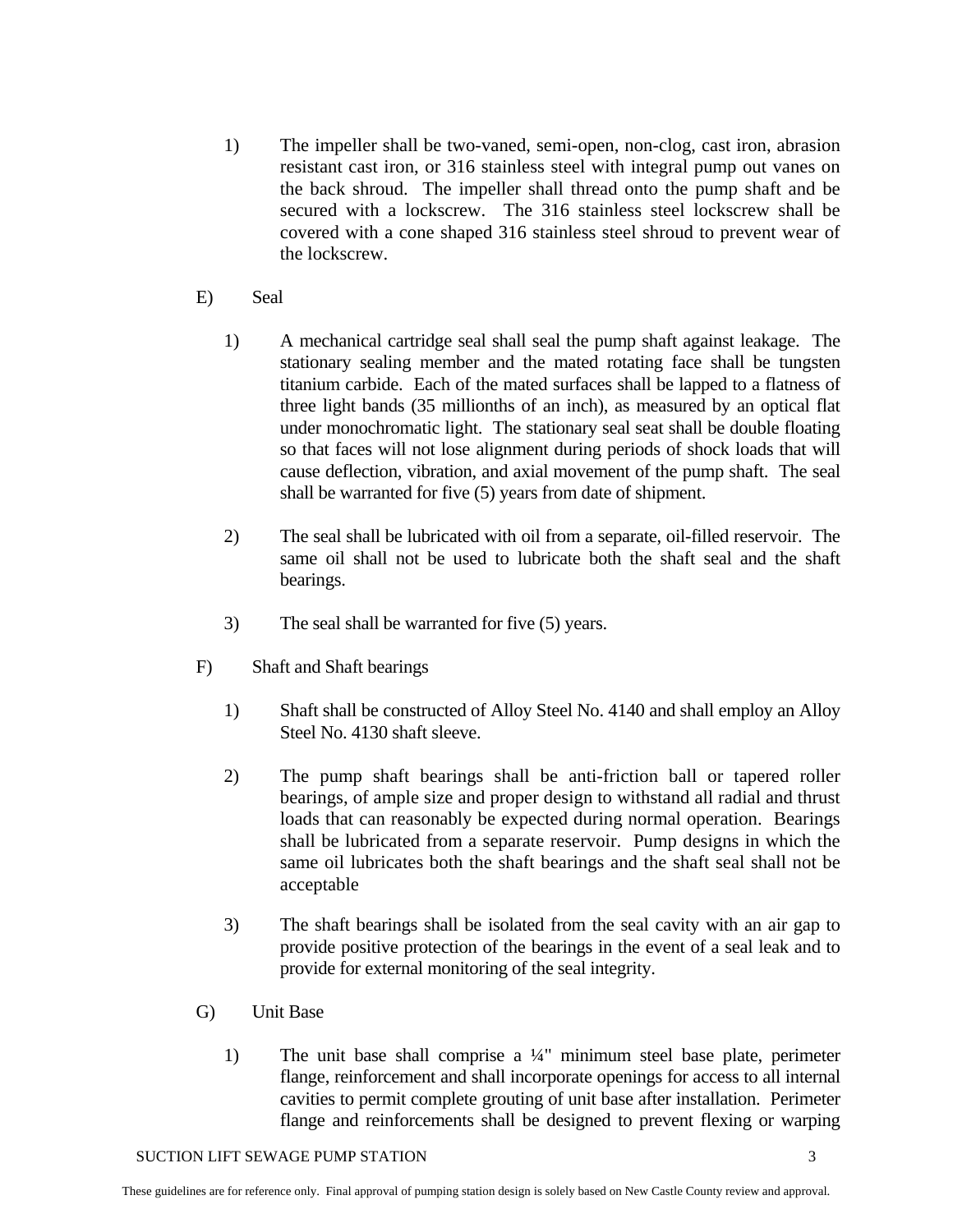1) The impeller shall be two-vaned, semi-open, non-clog, cast iron, abrasion resistant cast iron, or 316 stainless steel with integral pump out vanes on the back shroud. The impeller shall thread onto the pump shaft and be secured with a lockscrew. The 316 stainless steel lockscrew shall be covered with a cone shaped 316 stainless steel shroud to prevent wear of the lockscrew.

E) Seal

1) A mechanical cartridge seal shall seal the pump shaft against leakage. The stationary sealing member and the mated rotating face shall be tungsten titanium carbide. Each of the mated surfaces shall be lapped to a flatness of three light bands (35 millionths of an inch), as measured by an optical flat under monochromatic light. The stationary seal seat shall be double floating so that faces will not lose alignment during periods of shock loads that will cause deflection, vibration, and axial movement of the pump shaft. The seal shall be warranted for five (5) years from date of shipment.

2) The seal shall be lubricated with oil from a separate, oil-filled reservoir. The same oil shall not be used to lubricate both the shaft seal and the shaft bearings.

3) The seal shall be warranted for five (5) years.

F) Shaft and Shaft bearings

1) Shaft shall be constructed of Alloy Steel No. 4140 and shall employ an Alloy Steel No. 4130 shaft sleeve.

2) The pump shaft bearings shall be anti-friction ball or tapered roller bearings, of ample size and proper design to withstand all radial and thrust loads that can reasonably be expected during normal operation. Bearings shall be lubricated from a separate reservoir. Pump designs in which the same oil lubricates both the shaft bearings and the shaft seal shall not be acceptable

3) The shaft bearings shall be isolated from the seal cavity with an air gap to provide positive protection of the bearings in the event of a seal leak and to provide for external monitoring of the seal integrity.

G) Unit Base

1) The unit base shall comprise a ¼" minimum steel base plate, perimeter flange, reinforcement and shall incorporate openings for access to all internal cavities to permit complete grouting of unit base after installation. Perimeter flange and reinforcements shall be designed to prevent flexing or warping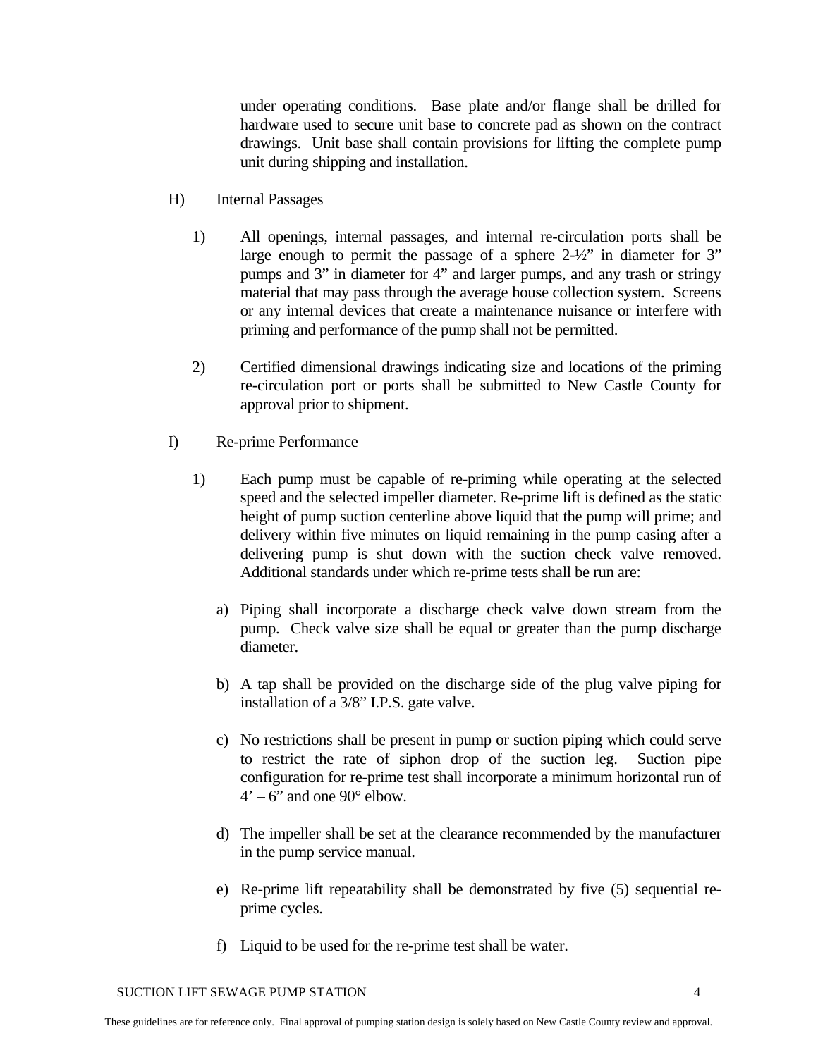under operating conditions. Base plate and/or flange shall be drilled for hardware used to secure unit base to concrete pad as shown on the contract drawings. Unit base shall contain provisions for lifting the complete pump unit during shipping and installation.

H) Internal Passages

1) All openings, internal passages, and internal re-circulation ports shall be large enough to permit the passage of a sphere 2-½" in diameter for 3" pumps and 3" in diameter for 4" and larger pumps, and any trash or stringy material that may pass through the average house collection system. Screens or any internal devices that create a maintenance nuisance or interfere with priming and performance of the pump shall not be permitted.

2) Certified dimensional drawings indicating size and locations of the priming re-circulation port or ports shall be submitted to New Castle County for approval prior to shipment.

I) Re-prime Performance

1) Each pump must be capable of re-priming while operating at the selected speed and the selected impeller diameter. Re-prime lift is defined as the static height of pump suction centerline above liquid that the pump will prime; and delivery within five minutes on liquid remaining in the pump casing after a delivering pump is shut down with the suction check valve removed. Additional standards under which re-prime tests shall be run are:

a) Piping shall incorporate a discharge check valve down stream from the pump. Check valve size shall be equal or greater than the pump discharge diameter.

b) A tap shall be provided on the discharge side of the plug valve piping for installation of a 3/8" I.P.S. gate valve.

c) No restrictions shall be present in pump or suction piping which could serve to restrict the rate of siphon drop of the suction leg. Suction pipe configuration for re-prime test shall incorporate a minimum horizontal run of 4' – 6" and one 90° elbow.

d) The impeller shall be set at the clearance recommended by the manufacturer in the pump service manual.

e) Re-prime lift repeatability shall be demonstrated by five (5) sequential re-prime cycles.

f) Liquid to be used for the re-prime test shall be water.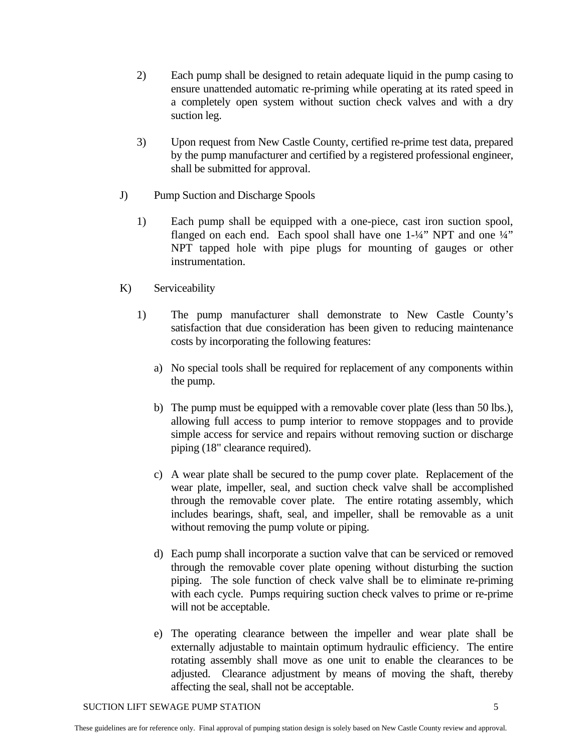2) Each pump shall be designed to retain adequate liquid in the pump casing to ensure unattended automatic re-priming while operating at its rated speed in a completely open system without suction check valves and with a dry suction leg.

3) Upon request from New Castle County, certified re-prime test data, prepared by the pump manufacturer and certified by a registered professional engineer, shall be submitted for approval.

J) Pump Suction and Discharge Spools

1) Each pump shall be equipped with a one-piece, cast iron suction spool, flanged on each end. Each spool shall have one 1-¼" NPT and one ¼" NPT tapped hole with pipe plugs for mounting of gauges or other instrumentation.

K) Serviceability

1) The pump manufacturer shall demonstrate to New Castle County's satisfaction that due consideration has been given to reducing maintenance costs by incorporating the following features:

a) No special tools shall be required for replacement of any components within the pump.

b) The pump must be equipped with a removable cover plate (less than 50 lbs.), allowing full access to pump interior to remove stoppages and to provide simple access for service and repairs without removing suction or discharge piping (18" clearance required).

c) A wear plate shall be secured to the pump cover plate. Replacement of the wear plate, impeller, seal, and suction check valve shall be accomplished through the removable cover plate. The entire rotating assembly, which includes bearings, shaft, seal, and impeller, shall be removable as a unit without removing the pump volute or piping.

d) Each pump shall incorporate a suction valve that can be serviced or removed through the removable cover plate opening without disturbing the suction piping. The sole function of check valve shall be to eliminate re-priming with each cycle. Pumps requiring suction check valves to prime or re-prime will not be acceptable.

e) The operating clearance between the impeller and wear plate shall be externally adjustable to maintain optimum hydraulic efficiency. The entire rotating assembly shall move as one unit to enable the clearances to be adjusted. Clearance adjustment by means of moving the shaft, thereby affecting the seal, shall not be acceptable.

These guidelines are for reference only. Final approval of pumping station design is solely based on New Castle County review and approval.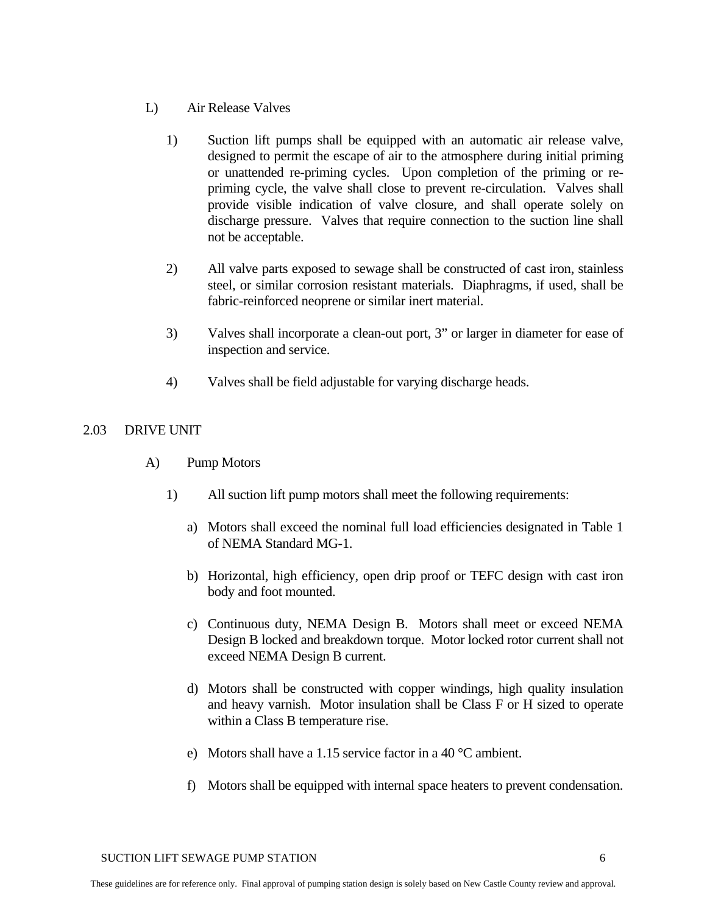L) Air Release Valves

1) Suction lift pumps shall be equipped with an automatic air release valve, designed to permit the escape of air to the atmosphere during initial priming or unattended re-priming cycles. Upon completion of the priming or re-priming cycle, the valve shall close to prevent re-circulation. Valves shall provide visible indication of valve closure, and shall operate solely on discharge pressure. Valves that require connection to the suction line shall not be acceptable.

2) All valve parts exposed to sewage shall be constructed of cast iron, stainless steel, or similar corrosion resistant materials. Diaphragms, if used, shall be fabric-reinforced neoprene or similar inert material.

3) Valves shall incorporate a clean-out port, 3" or larger in diameter for ease of inspection and service.

4) Valves shall be field adjustable for varying discharge heads.

## 2.03 DRIVE UNIT

A) Pump Motors

1) All suction lift pump motors shall meet the following requirements:

a) Motors shall exceed the nominal full load efficiencies designated in Table 1 of NEMA Standard MG-1.

b) Horizontal, high efficiency, open drip proof or TEFC design with cast iron body and foot mounted.

c) Continuous duty, NEMA Design B. Motors shall meet or exceed NEMA Design B locked and breakdown torque. Motor locked rotor current shall not exceed NEMA Design B current.

d) Motors shall be constructed with copper windings, high quality insulation and heavy varnish. Motor insulation shall be Class F or H sized to operate within a Class B temperature rise.

e) Motors shall have a 1.15 service factor in a 40 °C ambient.

f) Motors shall be equipped with internal space heaters to prevent condensation.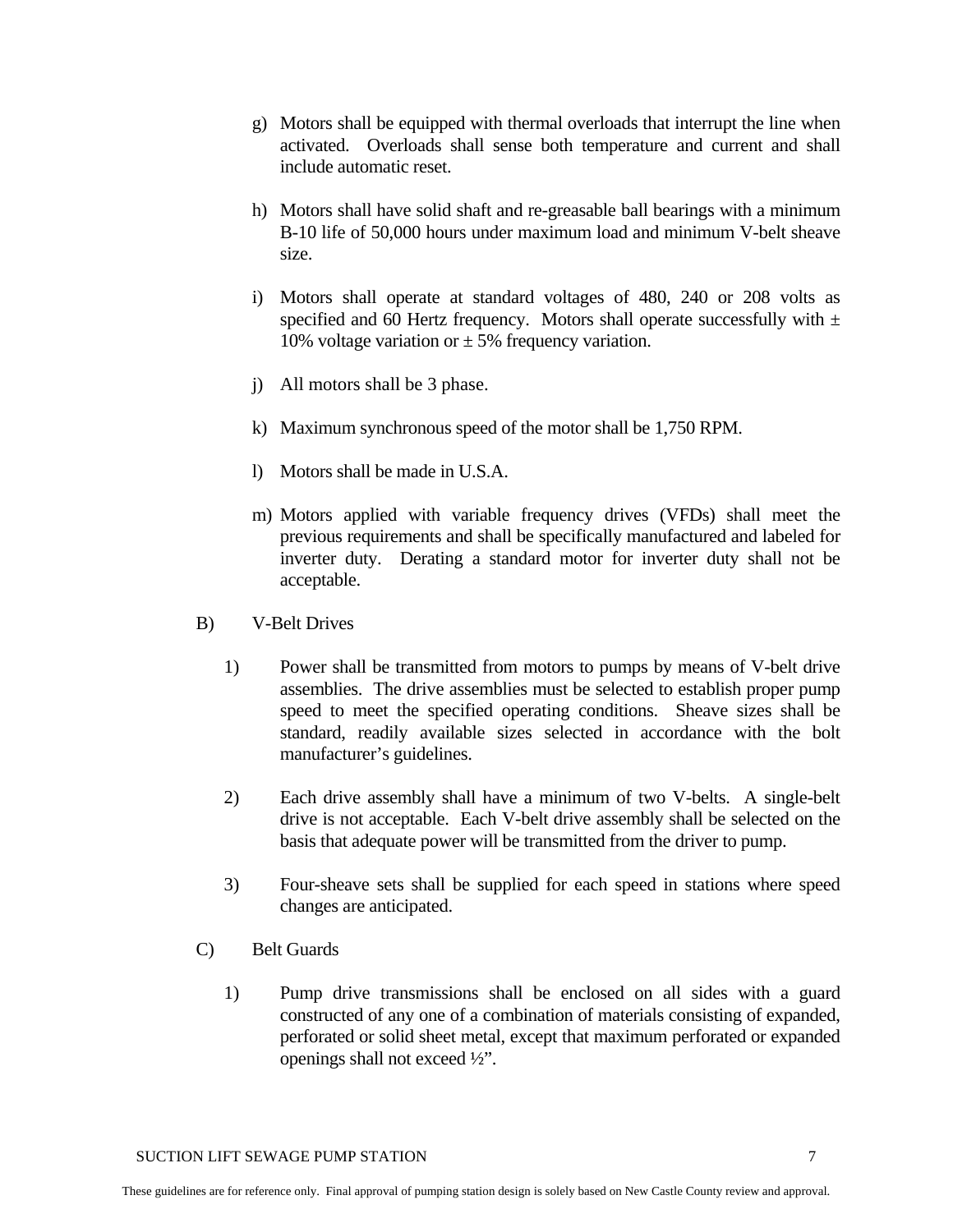g) Motors shall be equipped with thermal overloads that interrupt the line when activated. Overloads shall sense both temperature and current and shall include automatic reset.

h) Motors shall have solid shaft and re-greasable ball bearings with a minimum B-10 life of 50,000 hours under maximum load and minimum V-belt sheave size.

i) Motors shall operate at standard voltages of 480, 240 or 208 volts as specified and 60 Hertz frequency. Motors shall operate successfully with ± 10% voltage variation or ± 5% frequency variation.

j) All motors shall be 3 phase.

k) Maximum synchronous speed of the motor shall be 1,750 RPM.

l) Motors shall be made in U.S.A.

m) Motors applied with variable frequency drives (VFDs) shall meet the previous requirements and shall be specifically manufactured and labeled for inverter duty. Derating a standard motor for inverter duty shall not be acceptable.

B) V-Belt Drives

1) Power shall be transmitted from motors to pumps by means of V-belt drive assemblies. The drive assemblies must be selected to establish proper pump speed to meet the specified operating conditions. Sheave sizes shall be standard, readily available sizes selected in accordance with the bolt manufacturer's guidelines.

2) Each drive assembly shall have a minimum of two V-belts. A single-belt drive is not acceptable. Each V-belt drive assembly shall be selected on the basis that adequate power will be transmitted from the driver to pump.

3) Four-sheave sets shall be supplied for each speed in stations where speed changes are anticipated.

C) Belt Guards

1) Pump drive transmissions shall be enclosed on all sides with a guard constructed of any one of a combination of materials consisting of expanded, perforated or solid sheet metal, except that maximum perforated or expanded openings shall not exceed ½".

These guidelines are for reference only. Final approval of pumping station design is solely based on New Castle County review and approval.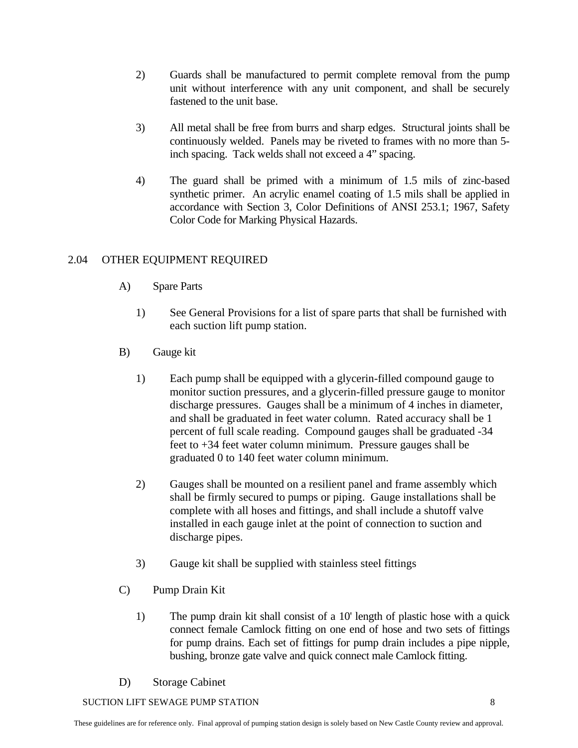2) Guards shall be manufactured to permit complete removal from the pump unit without interference with any unit component, and shall be securely fastened to the unit base.

3) All metal shall be free from burrs and sharp edges. Structural joints shall be continuously welded. Panels may be riveted to frames with no more than 5-inch spacing. Tack welds shall not exceed a 4" spacing.

4) The guard shall be primed with a minimum of 1.5 mils of zinc-based synthetic primer. An acrylic enamel coating of 1.5 mils shall be applied in accordance with Section 3, Color Definitions of ANSI 253.1; 1967, Safety Color Code for Marking Physical Hazards.

## 2.04 OTHER EQUIPMENT REQUIRED

A) Spare Parts

1) See General Provisions for a list of spare parts that shall be furnished with each suction lift pump station.

B) Gauge kit

1) Each pump shall be equipped with a glycerin-filled compound gauge to monitor suction pressures, and a glycerin-filled pressure gauge to monitor discharge pressures. Gauges shall be a minimum of 4 inches in diameter, and shall be graduated in feet water column. Rated accuracy shall be 1 percent of full scale reading. Compound gauges shall be graduated -34 feet to +34 feet water column minimum. Pressure gauges shall be graduated 0 to 140 feet water column minimum.

2) Gauges shall be mounted on a resilient panel and frame assembly which shall be firmly secured to pumps or piping. Gauge installations shall be complete with all hoses and fittings, and shall include a shutoff valve installed in each gauge inlet at the point of connection to suction and discharge pipes.

3) Gauge kit shall be supplied with stainless steel fittings

C) Pump Drain Kit

1) The pump drain kit shall consist of a 10' length of plastic hose with a quick connect female Camlock fitting on one end of hose and two sets of fittings for pump drains. Each set of fittings for pump drain includes a pipe nipple, bushing, bronze gate valve and quick connect male Camlock fitting.

D) Storage Cabinet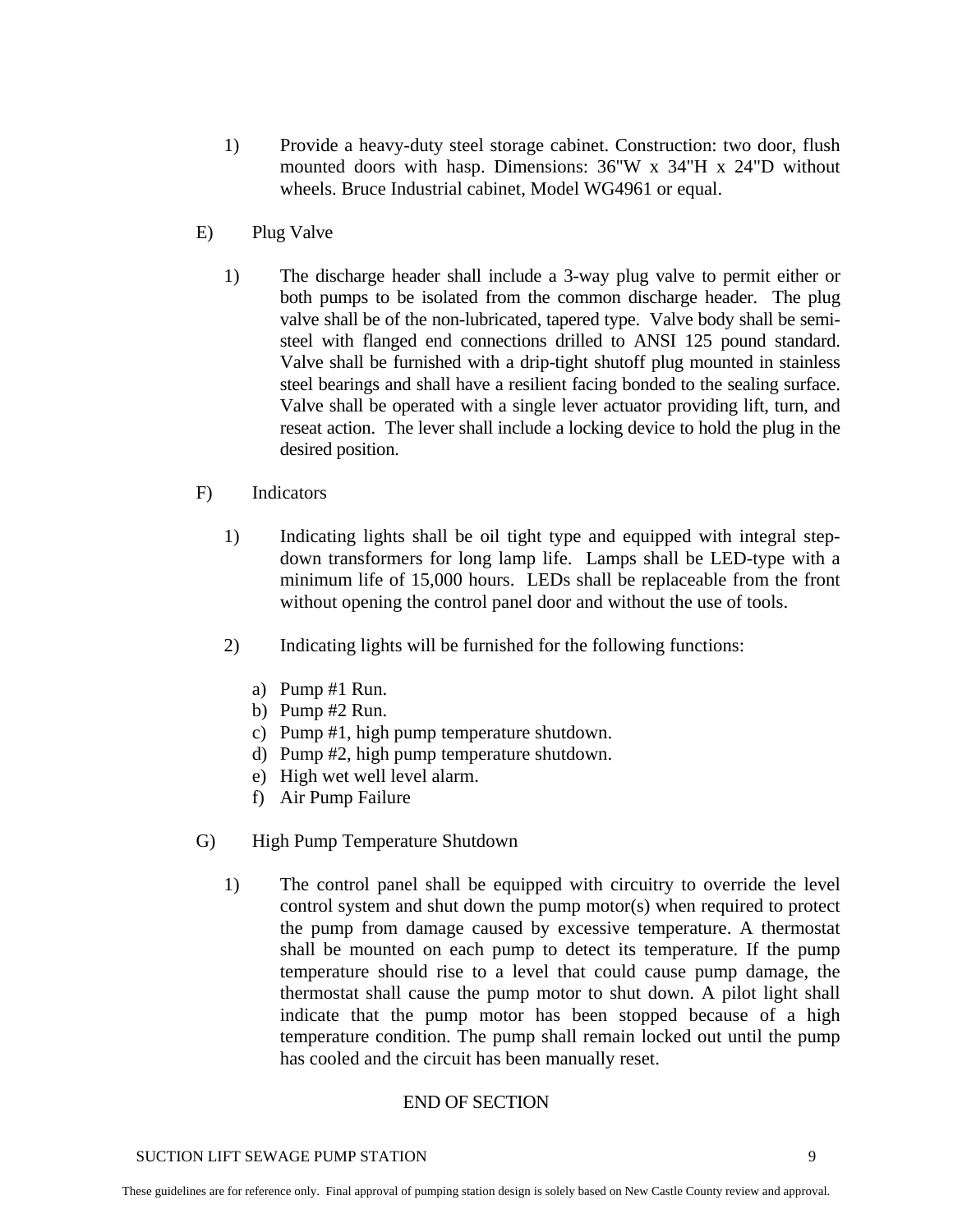1) Provide a heavy-duty steel storage cabinet. Construction: two door, flush mounted doors with hasp. Dimensions: 36"W x 34"H x 24"D without wheels. Bruce Industrial cabinet, Model WG4961 or equal.

E) Plug Valve

1) The discharge header shall include a 3-way plug valve to permit either or both pumps to be isolated from the common discharge header. The plug valve shall be of the non-lubricated, tapered type. Valve body shall be semi-steel with flanged end connections drilled to ANSI 125 pound standard. Valve shall be furnished with a drip-tight shutoff plug mounted in stainless steel bearings and shall have a resilient facing bonded to the sealing surface. Valve shall be operated with a single lever actuator providing lift, turn, and reseat action. The lever shall include a locking device to hold the plug in the desired position.

F) Indicators

1) Indicating lights shall be oil tight type and equipped with integral step-down transformers for long lamp life. Lamps shall be LED-type with a minimum life of 15,000 hours. LEDs shall be replaceable from the front without opening the control panel door and without the use of tools.

2) Indicating lights will be furnished for the following functions:

a) Pump #1 Run.
b) Pump #2 Run.
c) Pump #1, high pump temperature shutdown.
d) Pump #2, high pump temperature shutdown.
e) High wet well level alarm.
f) Air Pump Failure

G) High Pump Temperature Shutdown

1) The control panel shall be equipped with circuitry to override the level control system and shut down the pump motor(s) when required to protect the pump from damage caused by excessive temperature. A thermostat shall be mounted on each pump to detect its temperature. If the pump temperature should rise to a level that could cause pump damage, the thermostat shall cause the pump motor to shut down. A pilot light shall indicate that the pump motor has been stopped because of a high temperature condition. The pump shall remain locked out until the pump has cooled and the circuit has been manually reset.

END OF SECTION

These guidelines are for reference only. Final approval of pumping station design is solely based on New Castle County review and approval.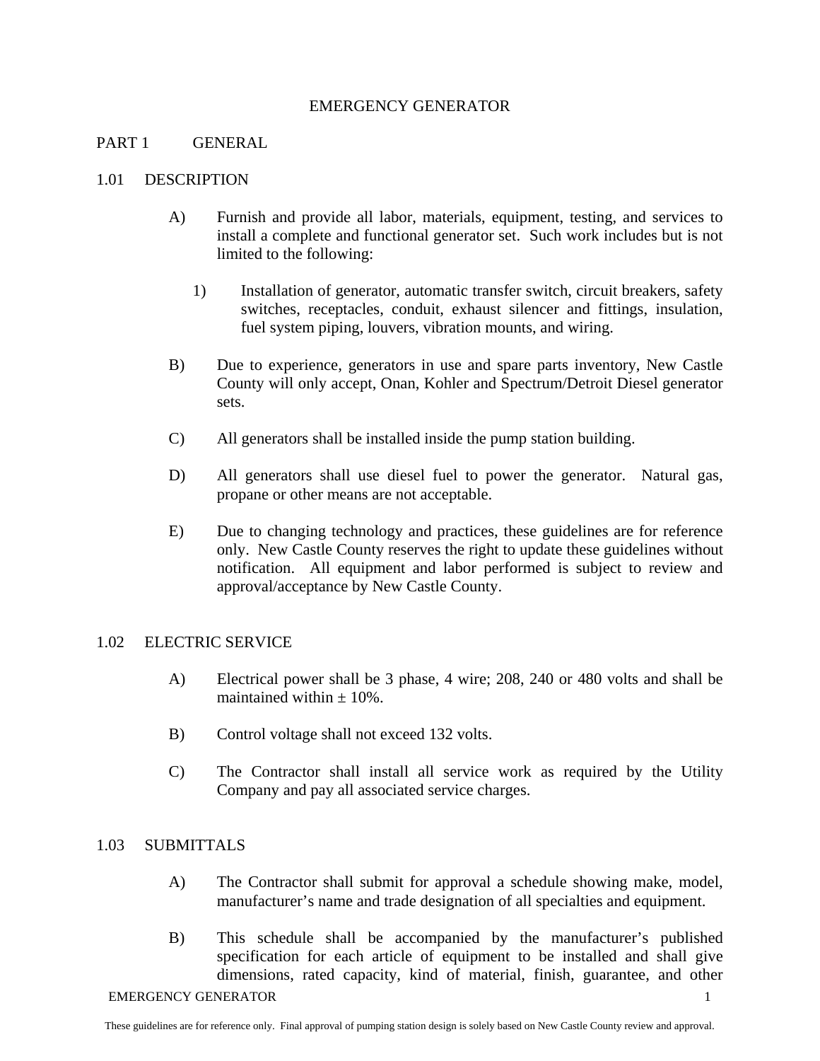# EMERGENCY GENERATOR

## PART 1 GENERAL

### 1.01 DESCRIPTION

A) Furnish and provide all labor, materials, equipment, testing, and services to install a complete and functional generator set. Such work includes but is not limited to the following:

1) Installation of generator, automatic transfer switch, circuit breakers, safety switches, receptacles, conduit, exhaust silencer and fittings, insulation, fuel system piping, louvers, vibration mounts, and wiring.

B) Due to experience, generators in use and spare parts inventory, New Castle County will only accept, Onan, Kohler and Spectrum/Detroit Diesel generator sets.

C) All generators shall be installed inside the pump station building.

D) All generators shall use diesel fuel to power the generator. Natural gas, propane or other means are not acceptable.

E) Due to changing technology and practices, these guidelines are for reference only. New Castle County reserves the right to update these guidelines without notification. All equipment and labor performed is subject to review and approval/acceptance by New Castle County.

### 1.02 ELECTRIC SERVICE

A) Electrical power shall be 3 phase, 4 wire; 208, 240 or 480 volts and shall be maintained within ± 10%.

B) Control voltage shall not exceed 132 volts.

C) The Contractor shall install all service work as required by the Utility Company and pay all associated service charges.

### 1.03 SUBMITTALS

A) The Contractor shall submit for approval a schedule showing make, model, manufacturer's name and trade designation of all specialties and equipment.

B) This schedule shall be accompanied by the manufacturer's published specification for each article of equipment to be installed and shall give dimensions, rated capacity, kind of material, finish, guarantee, and other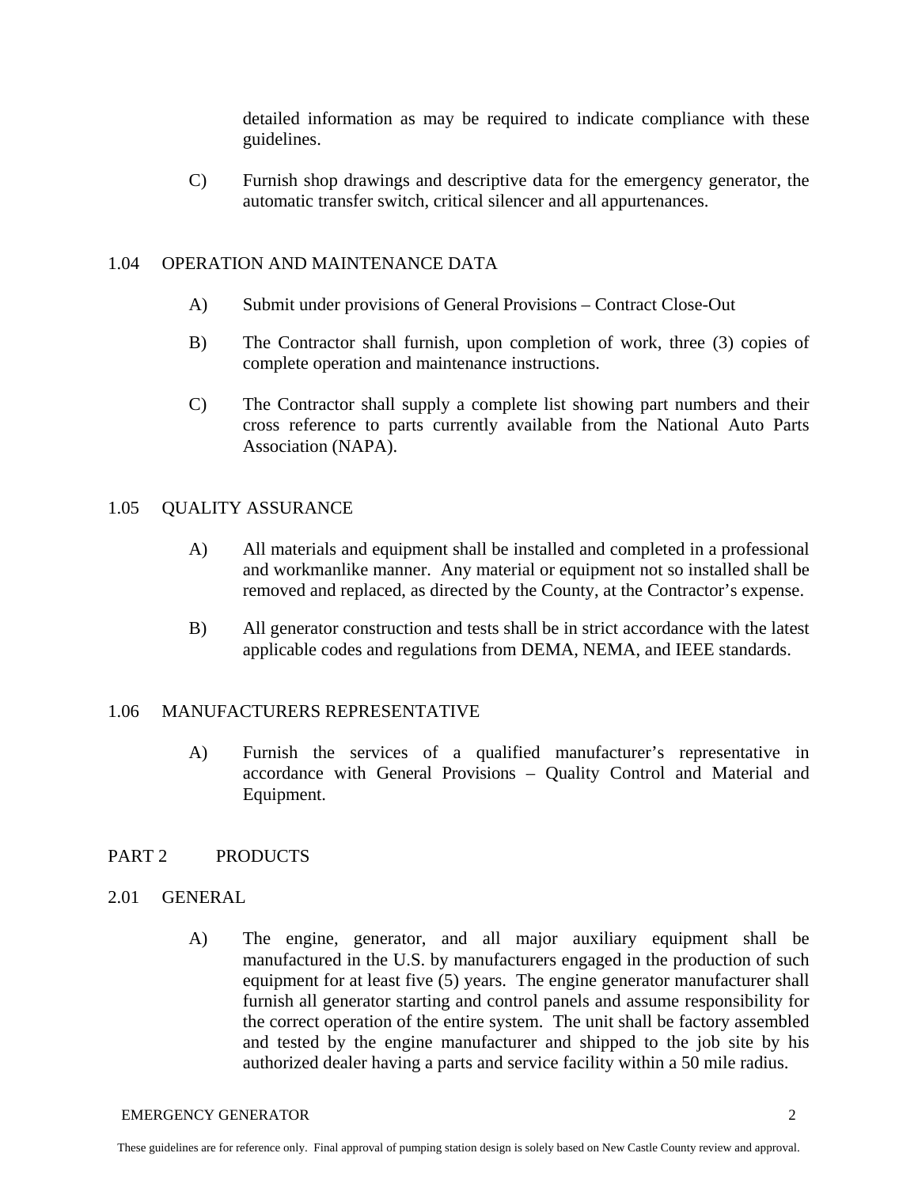detailed information as may be required to indicate compliance with these guidelines.

C) Furnish shop drawings and descriptive data for the emergency generator, the automatic transfer switch, critical silencer and all appurtenances.

## 1.04 OPERATION AND MAINTENANCE DATA

A) Submit under provisions of General Provisions – Contract Close-Out

B) The Contractor shall furnish, upon completion of work, three (3) copies of complete operation and maintenance instructions.

C) The Contractor shall supply a complete list showing part numbers and their cross reference to parts currently available from the National Auto Parts Association (NAPA).

## 1.05 QUALITY ASSURANCE

A) All materials and equipment shall be installed and completed in a professional and workmanlike manner. Any material or equipment not so installed shall be removed and replaced, as directed by the County, at the Contractor's expense.

B) All generator construction and tests shall be in strict accordance with the latest applicable codes and regulations from DEMA, NEMA, and IEEE standards.

## 1.06 MANUFACTURERS REPRESENTATIVE

A) Furnish the services of a qualified manufacturer's representative in accordance with General Provisions – Quality Control and Material and Equipment.

# PART 2 PRODUCTS

## 2.01 GENERAL

A) The engine, generator, and all major auxiliary equipment shall be manufactured in the U.S. by manufacturers engaged in the production of such equipment for at least five (5) years. The engine generator manufacturer shall furnish all generator starting and control panels and assume responsibility for the correct operation of the entire system. The unit shall be factory assembled and tested by the engine manufacturer and shipped to the job site by his authorized dealer having a parts and service facility within a 50 mile radius.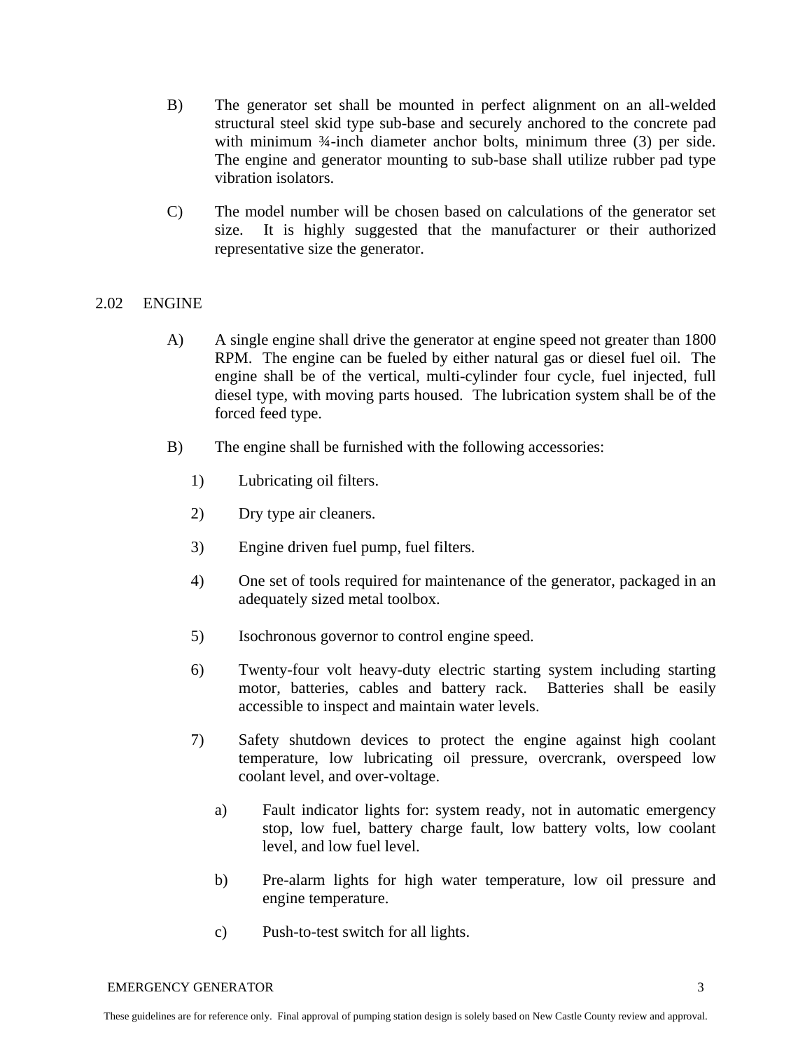B) The generator set shall be mounted in perfect alignment on an all-welded structural steel skid type sub-base and securely anchored to the concrete pad with minimum ¾-inch diameter anchor bolts, minimum three (3) per side. The engine and generator mounting to sub-base shall utilize rubber pad type vibration isolators.

C) The model number will be chosen based on calculations of the generator set size. It is highly suggested that the manufacturer or their authorized representative size the generator.

## 2.02 ENGINE

A) A single engine shall drive the generator at engine speed not greater than 1800 RPM. The engine can be fueled by either natural gas or diesel fuel oil. The engine shall be of the vertical, multi-cylinder four cycle, fuel injected, full diesel type, with moving parts housed. The lubrication system shall be of the forced feed type.

B) The engine shall be furnished with the following accessories:

1) Lubricating oil filters.

2) Dry type air cleaners.

3) Engine driven fuel pump, fuel filters.

4) One set of tools required for maintenance of the generator, packaged in an adequately sized metal toolbox.

5) Isochronous governor to control engine speed.

6) Twenty-four volt heavy-duty electric starting system including starting motor, batteries, cables and battery rack. Batteries shall be easily accessible to inspect and maintain water levels.

7) Safety shutdown devices to protect the engine against high coolant temperature, low lubricating oil pressure, overcrank, overspeed low coolant level, and over-voltage.

a) Fault indicator lights for: system ready, not in automatic emergency stop, low fuel, battery charge fault, low battery volts, low coolant level, and low fuel level.

b) Pre-alarm lights for high water temperature, low oil pressure and engine temperature.

c) Push-to-test switch for all lights.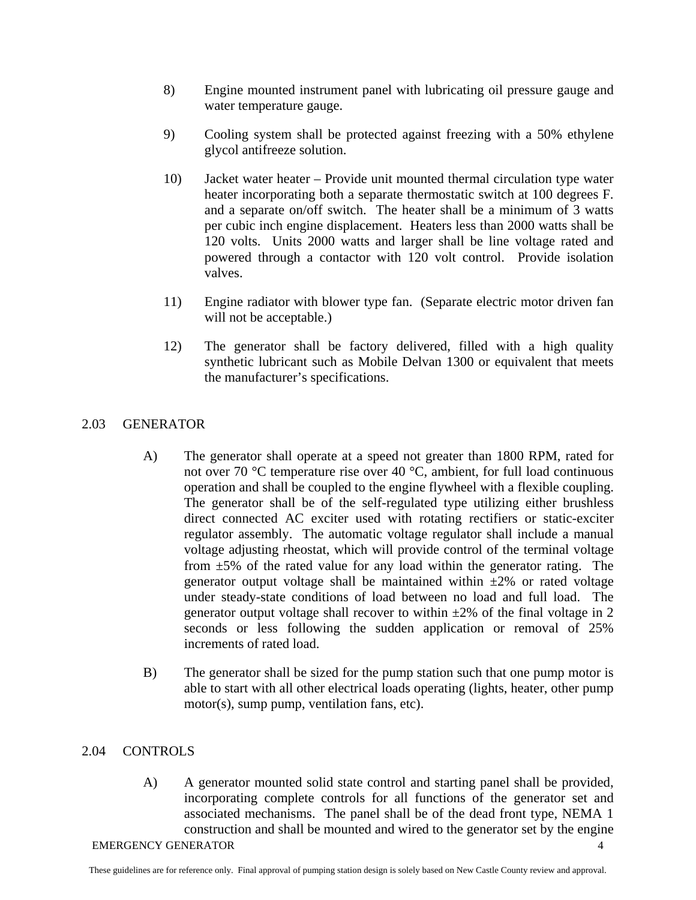8) Engine mounted instrument panel with lubricating oil pressure gauge and water temperature gauge.

9) Cooling system shall be protected against freezing with a 50% ethylene glycol antifreeze solution.

10) Jacket water heater – Provide unit mounted thermal circulation type water heater incorporating both a separate thermostatic switch at 100 degrees F. and a separate on/off switch. The heater shall be a minimum of 3 watts per cubic inch engine displacement. Heaters less than 2000 watts shall be 120 volts. Units 2000 watts and larger shall be line voltage rated and powered through a contactor with 120 volt control. Provide isolation valves.

11) Engine radiator with blower type fan. (Separate electric motor driven fan will not be acceptable.)

12) The generator shall be factory delivered, filled with a high quality synthetic lubricant such as Mobile Delvan 1300 or equivalent that meets the manufacturer's specifications.

## 2.03 GENERATOR

A) The generator shall operate at a speed not greater than 1800 RPM, rated for not over 70 °C temperature rise over 40 °C, ambient, for full load continuous operation and shall be coupled to the engine flywheel with a flexible coupling. The generator shall be of the self-regulated type utilizing either brushless direct connected AC exciter used with rotating rectifiers or static-exciter regulator assembly. The automatic voltage regulator shall include a manual voltage adjusting rheostat, which will provide control of the terminal voltage from ±5% of the rated value for any load within the generator rating. The generator output voltage shall be maintained within ±2% or rated voltage under steady-state conditions of load between no load and full load. The generator output voltage shall recover to within ±2% of the final voltage in 2 seconds or less following the sudden application or removal of 25% increments of rated load.

B) The generator shall be sized for the pump station such that one pump motor is able to start with all other electrical loads operating (lights, heater, other pump motor(s), sump pump, ventilation fans, etc).

## 2.04 CONTROLS

A) A generator mounted solid state control and starting panel shall be provided, incorporating complete controls for all functions of the generator set and associated mechanisms. The panel shall be of the dead front type, NEMA 1 construction and shall be mounted and wired to the generator set by the engine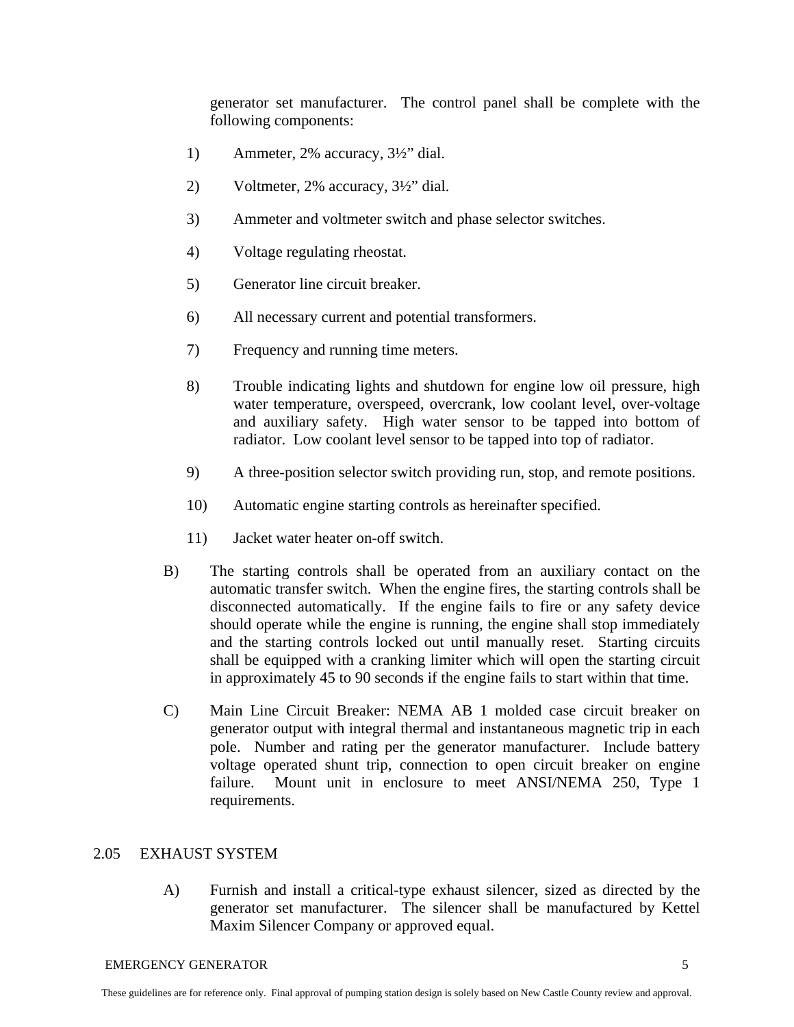generator set manufacturer. The control panel shall be complete with the following components:

1) Ammeter, 2% accuracy, 3½" dial.

2) Voltmeter, 2% accuracy, 3½" dial.

3) Ammeter and voltmeter switch and phase selector switches.

4) Voltage regulating rheostat.

5) Generator line circuit breaker.

6) All necessary current and potential transformers.

7) Frequency and running time meters.

8) Trouble indicating lights and shutdown for engine low oil pressure, high water temperature, overspeed, overcrank, low coolant level, over-voltage and auxiliary safety. High water sensor to be tapped into bottom of radiator. Low coolant level sensor to be tapped into top of radiator.

9) A three-position selector switch providing run, stop, and remote positions.

10) Automatic engine starting controls as hereinafter specified.

11) Jacket water heater on-off switch.

B) The starting controls shall be operated from an auxiliary contact on the automatic transfer switch. When the engine fires, the starting controls shall be disconnected automatically. If the engine fails to fire or any safety device should operate while the engine is running, the engine shall stop immediately and the starting controls locked out until manually reset. Starting circuits shall be equipped with a cranking limiter which will open the starting circuit in approximately 45 to 90 seconds if the engine fails to start within that time.

C) Main Line Circuit Breaker: NEMA AB 1 molded case circuit breaker on generator output with integral thermal and instantaneous magnetic trip in each pole. Number and rating per the generator manufacturer. Include battery voltage operated shunt trip, connection to open circuit breaker on engine failure. Mount unit in enclosure to meet ANSI/NEMA 250, Type 1 requirements.

## 2.05 EXHAUST SYSTEM

A) Furnish and install a critical-type exhaust silencer, sized as directed by the generator set manufacturer. The silencer shall be manufactured by Kettel Maxim Silencer Company or approved equal.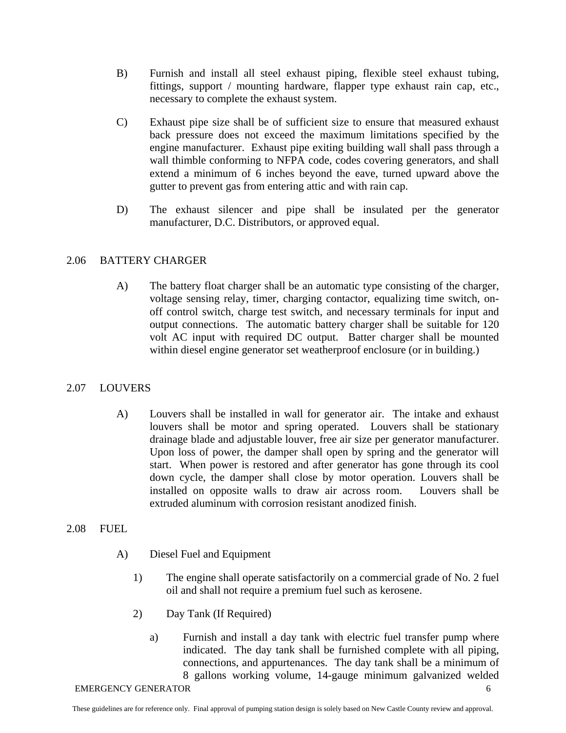B) Furnish and install all steel exhaust piping, flexible steel exhaust tubing, fittings, support / mounting hardware, flapper type exhaust rain cap, etc., necessary to complete the exhaust system.

C) Exhaust pipe size shall be of sufficient size to ensure that measured exhaust back pressure does not exceed the maximum limitations specified by the engine manufacturer. Exhaust pipe exiting building wall shall pass through a wall thimble conforming to NFPA code, codes covering generators, and shall extend a minimum of 6 inches beyond the eave, turned upward above the gutter to prevent gas from entering attic and with rain cap.

D) The exhaust silencer and pipe shall be insulated per the generator manufacturer, D.C. Distributors, or approved equal.

## 2.06 BATTERY CHARGER

A) The battery float charger shall be an automatic type consisting of the charger, voltage sensing relay, timer, charging contactor, equalizing time switch, on-off control switch, charge test switch, and necessary terminals for input and output connections. The automatic battery charger shall be suitable for 120 volt AC input with required DC output. Batter charger shall be mounted within diesel engine generator set weatherproof enclosure (or in building.)

## 2.07 LOUVERS

A) Louvers shall be installed in wall for generator air. The intake and exhaust louvers shall be motor and spring operated. Louvers shall be stationary drainage blade and adjustable louver, free air size per generator manufacturer. Upon loss of power, the damper shall open by spring and the generator will start. When power is restored and after generator has gone through its cool down cycle, the damper shall close by motor operation. Louvers shall be installed on opposite walls to draw air across room. Louvers shall be extruded aluminum with corrosion resistant anodized finish.

## 2.08 FUEL

A) Diesel Fuel and Equipment

1) The engine shall operate satisfactorily on a commercial grade of No. 2 fuel oil and shall not require a premium fuel such as kerosene.

2) Day Tank (If Required)

a) Furnish and install a day tank with electric fuel transfer pump where indicated. The day tank shall be furnished complete with all piping, connections, and appurtenances. The day tank shall be a minimum of 8 gallons working volume, 14-gauge minimum galvanized welded

These guidelines are for reference only. Final approval of pumping station design is solely based on New Castle County review and approval.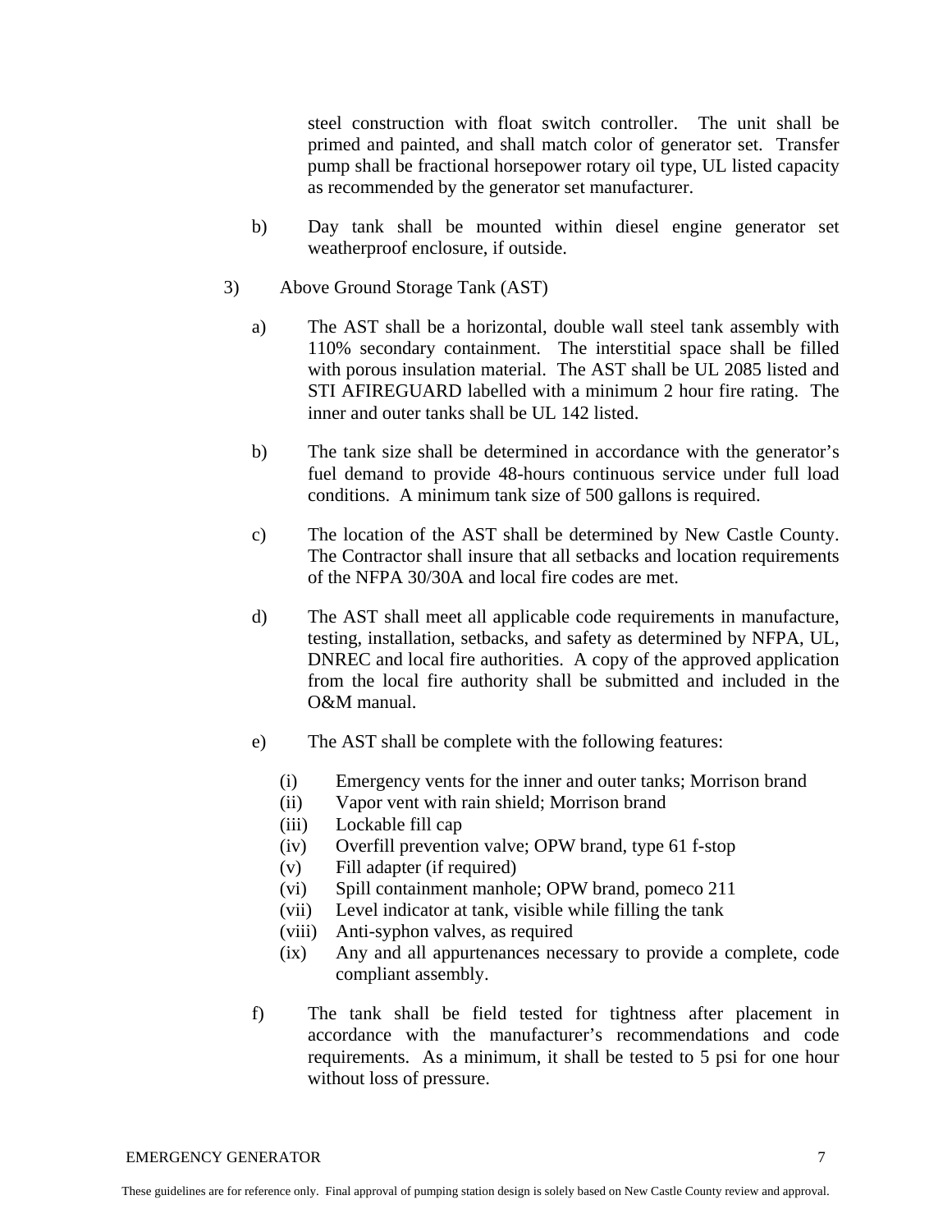steel construction with float switch controller. The unit shall be primed and painted, and shall match color of generator set. Transfer pump shall be fractional horsepower rotary oil type, UL listed capacity as recommended by the generator set manufacturer.

b) Day tank shall be mounted within diesel engine generator set weatherproof enclosure, if outside.

3) Above Ground Storage Tank (AST)

a) The AST shall be a horizontal, double wall steel tank assembly with 110% secondary containment. The interstitial space shall be filled with porous insulation material. The AST shall be UL 2085 listed and STI AFIREGUARD labelled with a minimum 2 hour fire rating. The inner and outer tanks shall be UL 142 listed.

b) The tank size shall be determined in accordance with the generator's fuel demand to provide 48-hours continuous service under full load conditions. A minimum tank size of 500 gallons is required.

c) The location of the AST shall be determined by New Castle County. The Contractor shall insure that all setbacks and location requirements of the NFPA 30/30A and local fire codes are met.

d) The AST shall meet all applicable code requirements in manufacture, testing, installation, setbacks, and safety as determined by NFPA, UL, DNREC and local fire authorities. A copy of the approved application from the local fire authority shall be submitted and included in the O&M manual.

e) The AST shall be complete with the following features:

(i) Emergency vents for the inner and outer tanks; Morrison brand
(ii) Vapor vent with rain shield; Morrison brand
(iii) Lockable fill cap
(iv) Overfill prevention valve; OPW brand, type 61 f-stop
(v) Fill adapter (if required)
(vi) Spill containment manhole; OPW brand, pomeco 211
(vii) Level indicator at tank, visible while filling the tank
(viii) Anti-syphon valves, as required
(ix) Any and all appurtenances necessary to provide a complete, code compliant assembly.

f) The tank shall be field tested for tightness after placement in accordance with the manufacturer's recommendations and code requirements. As a minimum, it shall be tested to 5 psi for one hour without loss of pressure.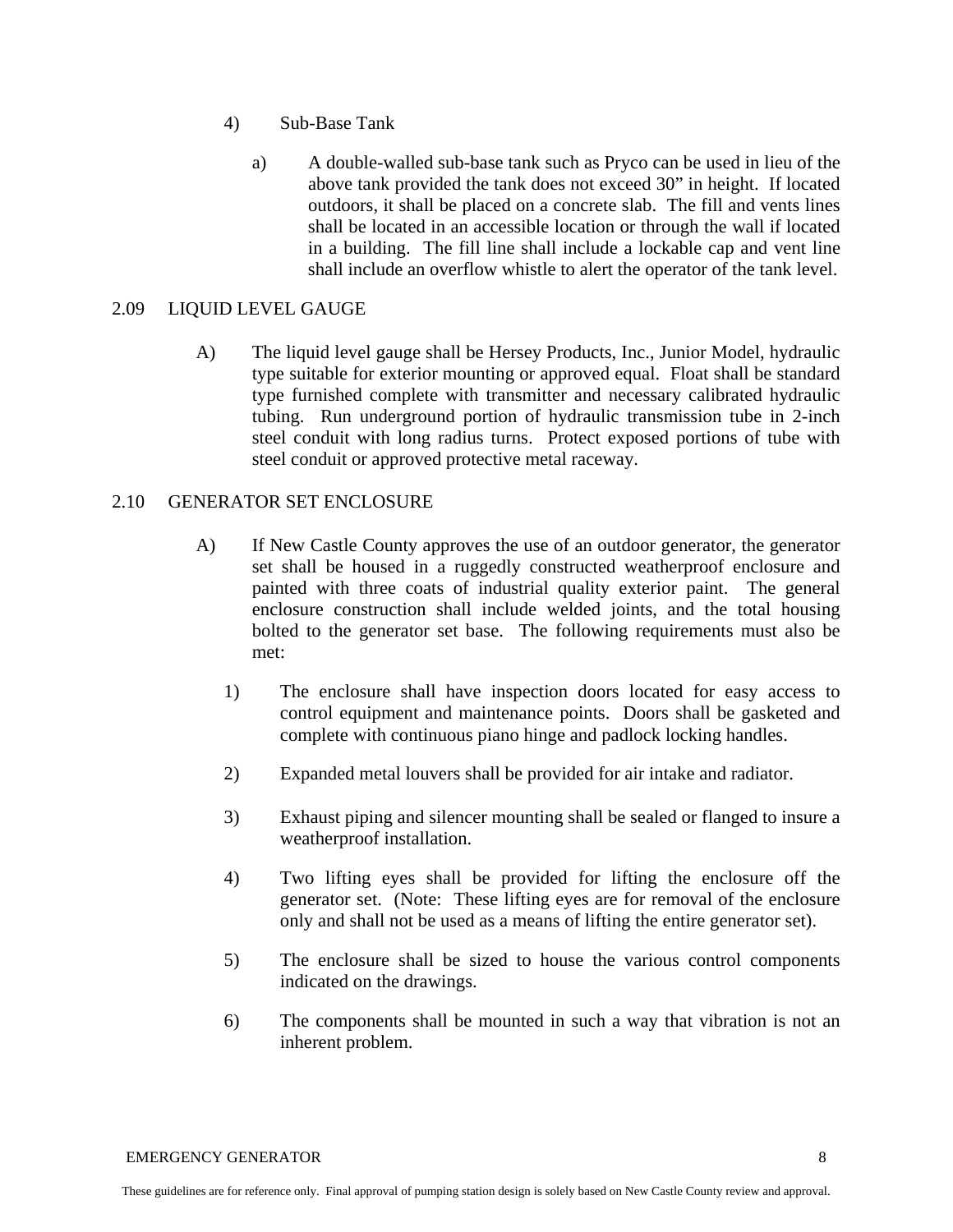4) Sub-Base Tank

a) A double-walled sub-base tank such as Pryco can be used in lieu of the above tank provided the tank does not exceed 30" in height. If located outdoors, it shall be placed on a concrete slab. The fill and vents lines shall be located in an accessible location or through the wall if located in a building. The fill line shall include a lockable cap and vent line shall include an overflow whistle to alert the operator of the tank level.

## 2.09 LIQUID LEVEL GAUGE

A) The liquid level gauge shall be Hersey Products, Inc., Junior Model, hydraulic type suitable for exterior mounting or approved equal. Float shall be standard type furnished complete with transmitter and necessary calibrated hydraulic tubing. Run underground portion of hydraulic transmission tube in 2-inch steel conduit with long radius turns. Protect exposed portions of tube with steel conduit or approved protective metal raceway.

## 2.10 GENERATOR SET ENCLOSURE

A) If New Castle County approves the use of an outdoor generator, the generator set shall be housed in a ruggedly constructed weatherproof enclosure and painted with three coats of industrial quality exterior paint. The general enclosure construction shall include welded joints, and the total housing bolted to the generator set base. The following requirements must also be met:

1) The enclosure shall have inspection doors located for easy access to control equipment and maintenance points. Doors shall be gasketed and complete with continuous piano hinge and padlock locking handles.

2) Expanded metal louvers shall be provided for air intake and radiator.

3) Exhaust piping and silencer mounting shall be sealed or flanged to insure a weatherproof installation.

4) Two lifting eyes shall be provided for lifting the enclosure off the generator set. (Note: These lifting eyes are for removal of the enclosure only and shall not be used as a means of lifting the entire generator set).

5) The enclosure shall be sized to house the various control components indicated on the drawings.

6) The components shall be mounted in such a way that vibration is not an inherent problem.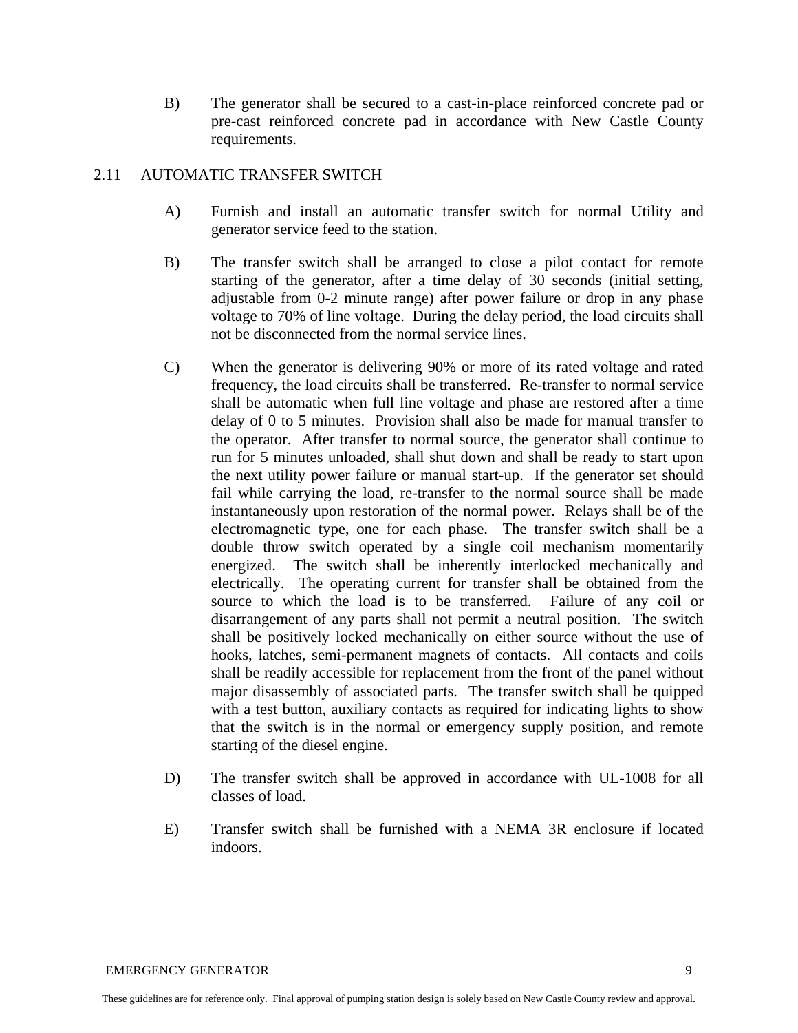B) The generator shall be secured to a cast-in-place reinforced concrete pad or pre-cast reinforced concrete pad in accordance with New Castle County requirements.

## 2.11 AUTOMATIC TRANSFER SWITCH

A) Furnish and install an automatic transfer switch for normal Utility and generator service feed to the station.

B) The transfer switch shall be arranged to close a pilot contact for remote starting of the generator, after a time delay of 30 seconds (initial setting, adjustable from 0-2 minute range) after power failure or drop in any phase voltage to 70% of line voltage. During the delay period, the load circuits shall not be disconnected from the normal service lines.

C) When the generator is delivering 90% or more of its rated voltage and rated frequency, the load circuits shall be transferred. Re-transfer to normal service shall be automatic when full line voltage and phase are restored after a time delay of 0 to 5 minutes. Provision shall also be made for manual transfer to the operator. After transfer to normal source, the generator shall continue to run for 5 minutes unloaded, shall shut down and shall be ready to start upon the next utility power failure or manual start-up. If the generator set should fail while carrying the load, re-transfer to the normal source shall be made instantaneously upon restoration of the normal power. Relays shall be of the electromagnetic type, one for each phase. The transfer switch shall be a double throw switch operated by a single coil mechanism momentarily energized. The switch shall be inherently interlocked mechanically and electrically. The operating current for transfer shall be obtained from the source to which the load is to be transferred. Failure of any coil or disarrangement of any parts shall not permit a neutral position. The switch shall be positively locked mechanically on either source without the use of hooks, latches, semi-permanent magnets of contacts. All contacts and coils shall be readily accessible for replacement from the front of the panel without major disassembly of associated parts. The transfer switch shall be quipped with a test button, auxiliary contacts as required for indicating lights to show that the switch is in the normal or emergency supply position, and remote starting of the diesel engine.

D) The transfer switch shall be approved in accordance with UL-1008 for all classes of load.

E) Transfer switch shall be furnished with a NEMA 3R enclosure if located indoors.

These guidelines are for reference only. Final approval of pumping station design is solely based on New Castle County review and approval.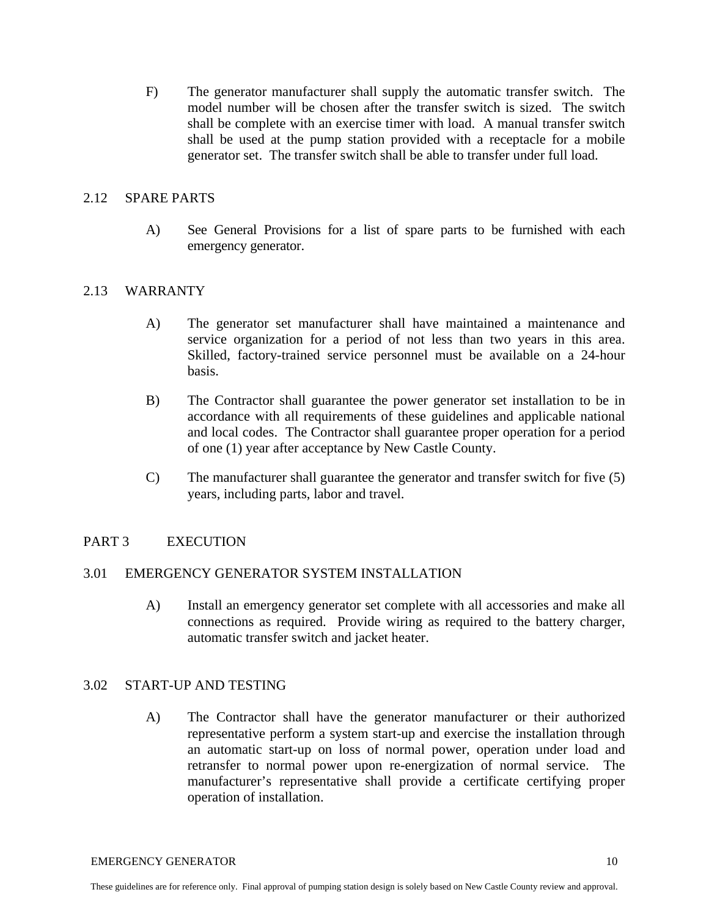F) The generator manufacturer shall supply the automatic transfer switch. The model number will be chosen after the transfer switch is sized. The switch shall be complete with an exercise timer with load. A manual transfer switch shall be used at the pump station provided with a receptacle for a mobile generator set. The transfer switch shall be able to transfer under full load.

## 2.12 SPARE PARTS

A) See General Provisions for a list of spare parts to be furnished with each emergency generator.

## 2.13 WARRANTY

A) The generator set manufacturer shall have maintained a maintenance and service organization for a period of not less than two years in this area. Skilled, factory-trained service personnel must be available on a 24-hour basis.

B) The Contractor shall guarantee the power generator set installation to be in accordance with all requirements of these guidelines and applicable national and local codes. The Contractor shall guarantee proper operation for a period of one (1) year after acceptance by New Castle County.

C) The manufacturer shall guarantee the generator and transfer switch for five (5) years, including parts, labor and travel.

# PART 3 EXECUTION

## 3.01 EMERGENCY GENERATOR SYSTEM INSTALLATION

A) Install an emergency generator set complete with all accessories and make all connections as required. Provide wiring as required to the battery charger, automatic transfer switch and jacket heater.

## 3.02 START-UP AND TESTING

A) The Contractor shall have the generator manufacturer or their authorized representative perform a system start-up and exercise the installation through an automatic start-up on loss of normal power, operation under load and retransfer to normal power upon re-energization of normal service. The manufacturer's representative shall provide a certificate certifying proper operation of installation.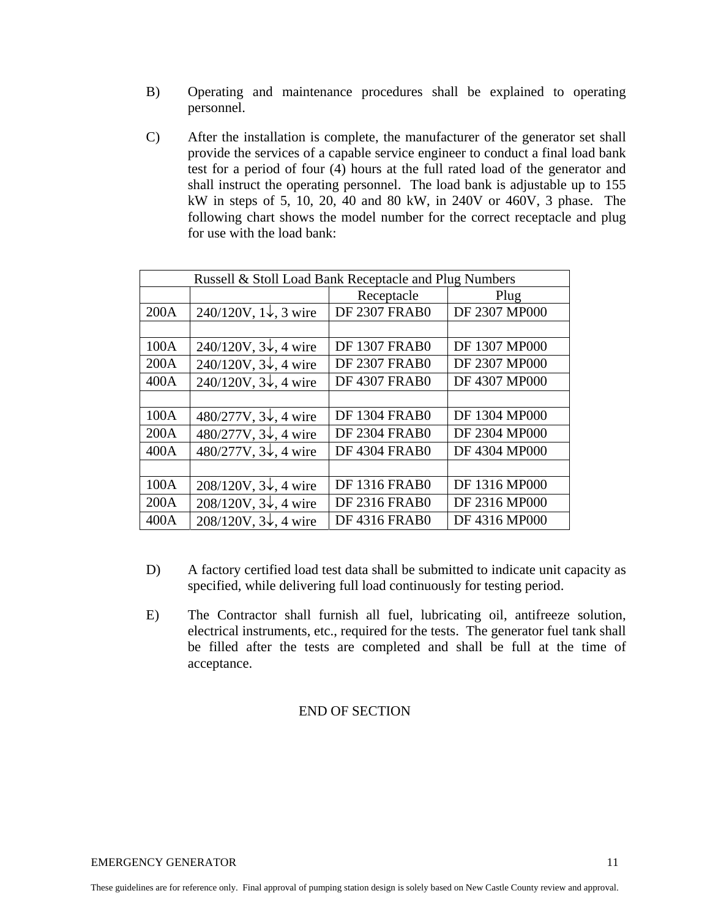B) Operating and maintenance procedures shall be explained to operating personnel.

C) After the installation is complete, the manufacturer of the generator set shall provide the services of a capable service engineer to conduct a final load bank test for a period of four (4) hours at the full rated load of the generator and shall instruct the operating personnel. The load bank is adjustable up to 155 kW in steps of 5, 10, 20, 40 and 80 kW, in 240V or 460V, 3 phase. The following chart shows the model number for the correct receptacle and plug for use with the load bank:

| Russell & Stoll Load Bank Receptacle and Plug Numbers | | | |
|---|---|---|---|
| | | Receptacle | Plug |
| 200A | 240/120V, 1↓, 3 wire | DF 2307 FRAB0 | DF 2307 MP000 |
| | | | |
| 100A | 240/120V, 3↓, 4 wire | DF 1307 FRAB0 | DF 1307 MP000 |
| 200A | 240/120V, 3↓, 4 wire | DF 2307 FRAB0 | DF 2307 MP000 |
| 400A | 240/120V, 3↓, 4 wire | DF 4307 FRAB0 | DF 4307 MP000 |
| | | | |
| 100A | 480/277V, 3↓, 4 wire | DF 1304 FRAB0 | DF 1304 MP000 |
| 200A | 480/277V, 3↓, 4 wire | DF 2304 FRAB0 | DF 2304 MP000 |
| 400A | 480/277V, 3↓, 4 wire | DF 4304 FRAB0 | DF 4304 MP000 |
| | | | |
| 100A | 208/120V, 3↓, 4 wire | DF 1316 FRAB0 | DF 1316 MP000 |
| 200A | 208/120V, 3↓, 4 wire | DF 2316 FRAB0 | DF 2316 MP000 |
| 400A | 208/120V, 3↓, 4 wire | DF 4316 FRAB0 | DF 4316 MP000 |

D) A factory certified load test data shall be submitted to indicate unit capacity as specified, while delivering full load continuously for testing period.

E) The Contractor shall furnish all fuel, lubricating oil, antifreeze solution, electrical instruments, etc., required for the tests. The generator fuel tank shall be filled after the tests are completed and shall be full at the time of acceptance.

END OF SECTION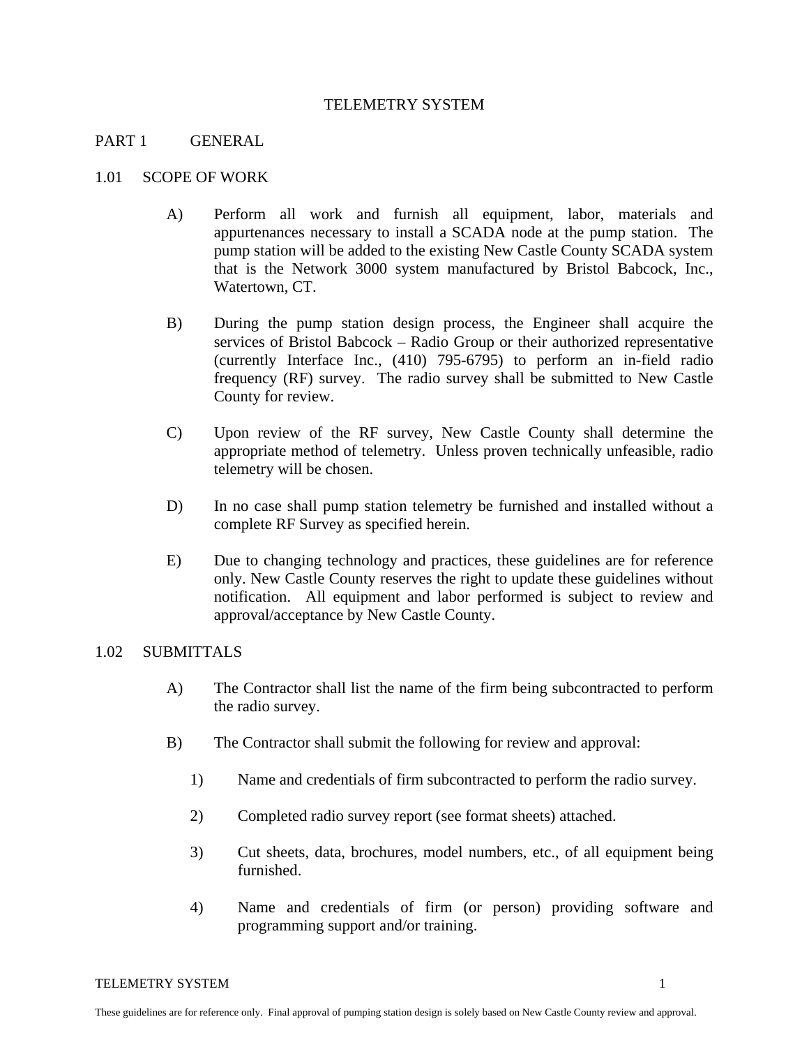# TELEMETRY SYSTEM

## PART 1 GENERAL

### 1.01 SCOPE OF WORK

A) Perform all work and furnish all equipment, labor, materials and appurtenances necessary to install a SCADA node at the pump station. The pump station will be added to the existing New Castle County SCADA system that is the Network 3000 system manufactured by Bristol Babcock, Inc., Watertown, CT.

B) During the pump station design process, the Engineer shall acquire the services of Bristol Babcock – Radio Group or their authorized representative (currently Interface Inc., (410) 795-6795) to perform an in-field radio frequency (RF) survey. The radio survey shall be submitted to New Castle County for review.

C) Upon review of the RF survey, New Castle County shall determine the appropriate method of telemetry. Unless proven technically unfeasible, radio telemetry will be chosen.

D) In no case shall pump station telemetry be furnished and installed without a complete RF Survey as specified herein.

E) Due to changing technology and practices, these guidelines are for reference only. New Castle County reserves the right to update these guidelines without notification. All equipment and labor performed is subject to review and approval/acceptance by New Castle County.

### 1.02 SUBMITTALS

A) The Contractor shall list the name of the firm being subcontracted to perform the radio survey.

B) The Contractor shall submit the following for review and approval:

1) Name and credentials of firm subcontracted to perform the radio survey.

2) Completed radio survey report (see format sheets) attached.

3) Cut sheets, data, brochures, model numbers, etc., of all equipment being furnished.

4) Name and credentials of firm (or person) providing software and programming support and/or training.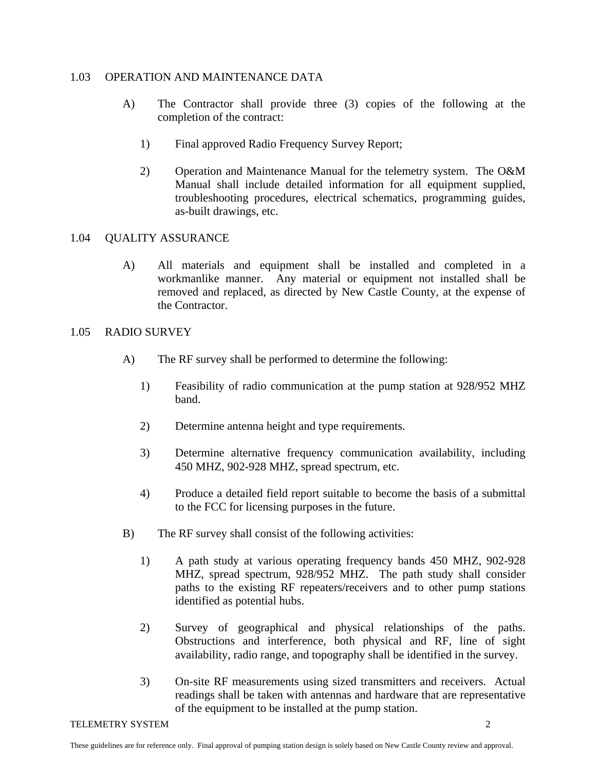## 1.03 OPERATION AND MAINTENANCE DATA

A) The Contractor shall provide three (3) copies of the following at the completion of the contract:

1) Final approved Radio Frequency Survey Report;

2) Operation and Maintenance Manual for the telemetry system. The O&M Manual shall include detailed information for all equipment supplied, troubleshooting procedures, electrical schematics, programming guides, as-built drawings, etc.

## 1.04 QUALITY ASSURANCE

A) All materials and equipment shall be installed and completed in a workmanlike manner. Any material or equipment not installed shall be removed and replaced, as directed by New Castle County, at the expense of the Contractor.

## 1.05 RADIO SURVEY

A) The RF survey shall be performed to determine the following:

1) Feasibility of radio communication at the pump station at 928/952 MHZ band.

2) Determine antenna height and type requirements.

3) Determine alternative frequency communication availability, including 450 MHZ, 902-928 MHZ, spread spectrum, etc.

4) Produce a detailed field report suitable to become the basis of a submittal to the FCC for licensing purposes in the future.

B) The RF survey shall consist of the following activities:

1) A path study at various operating frequency bands 450 MHZ, 902-928 MHZ, spread spectrum, 928/952 MHZ. The path study shall consider paths to the existing RF repeaters/receivers and to other pump stations identified as potential hubs.

2) Survey of geographical and physical relationships of the paths. Obstructions and interference, both physical and RF, line of sight availability, radio range, and topography shall be identified in the survey.

3) On-site RF measurements using sized transmitters and receivers. Actual readings shall be taken with antennas and hardware that are representative of the equipment to be installed at the pump station.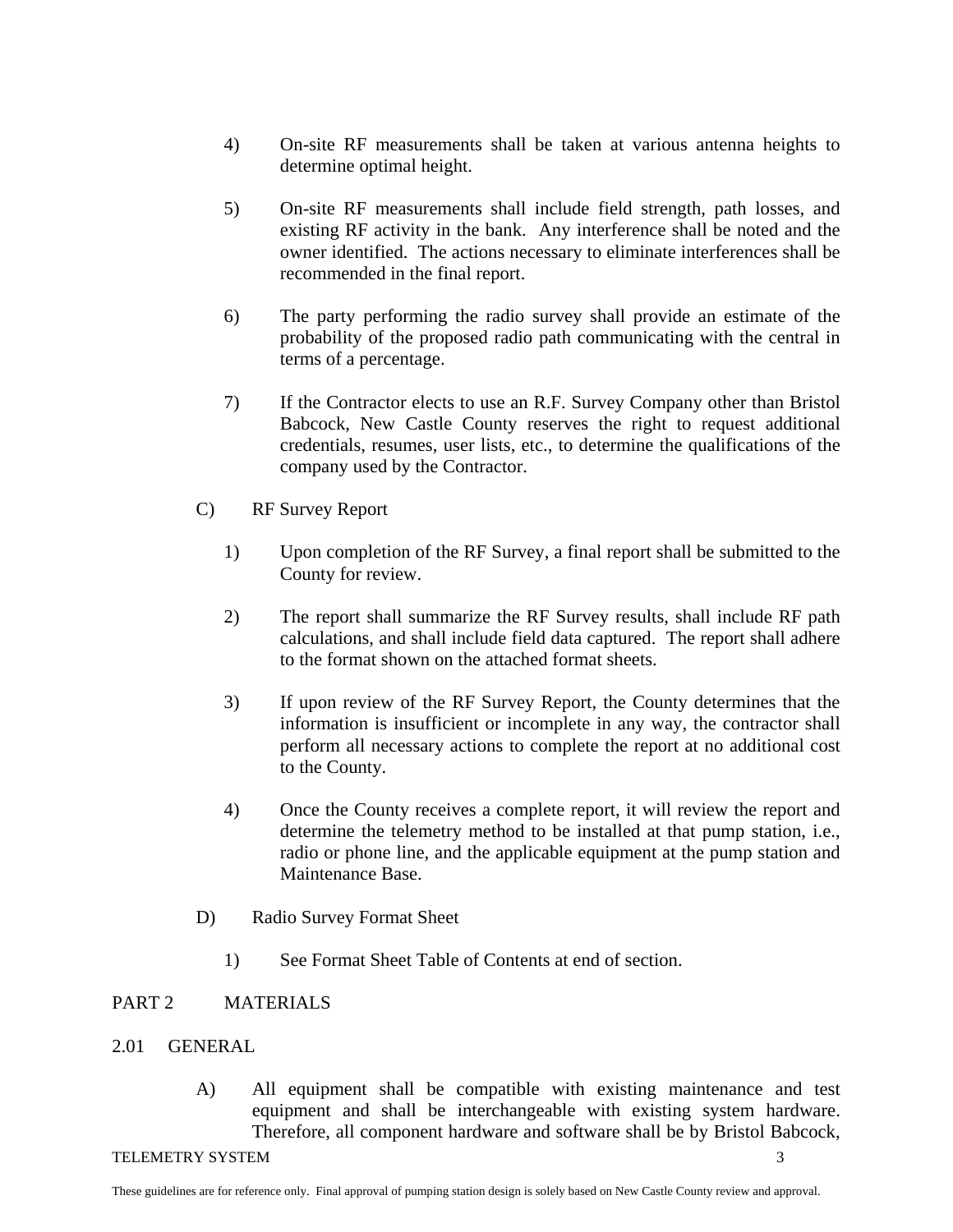4) On-site RF measurements shall be taken at various antenna heights to determine optimal height.

5) On-site RF measurements shall include field strength, path losses, and existing RF activity in the bank. Any interference shall be noted and the owner identified. The actions necessary to eliminate interferences shall be recommended in the final report.

6) The party performing the radio survey shall provide an estimate of the probability of the proposed radio path communicating with the central in terms of a percentage.

7) If the Contractor elects to use an R.F. Survey Company other than Bristol Babcock, New Castle County reserves the right to request additional credentials, resumes, user lists, etc., to determine the qualifications of the company used by the Contractor.

C) RF Survey Report

1) Upon completion of the RF Survey, a final report shall be submitted to the County for review.

2) The report shall summarize the RF Survey results, shall include RF path calculations, and shall include field data captured. The report shall adhere to the format shown on the attached format sheets.

3) If upon review of the RF Survey Report, the County determines that the information is insufficient or incomplete in any way, the contractor shall perform all necessary actions to complete the report at no additional cost to the County.

4) Once the County receives a complete report, it will review the report and determine the telemetry method to be installed at that pump station, i.e., radio or phone line, and the applicable equipment at the pump station and Maintenance Base.

D) Radio Survey Format Sheet

1) See Format Sheet Table of Contents at end of section.

## PART 2 MATERIALS

### 2.01 GENERAL

A) All equipment shall be compatible with existing maintenance and test equipment and shall be interchangeable with existing system hardware. Therefore, all component hardware and software shall be by Bristol Babcock,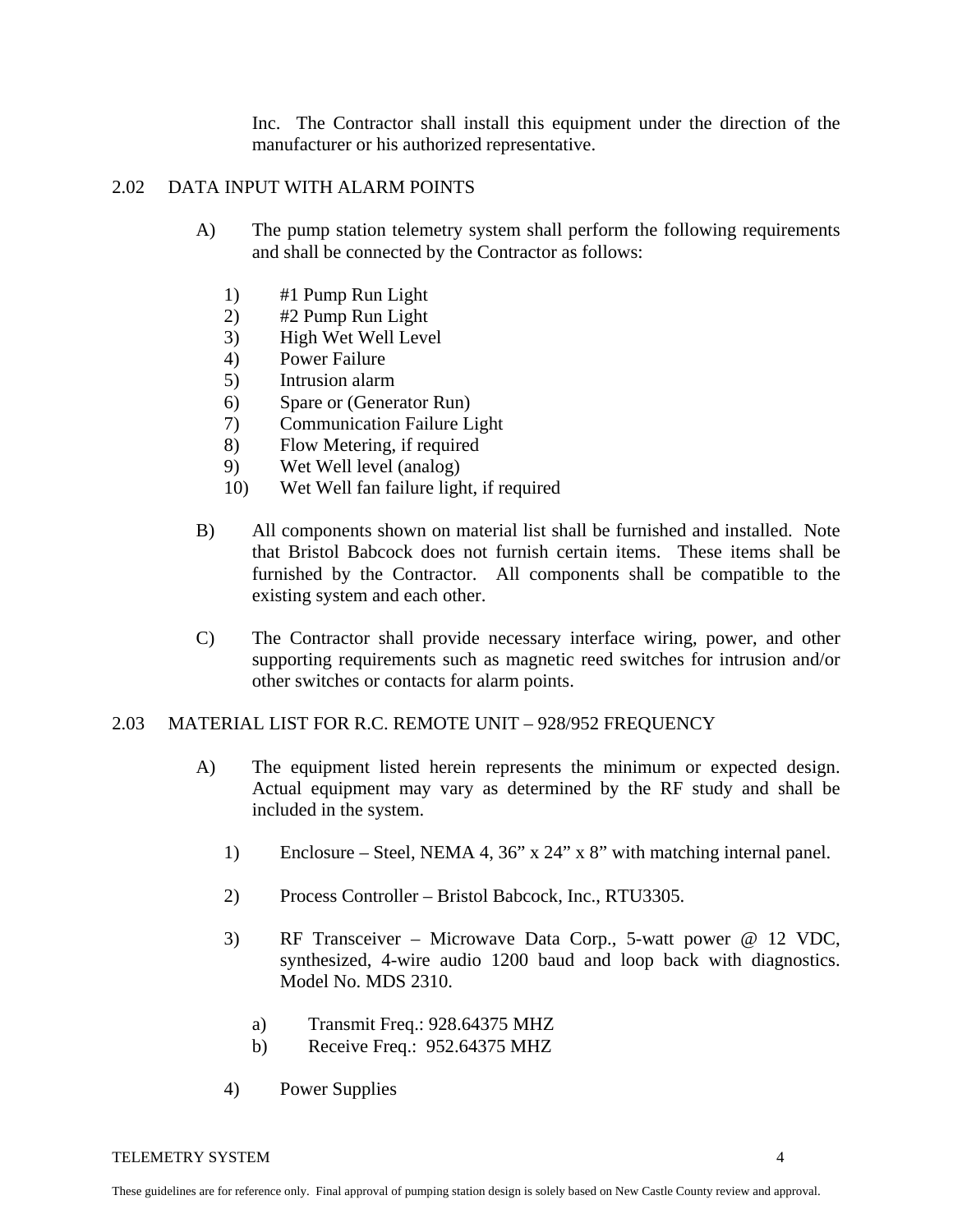Inc. The Contractor shall install this equipment under the direction of the manufacturer or his authorized representative.

## 2.02 DATA INPUT WITH ALARM POINTS

A) The pump station telemetry system shall perform the following requirements and shall be connected by the Contractor as follows:

1) #1 Pump Run Light
2) #2 Pump Run Light
3) High Wet Well Level
4) Power Failure
5) Intrusion alarm
6) Spare or (Generator Run)
7) Communication Failure Light
8) Flow Metering, if required
9) Wet Well level (analog)
10) Wet Well fan failure light, if required

B) All components shown on material list shall be furnished and installed. Note that Bristol Babcock does not furnish certain items. These items shall be furnished by the Contractor. All components shall be compatible to the existing system and each other.

C) The Contractor shall provide necessary interface wiring, power, and other supporting requirements such as magnetic reed switches for intrusion and/or other switches or contacts for alarm points.

## 2.03 MATERIAL LIST FOR R.C. REMOTE UNIT – 928/952 FREQUENCY

A) The equipment listed herein represents the minimum or expected design. Actual equipment may vary as determined by the RF study and shall be included in the system.

1) Enclosure – Steel, NEMA 4, 36” x 24” x 8” with matching internal panel.

2) Process Controller – Bristol Babcock, Inc., RTU3305.

3) RF Transceiver – Microwave Data Corp., 5-watt power @ 12 VDC, synthesized, 4-wire audio 1200 baud and loop back with diagnostics. Model No. MDS 2310.

   a) Transmit Freq.: 928.64375 MHZ
   b) Receive Freq.: 952.64375 MHZ

4) Power Supplies

These guidelines are for reference only. Final approval of pumping station design is solely based on New Castle County review and approval.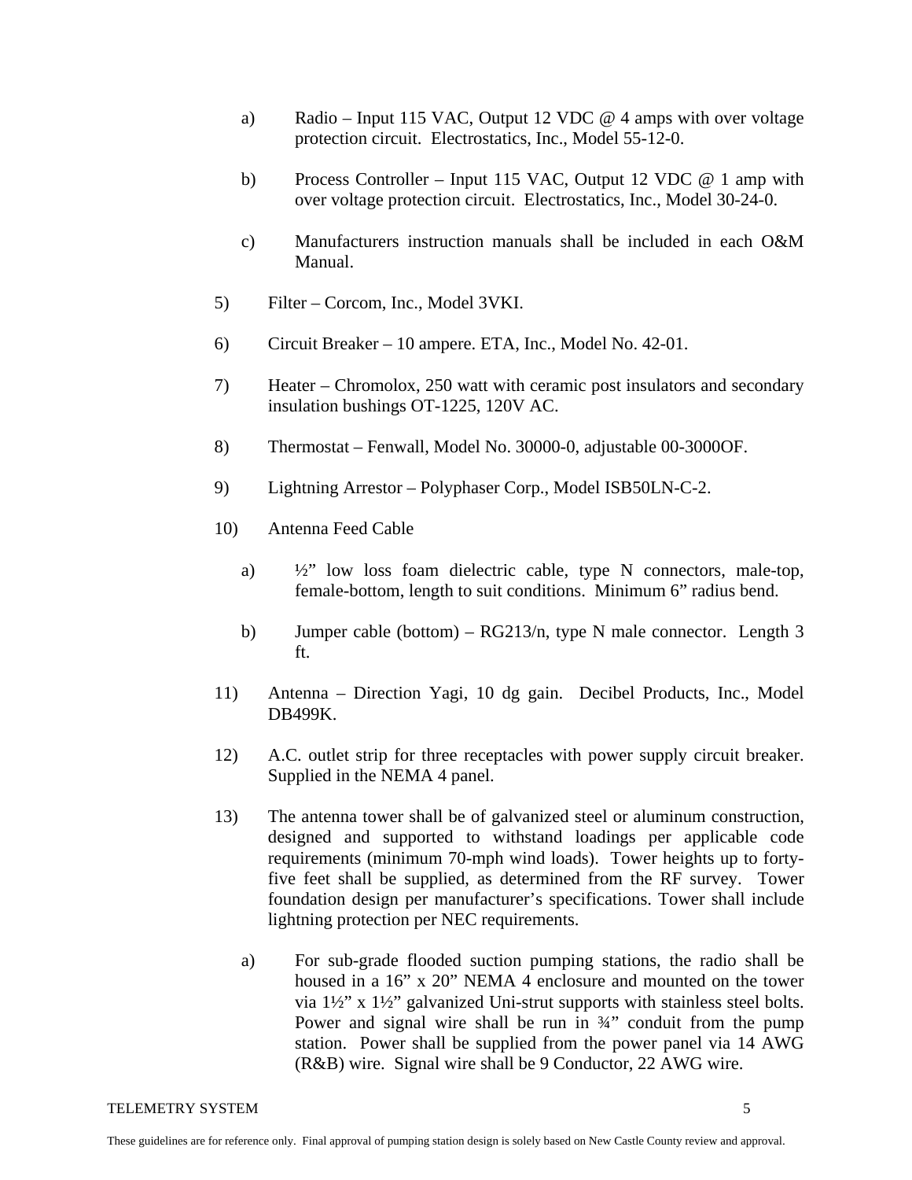a) Radio – Input 115 VAC, Output 12 VDC @ 4 amps with over voltage protection circuit. Electrostatics, Inc., Model 55-12-0.

b) Process Controller – Input 115 VAC, Output 12 VDC @ 1 amp with over voltage protection circuit. Electrostatics, Inc., Model 30-24-0.

c) Manufacturers instruction manuals shall be included in each O&M Manual.

5) Filter – Corcom, Inc., Model 3VKI.

6) Circuit Breaker – 10 ampere. ETA, Inc., Model No. 42-01.

7) Heater – Chromolox, 250 watt with ceramic post insulators and secondary insulation bushings OT-1225, 120V AC.

8) Thermostat – Fenwall, Model No. 30000-0, adjustable 00-3000OF.

9) Lightning Arrestor – Polyphaser Corp., Model ISB50LN-C-2.

10) Antenna Feed Cable

a) ½" low loss foam dielectric cable, type N connectors, male-top, female-bottom, length to suit conditions. Minimum 6" radius bend.

b) Jumper cable (bottom) – RG213/n, type N male connector. Length 3 ft.

11) Antenna – Direction Yagi, 10 dg gain. Decibel Products, Inc., Model DB499K.

12) A.C. outlet strip for three receptacles with power supply circuit breaker. Supplied in the NEMA 4 panel.

13) The antenna tower shall be of galvanized steel or aluminum construction, designed and supported to withstand loadings per applicable code requirements (minimum 70-mph wind loads). Tower heights up to forty-five feet shall be supplied, as determined from the RF survey. Tower foundation design per manufacturer's specifications. Tower shall include lightning protection per NEC requirements.

a) For sub-grade flooded suction pumping stations, the radio shall be housed in a 16" x 20" NEMA 4 enclosure and mounted on the tower via 1½" x 1½" galvanized Uni-strut supports with stainless steel bolts. Power and signal wire shall be run in ¾" conduit from the pump station. Power shall be supplied from the power panel via 14 AWG (R&B) wire. Signal wire shall be 9 Conductor, 22 AWG wire.

These guidelines are for reference only. Final approval of pumping station design is solely based on New Castle County review and approval.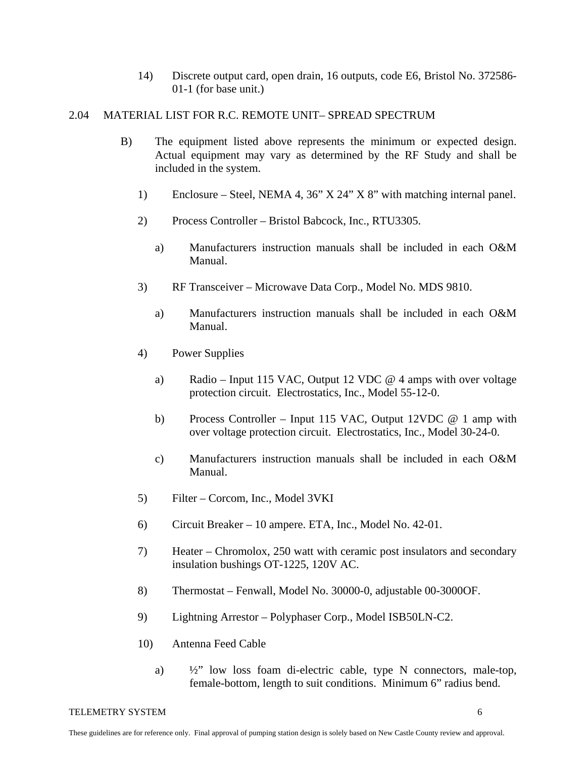14) Discrete output card, open drain, 16 outputs, code E6, Bristol No. 372586-01-1 (for base unit.)

## 2.04 MATERIAL LIST FOR R.C. REMOTE UNIT– SPREAD SPECTRUM

B) The equipment listed above represents the minimum or expected design. Actual equipment may vary as determined by the RF Study and shall be included in the system.

1) Enclosure – Steel, NEMA 4, 36” X 24” X 8” with matching internal panel.

2) Process Controller – Bristol Babcock, Inc., RTU3305.

   a) Manufacturers instruction manuals shall be included in each O&M Manual.

3) RF Transceiver – Microwave Data Corp., Model No. MDS 9810.

   a) Manufacturers instruction manuals shall be included in each O&M Manual.

4) Power Supplies

   a) Radio – Input 115 VAC, Output 12 VDC @ 4 amps with over voltage protection circuit. Electrostatics, Inc., Model 55-12-0.

   b) Process Controller – Input 115 VAC, Output 12VDC @ 1 amp with over voltage protection circuit. Electrostatics, Inc., Model 30-24-0.

   c) Manufacturers instruction manuals shall be included in each O&M Manual.

5) Filter – Corcom, Inc., Model 3VKI

6) Circuit Breaker – 10 ampere. ETA, Inc., Model No. 42-01.

7) Heater – Chromolox, 250 watt with ceramic post insulators and secondary insulation bushings OT-1225, 120V AC.

8) Thermostat – Fenwall, Model No. 30000-0, adjustable 00-3000OF.

9) Lightning Arrestor – Polyphaser Corp., Model ISB50LN-C2.

10) Antenna Feed Cable

   a) ½” low loss foam di-electric cable, type N connectors, male-top, female-bottom, length to suit conditions. Minimum 6” radius bend.

These guidelines are for reference only. Final approval of pumping station design is solely based on New Castle County review and approval.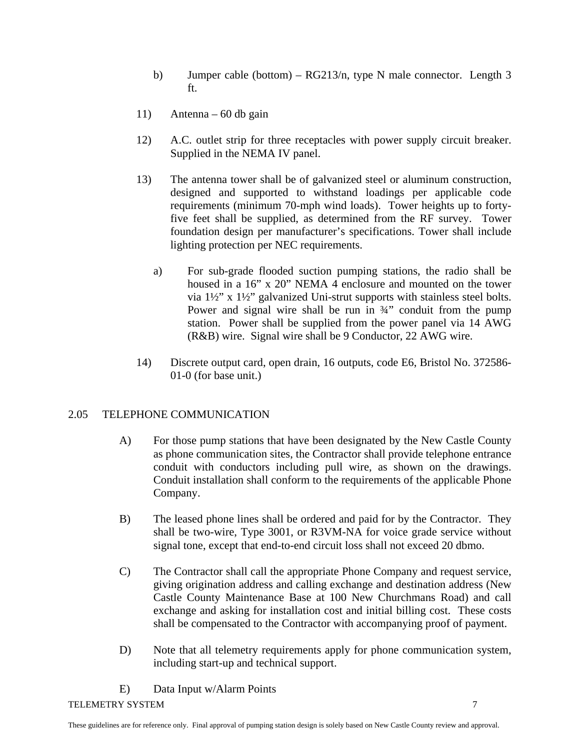b) Jumper cable (bottom) – RG213/n, type N male connector. Length 3 ft.

11) Antenna – 60 db gain

12) A.C. outlet strip for three receptacles with power supply circuit breaker. Supplied in the NEMA IV panel.

13) The antenna tower shall be of galvanized steel or aluminum construction, designed and supported to withstand loadings per applicable code requirements (minimum 70-mph wind loads). Tower heights up to forty-five feet shall be supplied, as determined from the RF survey. Tower foundation design per manufacturer's specifications. Tower shall include lighting protection per NEC requirements.

a) For sub-grade flooded suction pumping stations, the radio shall be housed in a 16" x 20" NEMA 4 enclosure and mounted on the tower via 1½" x 1½" galvanized Uni-strut supports with stainless steel bolts. Power and signal wire shall be run in ¾" conduit from the pump station. Power shall be supplied from the power panel via 14 AWG (R&B) wire. Signal wire shall be 9 Conductor, 22 AWG wire.

14) Discrete output card, open drain, 16 outputs, code E6, Bristol No. 372586-01-0 (for base unit.)

## 2.05 TELEPHONE COMMUNICATION

A) For those pump stations that have been designated by the New Castle County as phone communication sites, the Contractor shall provide telephone entrance conduit with conductors including pull wire, as shown on the drawings. Conduit installation shall conform to the requirements of the applicable Phone Company.

B) The leased phone lines shall be ordered and paid for by the Contractor. They shall be two-wire, Type 3001, or R3VM-NA for voice grade service without signal tone, except that end-to-end circuit loss shall not exceed 20 dbmo.

C) The Contractor shall call the appropriate Phone Company and request service, giving origination address and calling exchange and destination address (New Castle County Maintenance Base at 100 New Churchmans Road) and call exchange and asking for installation cost and initial billing cost. These costs shall be compensated to the Contractor with accompanying proof of payment.

D) Note that all telemetry requirements apply for phone communication system, including start-up and technical support.

E) Data Input w/Alarm Points

These guidelines are for reference only. Final approval of pumping station design is solely based on New Castle County review and approval.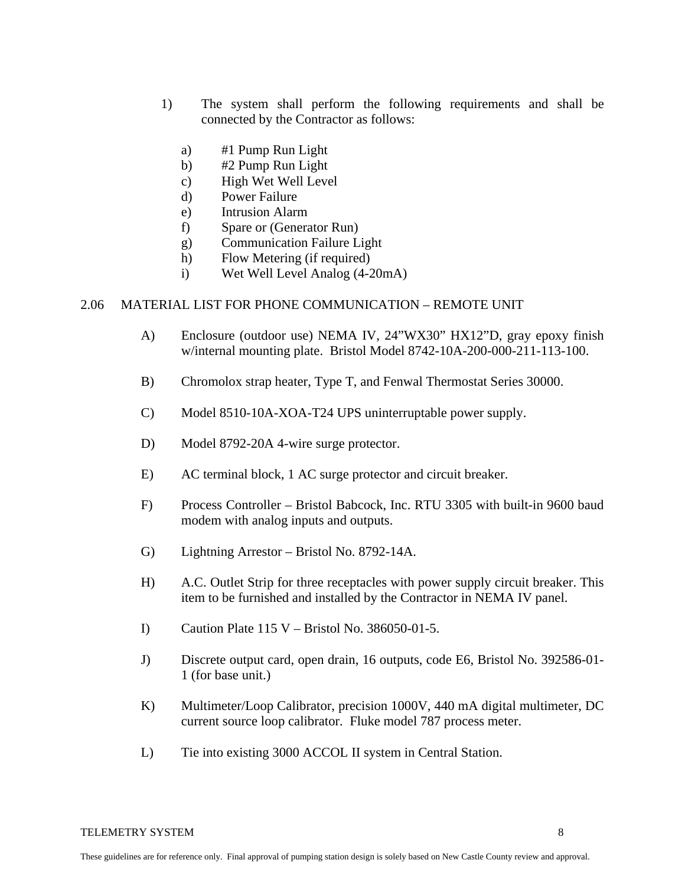1) The system shall perform the following requirements and shall be connected by the Contractor as follows:

   a) #1 Pump Run Light
   b) #2 Pump Run Light
   c) High Wet Well Level
   d) Power Failure
   e) Intrusion Alarm
   f) Spare or (Generator Run)
   g) Communication Failure Light
   h) Flow Metering (if required)
   i) Wet Well Level Analog (4-20mA)

## 2.06 MATERIAL LIST FOR PHONE COMMUNICATION – REMOTE UNIT

A) Enclosure (outdoor use) NEMA IV, 24"WX30" HX12"D, gray epoxy finish w/internal mounting plate. Bristol Model 8742-10A-200-000-211-113-100.

B) Chromolox strap heater, Type T, and Fenwal Thermostat Series 30000.

C) Model 8510-10A-XOA-T24 UPS uninterruptable power supply.

D) Model 8792-20A 4-wire surge protector.

E) AC terminal block, 1 AC surge protector and circuit breaker.

F) Process Controller – Bristol Babcock, Inc. RTU 3305 with built-in 9600 baud modem with analog inputs and outputs.

G) Lightning Arrestor – Bristol No. 8792-14A.

H) A.C. Outlet Strip for three receptacles with power supply circuit breaker. This item to be furnished and installed by the Contractor in NEMA IV panel.

I) Caution Plate 115 V – Bristol No. 386050-01-5.

J) Discrete output card, open drain, 16 outputs, code E6, Bristol No. 392586-01-1 (for base unit.)

K) Multimeter/Loop Calibrator, precision 1000V, 440 mA digital multimeter, DC current source loop calibrator. Fluke model 787 process meter.

L) Tie into existing 3000 ACCOL II system in Central Station.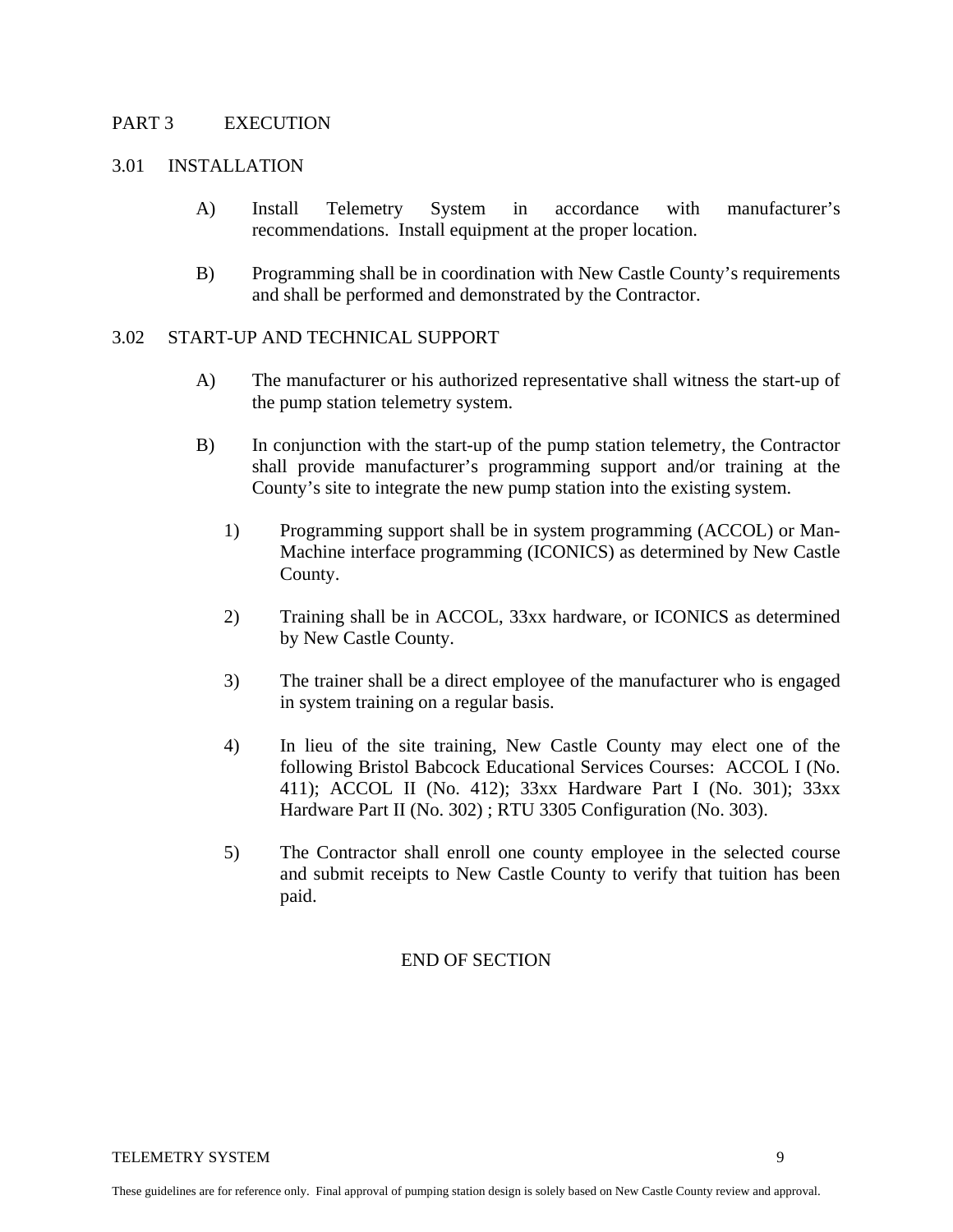# PART 3 EXECUTION

## 3.01 INSTALLATION

A) Install Telemetry System in accordance with manufacturer's recommendations. Install equipment at the proper location.

B) Programming shall be in coordination with New Castle County's requirements and shall be performed and demonstrated by the Contractor.

## 3.02 START-UP AND TECHNICAL SUPPORT

A) The manufacturer or his authorized representative shall witness the start-up of the pump station telemetry system.

B) In conjunction with the start-up of the pump station telemetry, the Contractor shall provide manufacturer's programming support and/or training at the County's site to integrate the new pump station into the existing system.

1) Programming support shall be in system programming (ACCOL) or Man-Machine interface programming (ICONICS) as determined by New Castle County.

2) Training shall be in ACCOL, 33xx hardware, or ICONICS as determined by New Castle County.

3) The trainer shall be a direct employee of the manufacturer who is engaged in system training on a regular basis.

4) In lieu of the site training, New Castle County may elect one of the following Bristol Babcock Educational Services Courses: ACCOL I (No. 411); ACCOL II (No. 412); 33xx Hardware Part I (No. 301); 33xx Hardware Part II (No. 302) ; RTU 3305 Configuration (No. 303).

5) The Contractor shall enroll one county employee in the selected course and submit receipts to New Castle County to verify that tuition has been paid.

END OF SECTION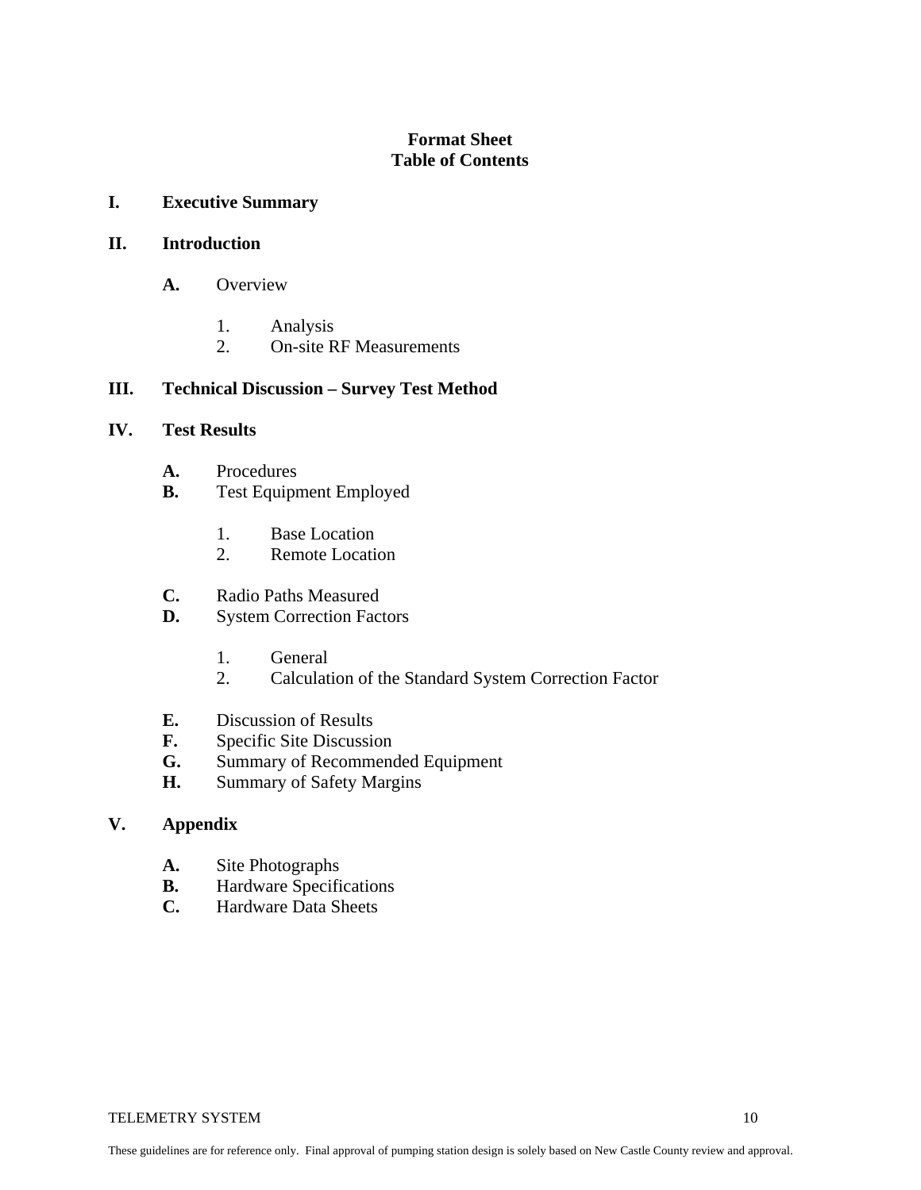# Format Sheet
# Table of Contents

**I. Executive Summary**

**II. Introduction**

- **A.** Overview
  1. Analysis
  2. On-site RF Measurements

**III. Technical Discussion – Survey Test Method**

**IV. Test Results**

- **A.** Procedures
- **B.** Test Equipment Employed
  1. Base Location
  2. Remote Location
- **C.** Radio Paths Measured
- **D.** System Correction Factors
  1. General
  2. Calculation of the Standard System Correction Factor
- **E.** Discussion of Results
- **F.** Specific Site Discussion
- **G.** Summary of Recommended Equipment
- **H.** Summary of Safety Margins

**V. Appendix**

- **A.** Site Photographs
- **B.** Hardware Specifications
- **C.** Hardware Data Sheets